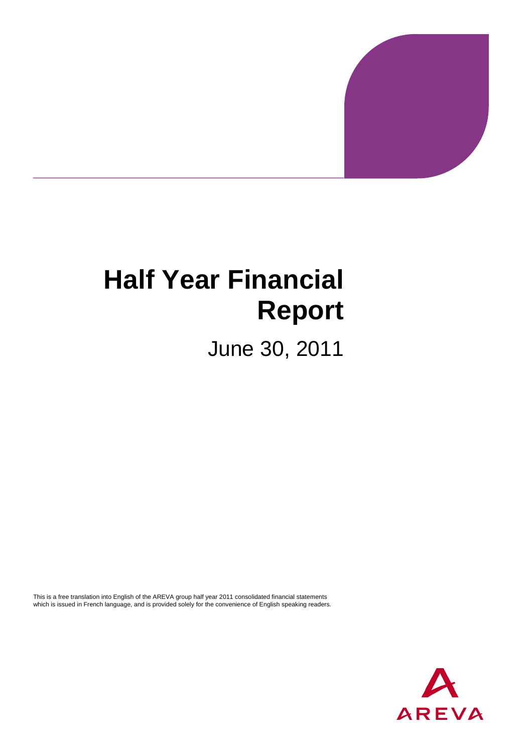# Half Year Financial Report

June 30, 2011

This is a free translation into English of the AREVA group half year 2011 consolidated financial statements which is issued in French language, and is provided solely for the convenience of English speaking readers.

AREVA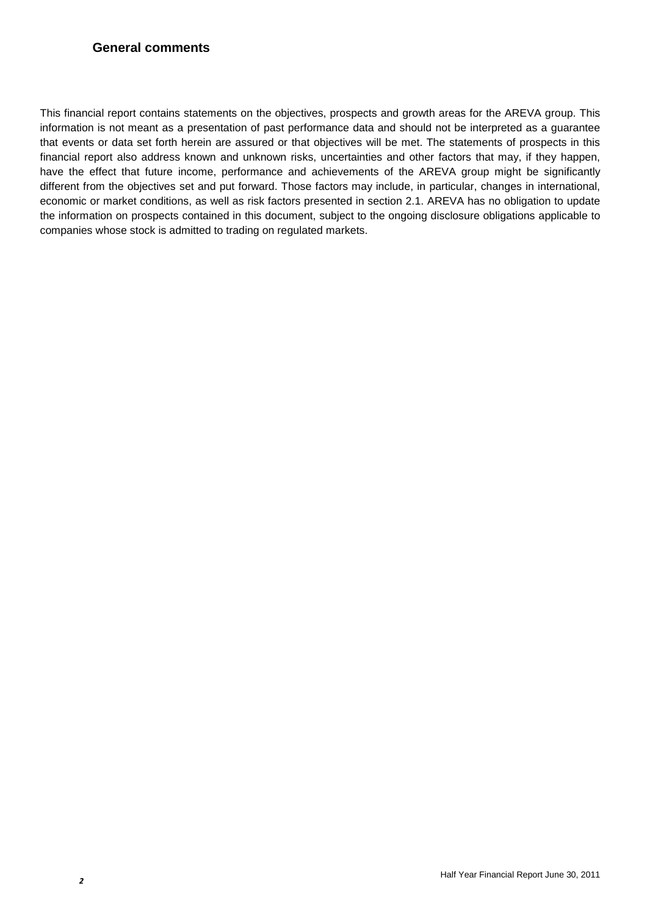## General comments

This financial report contains statements on the objectives, prospects and growth areas for the AREVA group. This information is not meant as a presentation of past performance data and should not be interpreted as a guarantee that events or data set forth herein are assured or that objectives will be met. The statements of prospects in this financial report also address known and unknown risks, uncertainties and other factors that may, if they happen, have the effect that future income, performance and achievements of the AREVA group might be significantly different from the objectives set and put forward. Those factors may include, in particular, changes in international, economic or market conditions, as well as risk factors presented in section 2.1. AREVA has no obligation to update the information on prospects contained in this document, subject to the ongoing disclosure obligations applicable to companies whose stock is admitted to trading on regulated markets.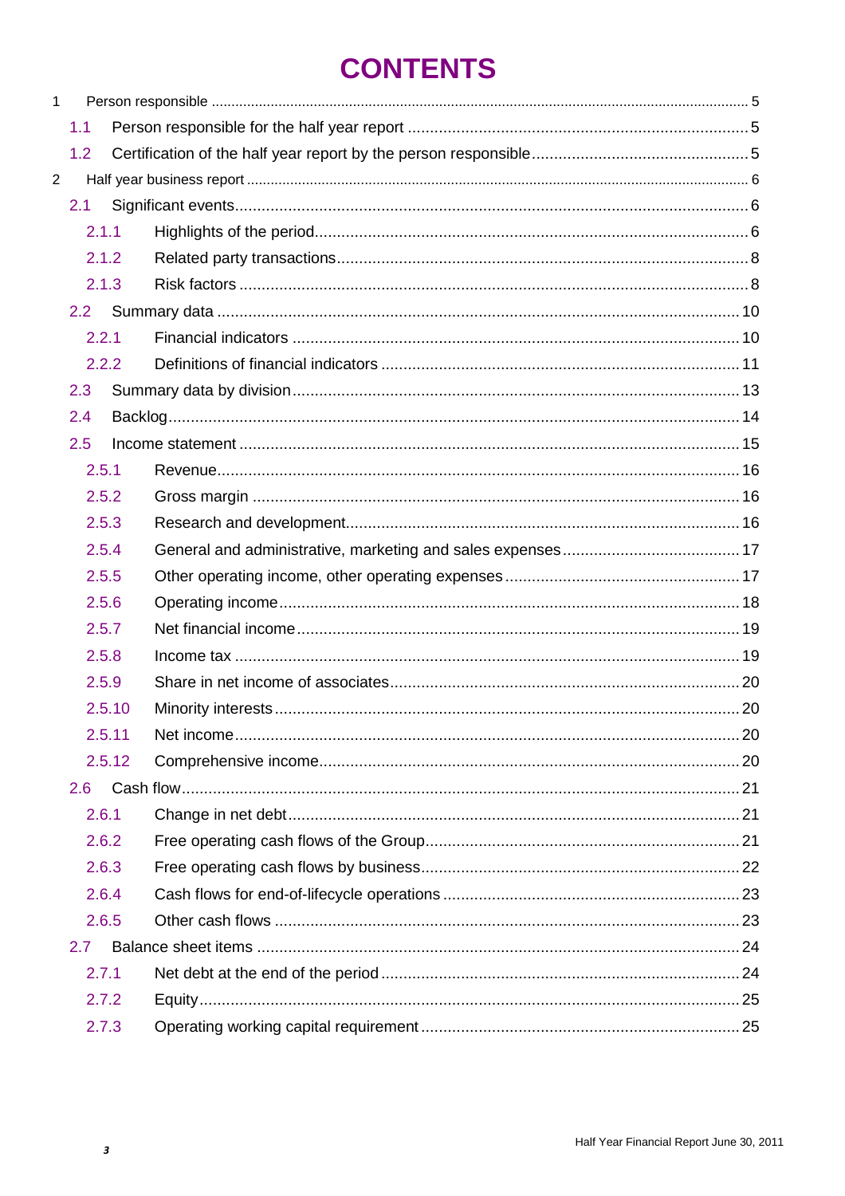# CONTENTS

1 Person responsible ........................................................................................................ 5
- 1.1 Person responsible for the half year report ........................................................ 5
- 1.2 Certification of the half year report by the person responsible ........................ 5

2 Half year business report ................................................................................................ 6
- 2.1 Significant events ................................................................................................. 6
  - 2.1.1 Highlights of the period ................................................................................ 6
  - 2.1.2 Related party transactions ........................................................................... 8
  - 2.1.3 Risk factors ................................................................................................... 8
- 2.2 Summary data ...................................................................................................... 10
  - 2.2.1 Financial indicators ..................................................................................... 10
  - 2.2.2 Definitions of financial indicators ............................................................... 11
- 2.3 Summary data by division ................................................................................... 13
- 2.4 Backlog ................................................................................................................ 14
- 2.5 Income statement ................................................................................................ 15
  - 2.5.1 Revenue ....................................................................................................... 16
  - 2.5.2 Gross margin ............................................................................................... 16
  - 2.5.3 Research and development ......................................................................... 16
  - 2.5.4 General and administrative, marketing and sales expenses ........................ 17
  - 2.5.5 Other operating income, other operating expenses .................................... 17
  - 2.5.6 Operating income ........................................................................................ 18
  - 2.5.7 Net financial income .................................................................................... 19
  - 2.5.8 Income tax ................................................................................................... 19
  - 2.5.9 Share in net income of associates ............................................................... 20
  - 2.5.10 Minority interests ....................................................................................... 20
  - 2.5.11 Net income ................................................................................................. 20
  - 2.5.12 Comprehensive income .............................................................................. 20
- 2.6 Cash flow ............................................................................................................. 21
  - 2.6.1 Change in net debt ....................................................................................... 21
  - 2.6.2 Free operating cash flows of the Group ....................................................... 21
  - 2.6.3 Free operating cash flows by business ......................................................... 22
  - 2.6.4 Cash flows for end-of-lifecycle operations .................................................. 23
  - 2.6.5 Other cash flows .......................................................................................... 23
- 2.7 Balance sheet items ............................................................................................. 24
  - 2.7.1 Net debt at the end of the period ................................................................. 24
  - 2.7.2 Equity ........................................................................................................... 25
  - 2.7.3 Operating working capital requirement ....................................................... 25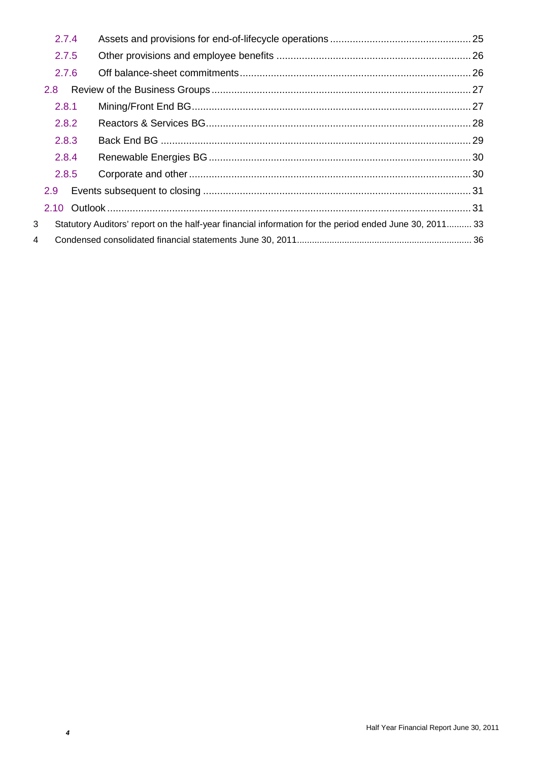2.7.4 Assets and provisions for end-of-lifecycle operations ................................................ 25

2.7.5 Other provisions and employee benefits ................................................................... 26

2.7.6 Off balance-sheet commitments ................................................................................ 26

2.8 Review of the Business Groups .......................................................................................... 27

2.8.1 Mining/Front End BG ................................................................................................. 27

2.8.2 Reactors & Services BG ............................................................................................ 28

2.8.3 Back End BG ............................................................................................................ 29

2.8.4 Renewable Energies BG ........................................................................................... 30

2.8.5 Corporate and other .................................................................................................. 30

2.9 Events subsequent to closing ............................................................................................. 31

2.10 Outlook ............................................................................................................................... 31

3 Statutory Auditors' report on the half-year financial information for the period ended June 30, 2011 .......... 33

4 Condensed consolidated financial statements June 30, 2011 .................................................................... 36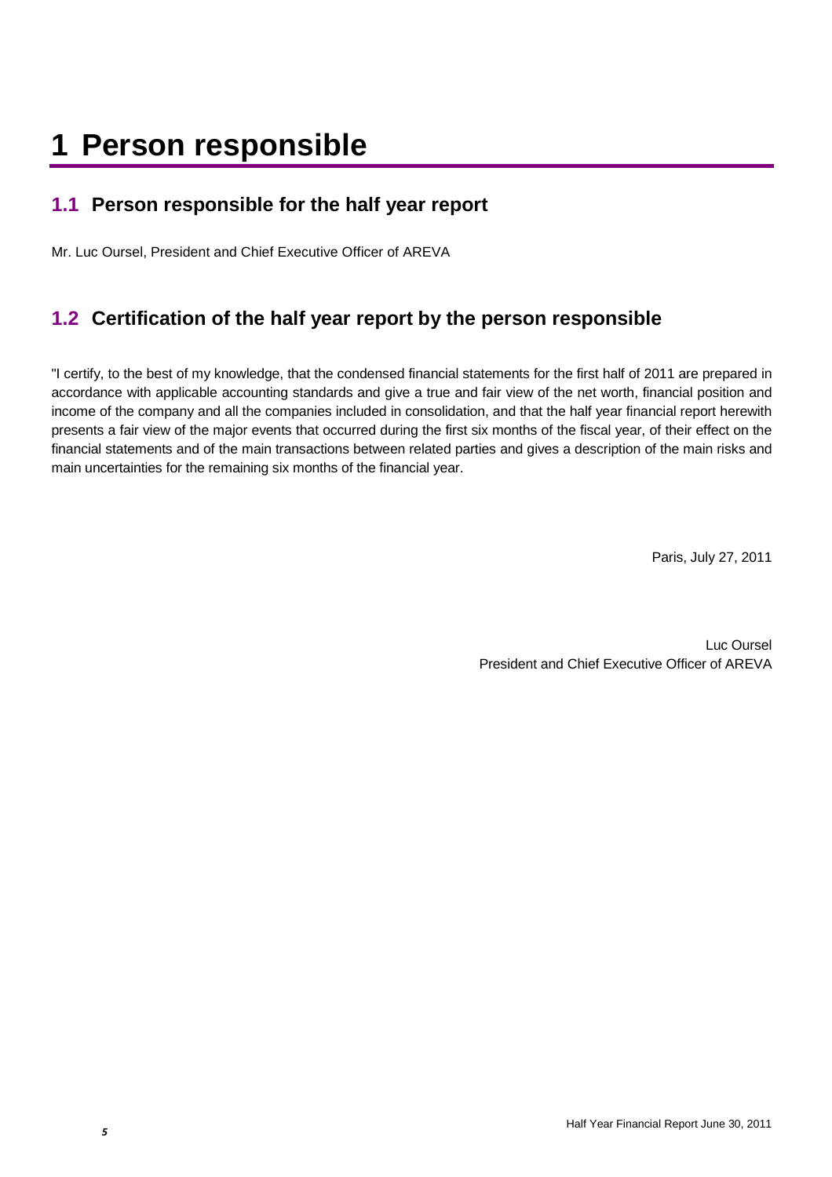# 1 Person responsible

## 1.1 Person responsible for the half year report

Mr. Luc Oursel, President and Chief Executive Officer of AREVA

## 1.2 Certification of the half year report by the person responsible

"I certify, to the best of my knowledge, that the condensed financial statements for the first half of 2011 are prepared in accordance with applicable accounting standards and give a true and fair view of the net worth, financial position and income of the company and all the companies included in consolidation, and that the half year financial report herewith presents a fair view of the major events that occurred during the first six months of the fiscal year, of their effect on the financial statements and of the main transactions between related parties and gives a description of the main risks and main uncertainties for the remaining six months of the financial year.

Paris, July 27, 2011

Luc Oursel
President and Chief Executive Officer of AREVA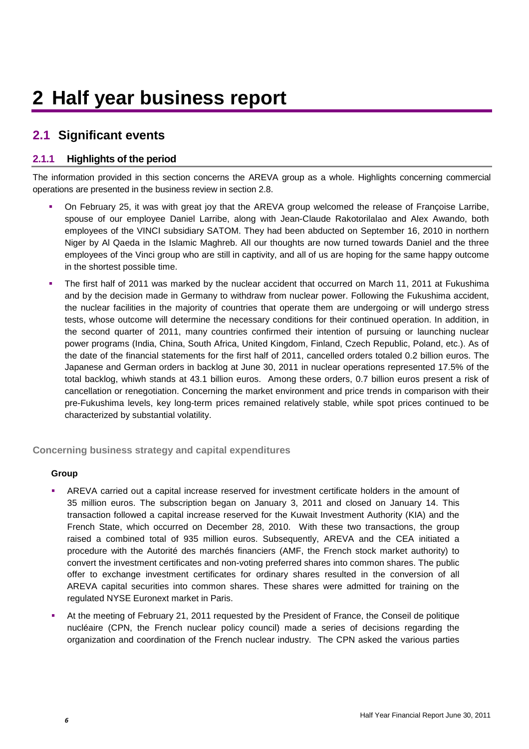# 2 Half year business report

## 2.1 Significant events

### 2.1.1 Highlights of the period

The information provided in this section concerns the AREVA group as a whole. Highlights concerning commercial operations are presented in the business review in section 2.8.

- On February 25, it was with great joy that the AREVA group welcomed the release of Françoise Larribe, spouse of our employee Daniel Larribe, along with Jean-Claude Rakotorilalao and Alex Awando, both employees of the VINCI subsidiary SATOM. They had been abducted on September 16, 2010 in northern Niger by Al Qaeda in the Islamic Maghreb. All our thoughts are now turned towards Daniel and the three employees of the Vinci group who are still in captivity, and all of us are hoping for the same happy outcome in the shortest possible time.
- The first half of 2011 was marked by the nuclear accident that occurred on March 11, 2011 at Fukushima and by the decision made in Germany to withdraw from nuclear power. Following the Fukushima accident, the nuclear facilities in the majority of countries that operate them are undergoing or will undergo stress tests, whose outcome will determine the necessary conditions for their continued operation. In addition, in the second quarter of 2011, many countries confirmed their intention of pursuing or launching nuclear power programs (India, China, South Africa, United Kingdom, Finland, Czech Republic, Poland, etc.). As of the date of the financial statements for the first half of 2011, cancelled orders totaled 0.2 billion euros. The Japanese and German orders in backlog at June 30, 2011 in nuclear operations represented 17.5% of the total backlog, whiwh stands at 43.1 billion euros. Among these orders, 0.7 billion euros present a risk of cancellation or renegotiation. Concerning the market environment and price trends in comparison with their pre-Fukushima levels, key long-term prices remained relatively stable, while spot prices continued to be characterized by substantial volatility.

#### Concerning business strategy and capital expenditures

**Group**

- AREVA carried out a capital increase reserved for investment certificate holders in the amount of 35 million euros. The subscription began on January 3, 2011 and closed on January 14. This transaction followed a capital increase reserved for the Kuwait Investment Authority (KIA) and the French State, which occurred on December 28, 2010. With these two transactions, the group raised a combined total of 935 million euros. Subsequently, AREVA and the CEA initiated a procedure with the Autorité des marchés financiers (AMF, the French stock market authority) to convert the investment certificates and non-voting preferred shares into common shares. The public offer to exchange investment certificates for ordinary shares resulted in the conversion of all AREVA capital securities into common shares. These shares were admitted for training on the regulated NYSE Euronext market in Paris.
- At the meeting of February 21, 2011 requested by the President of France, the Conseil de politique nucléaire (CPN, the French nuclear policy council) made a series of decisions regarding the organization and coordination of the French nuclear industry. The CPN asked the various parties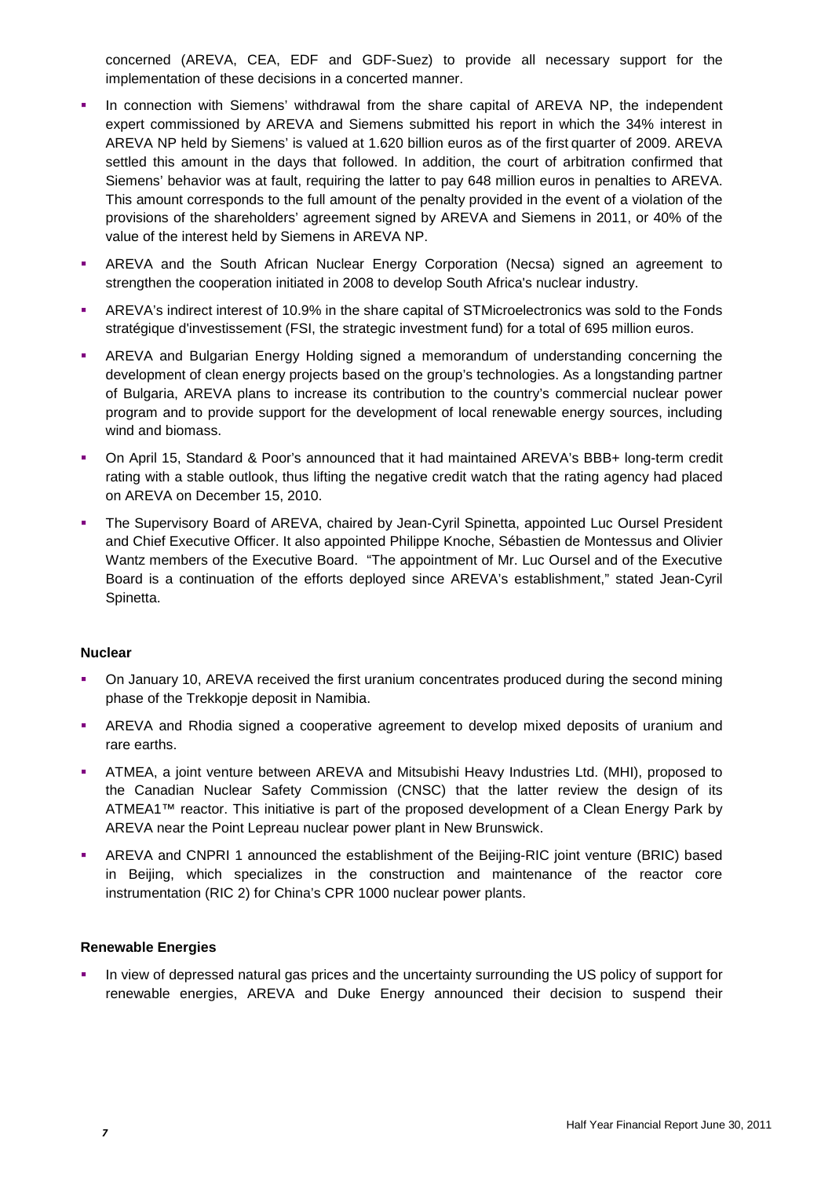concerned (AREVA, CEA, EDF and GDF-Suez) to provide all necessary support for the implementation of these decisions in a concerted manner.

- In connection with Siemens' withdrawal from the share capital of AREVA NP, the independent expert commissioned by AREVA and Siemens submitted his report in which the 34% interest in AREVA NP held by Siemens' is valued at 1.620 billion euros as of the first quarter of 2009. AREVA settled this amount in the days that followed. In addition, the court of arbitration confirmed that Siemens' behavior was at fault, requiring the latter to pay 648 million euros in penalties to AREVA. This amount corresponds to the full amount of the penalty provided in the event of a violation of the provisions of the shareholders' agreement signed by AREVA and Siemens in 2011, or 40% of the value of the interest held by Siemens in AREVA NP.
- AREVA and the South African Nuclear Energy Corporation (Necsa) signed an agreement to strengthen the cooperation initiated in 2008 to develop South Africa's nuclear industry.
- AREVA's indirect interest of 10.9% in the share capital of STMicroelectronics was sold to the Fonds stratégique d'investissement (FSI, the strategic investment fund) for a total of 695 million euros.
- AREVA and Bulgarian Energy Holding signed a memorandum of understanding concerning the development of clean energy projects based on the group's technologies. As a longstanding partner of Bulgaria, AREVA plans to increase its contribution to the country's commercial nuclear power program and to provide support for the development of local renewable energy sources, including wind and biomass.
- On April 15, Standard & Poor's announced that it had maintained AREVA's BBB+ long-term credit rating with a stable outlook, thus lifting the negative credit watch that the rating agency had placed on AREVA on December 15, 2010.
- The Supervisory Board of AREVA, chaired by Jean-Cyril Spinetta, appointed Luc Oursel President and Chief Executive Officer. It also appointed Philippe Knoche, Sébastien de Montessus and Olivier Wantz members of the Executive Board. "The appointment of Mr. Luc Oursel and of the Executive Board is a continuation of the efforts deployed since AREVA's establishment," stated Jean-Cyril Spinetta.

**Nuclear**

- On January 10, AREVA received the first uranium concentrates produced during the second mining phase of the Trekkopje deposit in Namibia.
- AREVA and Rhodia signed a cooperative agreement to develop mixed deposits of uranium and rare earths.
- ATMEA, a joint venture between AREVA and Mitsubishi Heavy Industries Ltd. (MHI), proposed to the Canadian Nuclear Safety Commission (CNSC) that the latter review the design of its ATMEA1™ reactor. This initiative is part of the proposed development of a Clean Energy Park by AREVA near the Point Lepreau nuclear power plant in New Brunswick.
- AREVA and CNPRI 1 announced the establishment of the Beijing-RIC joint venture (BRIC) based in Beijing, which specializes in the construction and maintenance of the reactor core instrumentation (RIC 2) for China's CPR 1000 nuclear power plants.

**Renewable Energies**

- In view of depressed natural gas prices and the uncertainty surrounding the US policy of support for renewable energies, AREVA and Duke Energy announced their decision to suspend their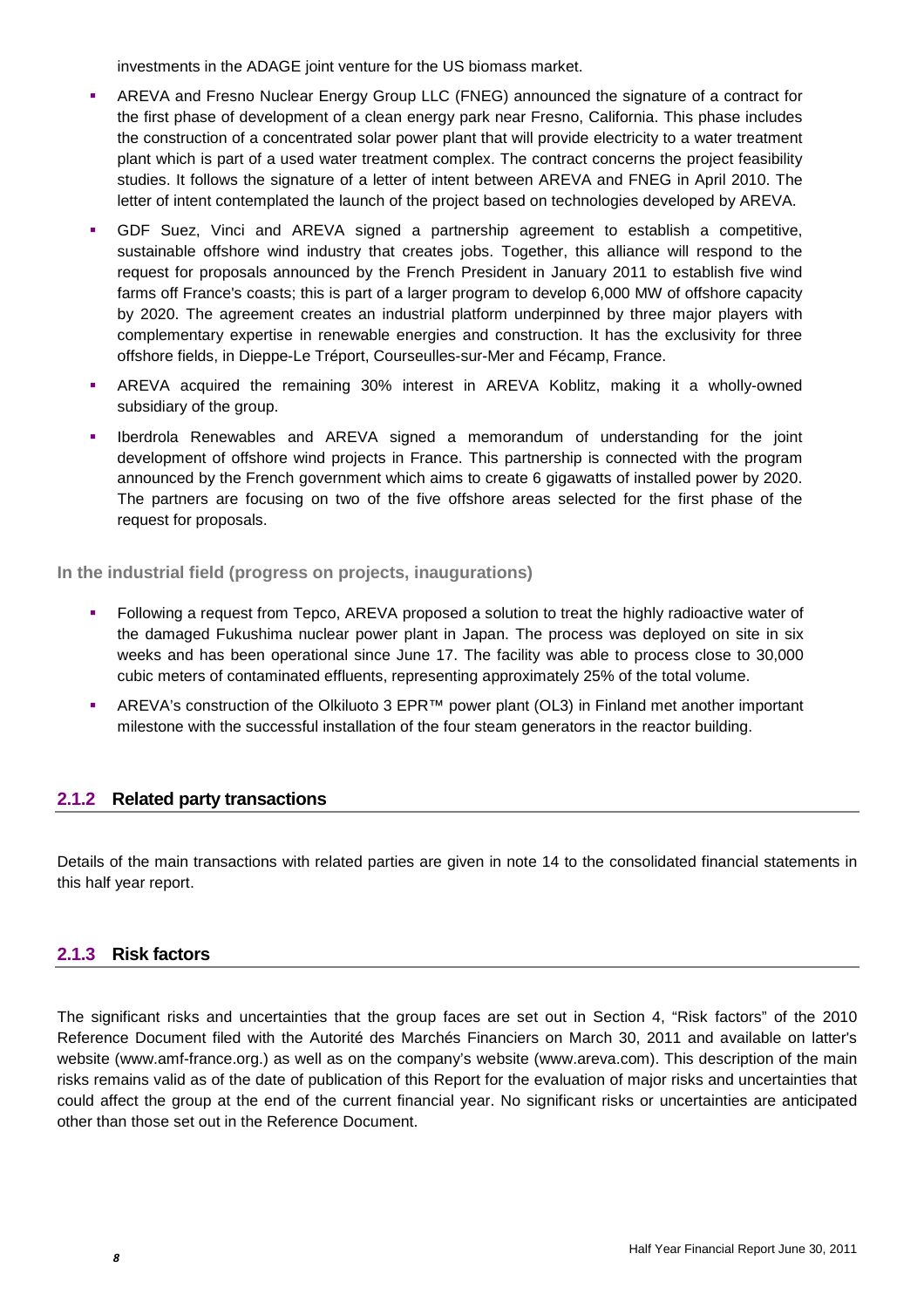investments in the ADAGE joint venture for the US biomass market.

- AREVA and Fresno Nuclear Energy Group LLC (FNEG) announced the signature of a contract for the first phase of development of a clean energy park near Fresno, California. This phase includes the construction of a concentrated solar power plant that will provide electricity to a water treatment plant which is part of a used water treatment complex. The contract concerns the project feasibility studies. It follows the signature of a letter of intent between AREVA and FNEG in April 2010. The letter of intent contemplated the launch of the project based on technologies developed by AREVA.
- GDF Suez, Vinci and AREVA signed a partnership agreement to establish a competitive, sustainable offshore wind industry that creates jobs. Together, this alliance will respond to the request for proposals announced by the French President in January 2011 to establish five wind farms off France's coasts; this is part of a larger program to develop 6,000 MW of offshore capacity by 2020. The agreement creates an industrial platform underpinned by three major players with complementary expertise in renewable energies and construction. It has the exclusivity for three offshore fields, in Dieppe-Le Tréport, Courseulles-sur-Mer and Fécamp, France.
- AREVA acquired the remaining 30% interest in AREVA Koblitz, making it a wholly-owned subsidiary of the group.
- Iberdrola Renewables and AREVA signed a memorandum of understanding for the joint development of offshore wind projects in France. This partnership is connected with the program announced by the French government which aims to create 6 gigawatts of installed power by 2020. The partners are focusing on two of the five offshore areas selected for the first phase of the request for proposals.

**In the industrial field (progress on projects, inaugurations)**

- Following a request from Tepco, AREVA proposed a solution to treat the highly radioactive water of the damaged Fukushima nuclear power plant in Japan. The process was deployed on site in six weeks and has been operational since June 17. The facility was able to process close to 30,000 cubic meters of contaminated effluents, representing approximately 25% of the total volume.
- AREVA's construction of the Olkiluoto 3 EPR™ power plant (OL3) in Finland met another important milestone with the successful installation of the four steam generators in the reactor building.

### 2.1.2 Related party transactions

Details of the main transactions with related parties are given in note 14 to the consolidated financial statements in this half year report.

### 2.1.3 Risk factors

The significant risks and uncertainties that the group faces are set out in Section 4, "Risk factors" of the 2010 Reference Document filed with the Autorité des Marchés Financiers on March 30, 2011 and available on latter's website (www.amf-france.org.) as well as on the company's website (www.areva.com). This description of the main risks remains valid as of the date of publication of this Report for the evaluation of major risks and uncertainties that could affect the group at the end of the current financial year. No significant risks or uncertainties are anticipated other than those set out in the Reference Document.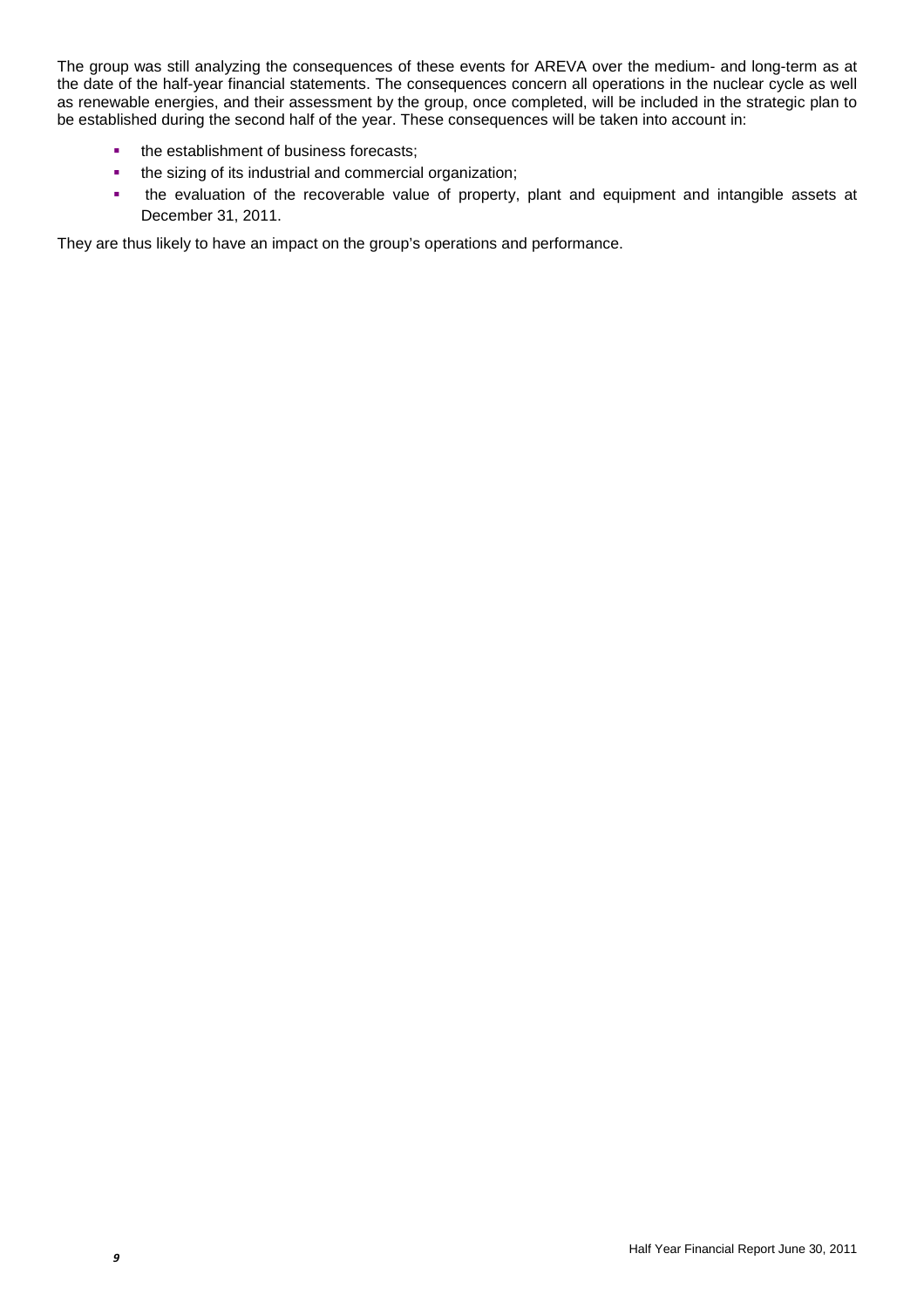The group was still analyzing the consequences of these events for AREVA over the medium- and long-term as at the date of the half-year financial statements. The consequences concern all operations in the nuclear cycle as well as renewable energies, and their assessment by the group, once completed, will be included in the strategic plan to be established during the second half of the year. These consequences will be taken into account in:

- the establishment of business forecasts;
- the sizing of its industrial and commercial organization;
- the evaluation of the recoverable value of property, plant and equipment and intangible assets at December 31, 2011.

They are thus likely to have an impact on the group's operations and performance.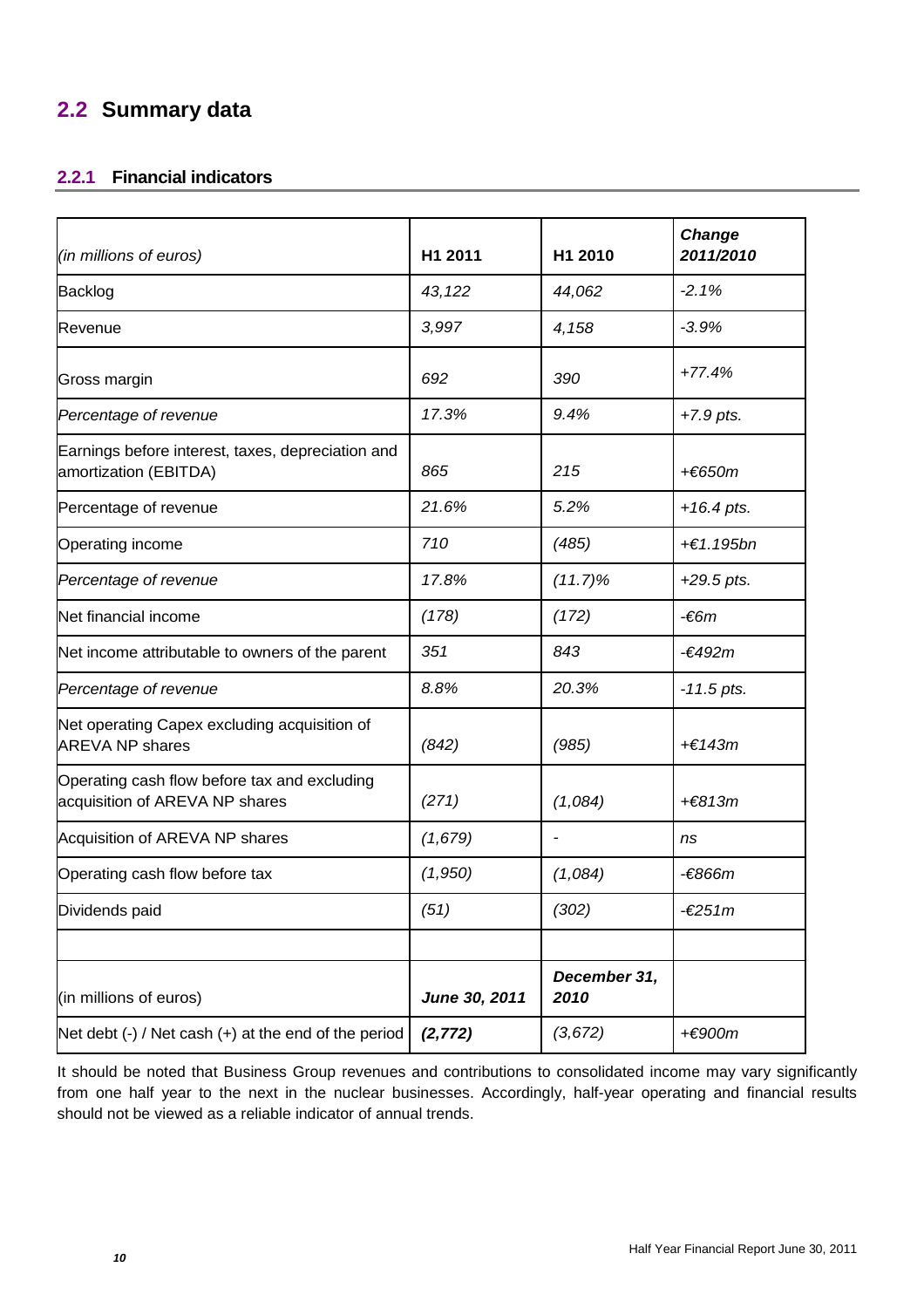## 2.2 Summary data

### 2.2.1 Financial indicators

| *(in millions of euros)* | H1 2011 | H1 2010 | *Change 2011/2010* |
|---|---|---|---|
| Backlog | *43,122* | *44,062* | *-2.1%* |
| Revenue | *3,997* | *4,158* | *-3.9%* |
| Gross margin | *692* | *390* | *+77.4%* |
| *Percentage of revenue* | *17.3%* | *9.4%* | *+7.9 pts.* |
| Earnings before interest, taxes, depreciation and amortization (EBITDA) | *865* | *215* | *+€650m* |
| Percentage of revenue | *21.6%* | *5.2%* | *+16.4 pts.* |
| Operating income | *710* | *(485)* | *+€1.195bn* |
| *Percentage of revenue* | *17.8%* | *(11.7)%* | *+29.5 pts.* |
| Net financial income | *(178)* | *(172)* | *-€6m* |
| Net income attributable to owners of the parent | *351* | *843* | *-€492m* |
| *Percentage of revenue* | *8.8%* | *20.3%* | *-11.5 pts.* |
| Net operating Capex excluding acquisition of AREVA NP shares | *(842)* | *(985)* | *+€143m* |
| Operating cash flow before tax and excluding acquisition of AREVA NP shares | *(271)* | *(1,084)* | *+€813m* |
| Acquisition of AREVA NP shares | *(1,679)* | - | *ns* |
| Operating cash flow before tax | *(1,950)* | *(1,084)* | *-€866m* |
| Dividends paid | *(51)* | *(302)* | *-€251m* |
| | | | |
| (in millions of euros) | ***June 30, 2011*** | ***December 31, 2010*** | |
| Net debt (-) / Net cash (+) at the end of the period | ***(2,772)*** | *(3,672)* | *+€900m* |

It should be noted that Business Group revenues and contributions to consolidated income may vary significantly from one half year to the next in the nuclear businesses. Accordingly, half-year operating and financial results should not be viewed as a reliable indicator of annual trends.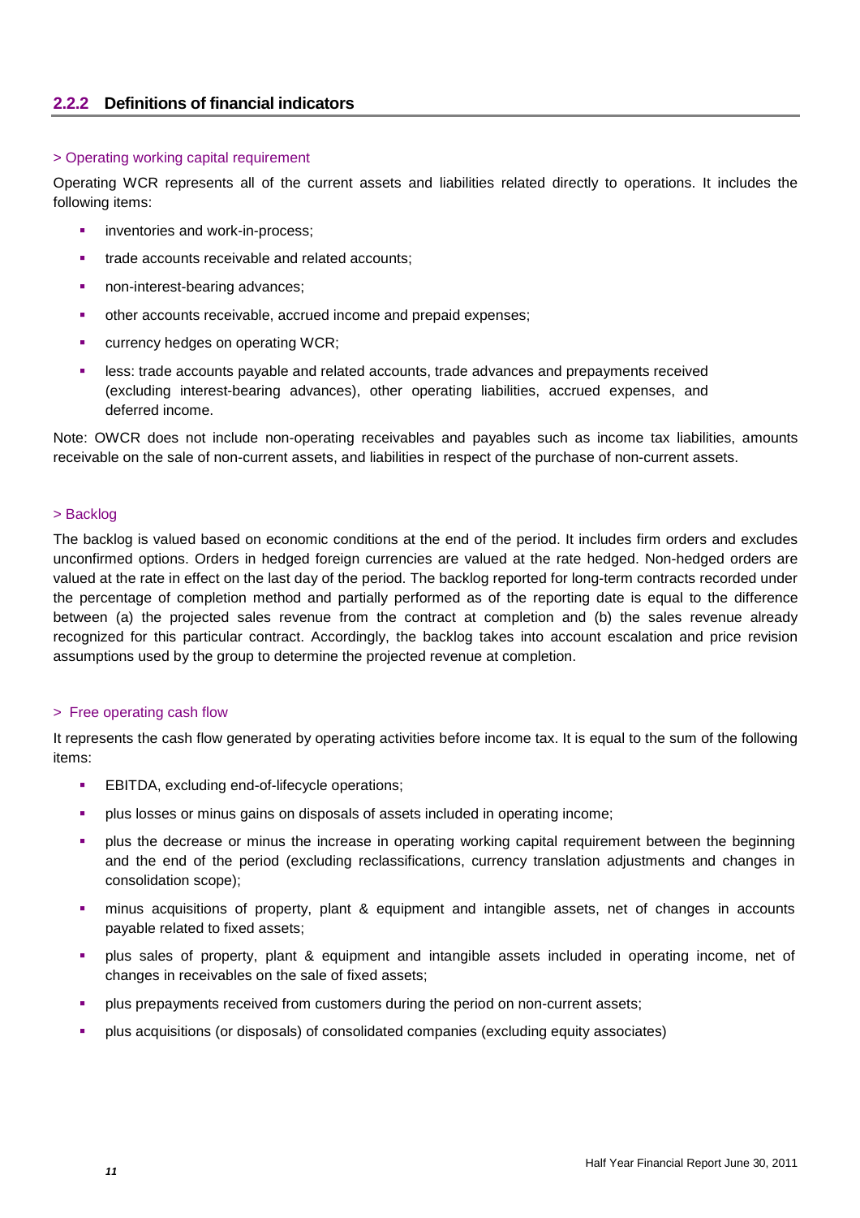### 2.2.2 Definitions of financial indicators

> Operating working capital requirement

Operating WCR represents all of the current assets and liabilities related directly to operations. It includes the following items:

- inventories and work-in-process;
- trade accounts receivable and related accounts;
- non-interest-bearing advances;
- other accounts receivable, accrued income and prepaid expenses;
- currency hedges on operating WCR;
- less: trade accounts payable and related accounts, trade advances and prepayments received (excluding interest-bearing advances), other operating liabilities, accrued expenses, and deferred income.

Note: OWCR does not include non-operating receivables and payables such as income tax liabilities, amounts receivable on the sale of non-current assets, and liabilities in respect of the purchase of non-current assets.

> Backlog

The backlog is valued based on economic conditions at the end of the period. It includes firm orders and excludes unconfirmed options. Orders in hedged foreign currencies are valued at the rate hedged. Non-hedged orders are valued at the rate in effect on the last day of the period. The backlog reported for long-term contracts recorded under the percentage of completion method and partially performed as of the reporting date is equal to the difference between (a) the projected sales revenue from the contract at completion and (b) the sales revenue already recognized for this particular contract. Accordingly, the backlog takes into account escalation and price revision assumptions used by the group to determine the projected revenue at completion.

> Free operating cash flow

It represents the cash flow generated by operating activities before income tax. It is equal to the sum of the following items:

- EBITDA, excluding end-of-lifecycle operations;
- plus losses or minus gains on disposals of assets included in operating income;
- plus the decrease or minus the increase in operating working capital requirement between the beginning and the end of the period (excluding reclassifications, currency translation adjustments and changes in consolidation scope);
- minus acquisitions of property, plant & equipment and intangible assets, net of changes in accounts payable related to fixed assets;
- plus sales of property, plant & equipment and intangible assets included in operating income, net of changes in receivables on the sale of fixed assets;
- plus prepayments received from customers during the period on non-current assets;
- plus acquisitions (or disposals) of consolidated companies (excluding equity associates)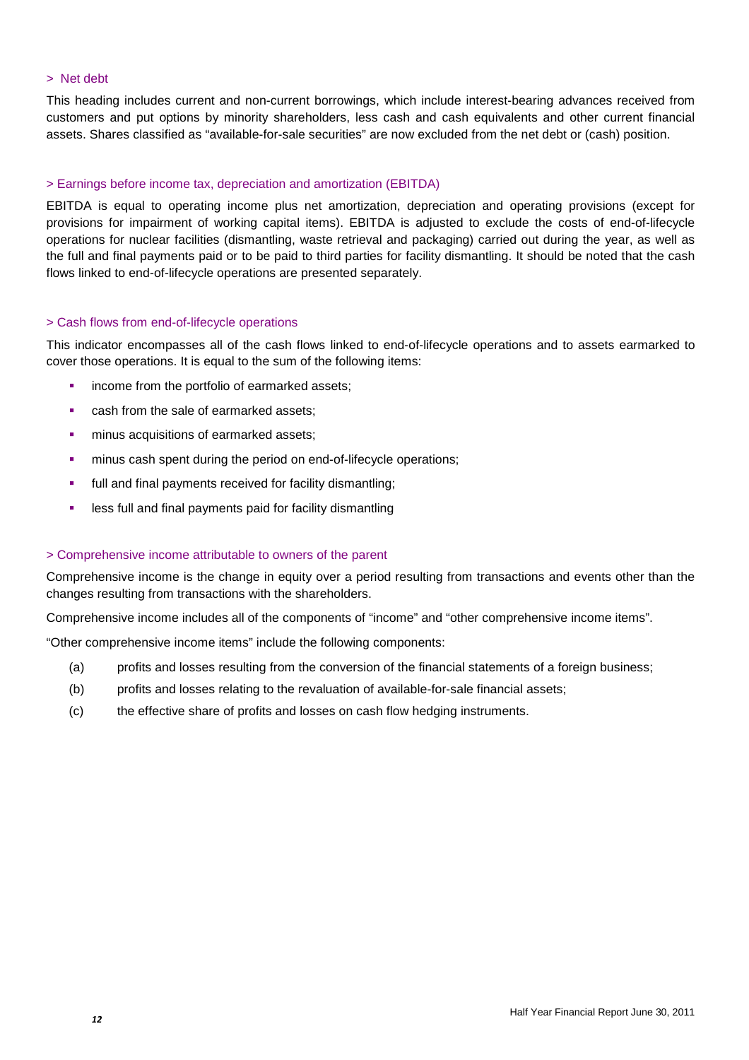### > Net debt

This heading includes current and non-current borrowings, which include interest-bearing advances received from customers and put options by minority shareholders, less cash and cash equivalents and other current financial assets. Shares classified as "available-for-sale securities" are now excluded from the net debt or (cash) position.

### > Earnings before income tax, depreciation and amortization (EBITDA)

EBITDA is equal to operating income plus net amortization, depreciation and operating provisions (except for provisions for impairment of working capital items). EBITDA is adjusted to exclude the costs of end-of-lifecycle operations for nuclear facilities (dismantling, waste retrieval and packaging) carried out during the year, as well as the full and final payments paid or to be paid to third parties for facility dismantling. It should be noted that the cash flows linked to end-of-lifecycle operations are presented separately.

### > Cash flows from end-of-lifecycle operations

This indicator encompasses all of the cash flows linked to end-of-lifecycle operations and to assets earmarked to cover those operations. It is equal to the sum of the following items:

- income from the portfolio of earmarked assets;
- cash from the sale of earmarked assets;
- minus acquisitions of earmarked assets;
- minus cash spent during the period on end-of-lifecycle operations;
- full and final payments received for facility dismantling;
- less full and final payments paid for facility dismantling

### > Comprehensive income attributable to owners of the parent

Comprehensive income is the change in equity over a period resulting from transactions and events other than the changes resulting from transactions with the shareholders.

Comprehensive income includes all of the components of "income" and "other comprehensive income items".

"Other comprehensive income items" include the following components:

(a) profits and losses resulting from the conversion of the financial statements of a foreign business;

(b) profits and losses relating to the revaluation of available-for-sale financial assets;

(c) the effective share of profits and losses on cash flow hedging instruments.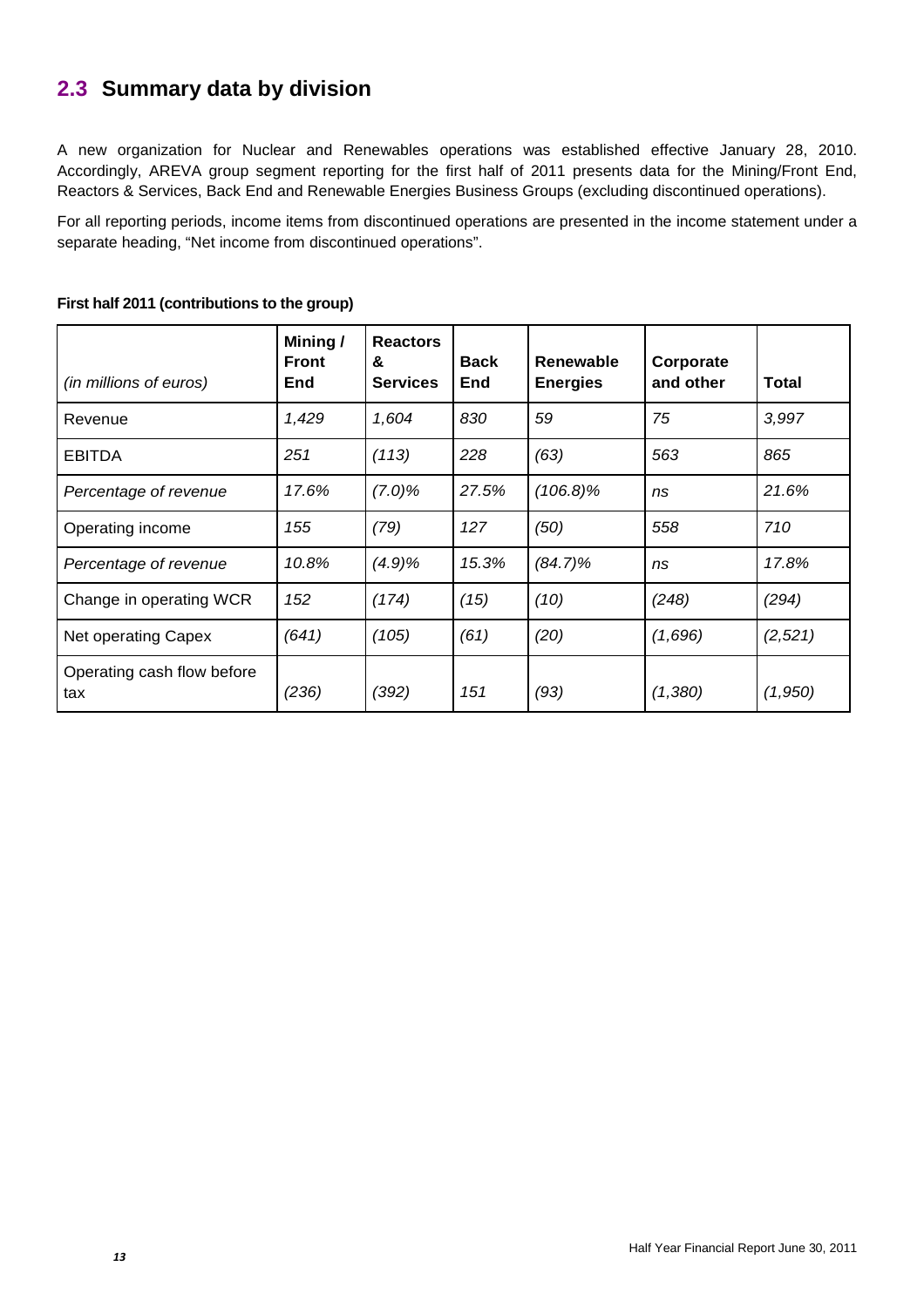## 2.3 Summary data by division

A new organization for Nuclear and Renewables operations was established effective January 28, 2010. Accordingly, AREVA group segment reporting for the first half of 2011 presents data for the Mining/Front End, Reactors & Services, Back End and Renewable Energies Business Groups (excluding discontinued operations).

For all reporting periods, income items from discontinued operations are presented in the income statement under a separate heading, "Net income from discontinued operations".

**First half 2011 (contributions to the group)**

| *(in millions of euros)* | **Mining / Front End** | **Reactors & Services** | **Back End** | **Renewable Energies** | **Corporate and other** | **Total** |
|---|---|---|---|---|---|---|
| Revenue | *1,429* | *1,604* | *830* | *59* | *75* | *3,997* |
| EBITDA | *251* | *(113)* | *228* | *(63)* | *563* | *865* |
| *Percentage of revenue* | *17.6%* | *(7.0)%* | *27.5%* | *(106.8)%* | *ns* | *21.6%* |
| Operating income | *155* | *(79)* | *127* | *(50)* | *558* | *710* |
| *Percentage of revenue* | *10.8%* | *(4.9)%* | *15.3%* | *(84.7)%* | *ns* | *17.8%* |
| Change in operating WCR | *152* | *(174)* | *(15)* | *(10)* | *(248)* | *(294)* |
| Net operating Capex | *(641)* | *(105)* | *(61)* | *(20)* | *(1,696)* | *(2,521)* |
| Operating cash flow before tax | *(236)* | *(392)* | *151* | *(93)* | *(1,380)* | *(1,950)* |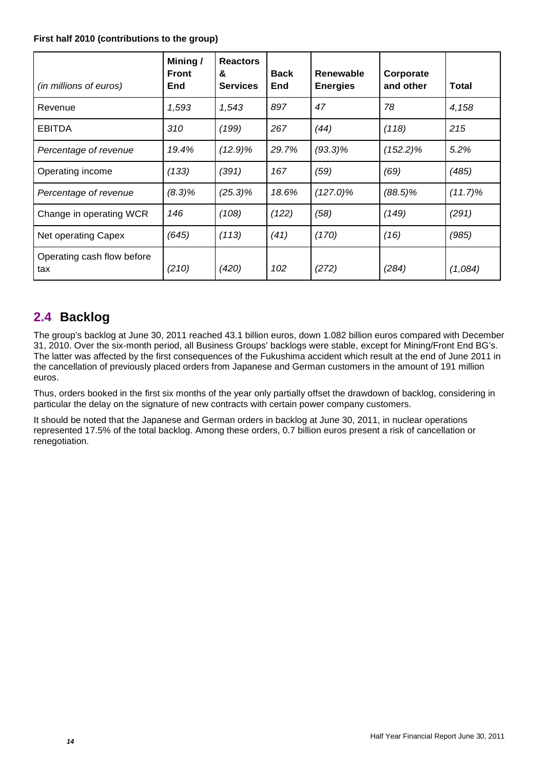**First half 2010 (contributions to the group)**

| *(in millions of euros)* | **Mining / Front End** | **Reactors & Services** | **Back End** | **Renewable Energies** | **Corporate and other** | **Total** |
|---|---|---|---|---|---|---|
| Revenue | *1,593* | *1,543* | *897* | *47* | *78* | *4,158* |
| EBITDA | *310* | *(199)* | *267* | *(44)* | *(118)* | *215* |
| *Percentage of revenue* | *19.4%* | *(12.9)%* | *29.7%* | *(93.3)%* | *(152.2)%* | *5.2%* |
| Operating income | *(133)* | *(391)* | *167* | *(59)* | *(69)* | *(485)* |
| *Percentage of revenue* | *(8.3)%* | *(25.3)%* | *18.6%* | *(127.0)%* | *(88.5)%* | *(11.7)%* |
| Change in operating WCR | *146* | *(108)* | *(122)* | *(58)* | *(149)* | *(291)* |
| Net operating Capex | *(645)* | *(113)* | *(41)* | *(170)* | *(16)* | *(985)* |
| Operating cash flow before tax | *(210)* | *(420)* | *102* | *(272)* | *(284)* | *(1,084)* |

## 2.4 Backlog

The group's backlog at June 30, 2011 reached 43.1 billion euros, down 1.082 billion euros compared with December 31, 2010. Over the six-month period, all Business Groups' backlogs were stable, except for Mining/Front End BG's. The latter was affected by the first consequences of the Fukushima accident which result at the end of June 2011 in the cancellation of previously placed orders from Japanese and German customers in the amount of 191 million euros.

Thus, orders booked in the first six months of the year only partially offset the drawdown of backlog, considering in particular the delay on the signature of new contracts with certain power company customers.

It should be noted that the Japanese and German orders in backlog at June 30, 2011, in nuclear operations represented 17.5% of the total backlog. Among these orders, 0.7 billion euros present a risk of cancellation or renegotiation.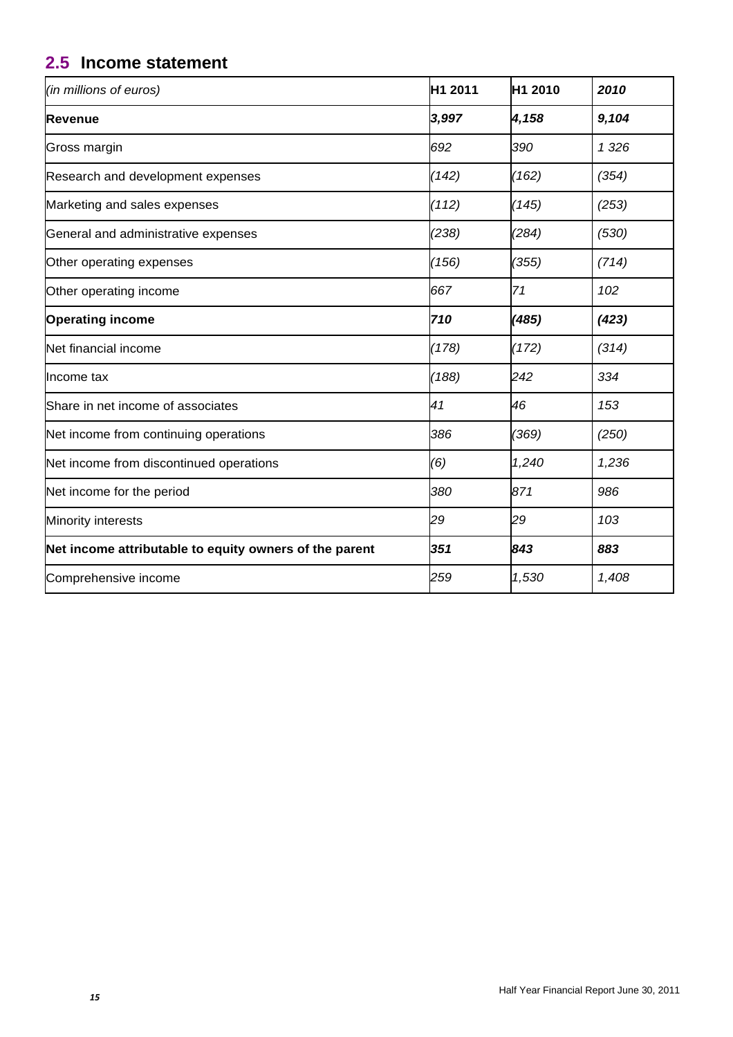## 2.5 Income statement

| *(in millions of euros)* | **H1 2011** | **H1 2010** | ***2010*** |
|---|---|---|---|
| **Revenue** | ***3,997*** | ***4,158*** | ***9,104*** |
| Gross margin | *692* | *390* | *1 326* |
| Research and development expenses | *(142)* | *(162)* | *(354)* |
| Marketing and sales expenses | *(112)* | *(145)* | *(253)* |
| General and administrative expenses | *(238)* | *(284)* | *(530)* |
| Other operating expenses | *(156)* | *(355)* | *(714)* |
| Other operating income | *667* | *71* | *102* |
| **Operating income** | ***710*** | ***(485)*** | ***(423)*** |
| Net financial income | *(178)* | *(172)* | *(314)* |
| Income tax | *(188)* | *242* | *334* |
| Share in net income of associates | *41* | *46* | *153* |
| Net income from continuing operations | *386* | *(369)* | *(250)* |
| Net income from discontinued operations | *(6)* | *1,240* | *1,236* |
| Net income for the period | *380* | *871* | *986* |
| Minority interests | *29* | *29* | *103* |
| **Net income attributable to equity owners of the parent** | ***351*** | ***843*** | ***883*** |
| Comprehensive income | *259* | *1,530* | *1,408* |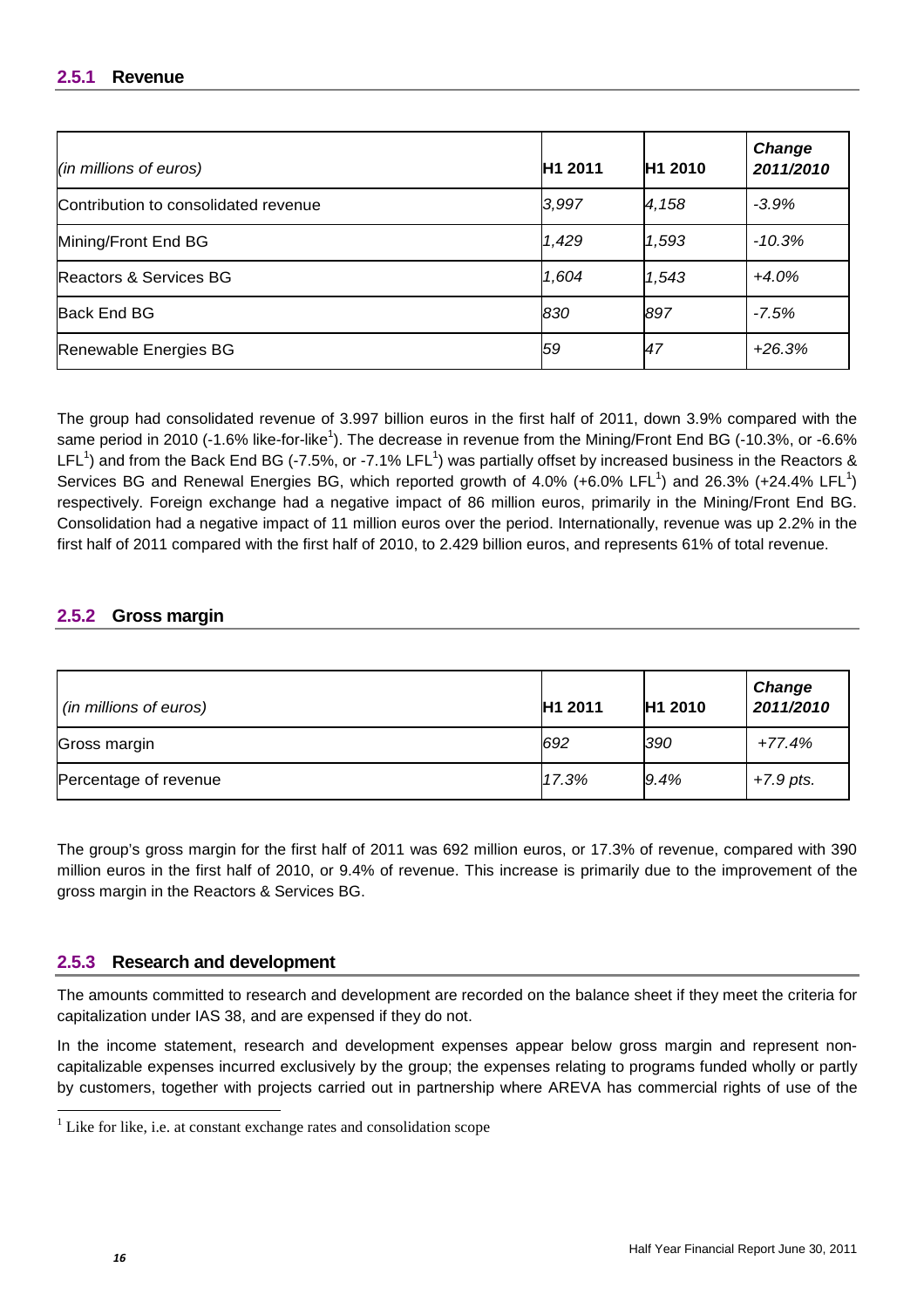### 2.5.1 Revenue

| *(in millions of euros)* | H1 2011 | H1 2010 | *Change 2011/2010* |
|---|---|---|---|
| Contribution to consolidated revenue | *3,997* | *4,158* | *-3.9%* |
| Mining/Front End BG | *1,429* | *1,593* | *-10.3%* |
| Reactors & Services BG | *1,604* | *1,543* | *+4.0%* |
| Back End BG | *830* | *897* | *-7.5%* |
| Renewable Energies BG | *59* | *47* | *+26.3%* |

The group had consolidated revenue of 3.997 billion euros in the first half of 2011, down 3.9% compared with the same period in 2010 (-1.6% like-for-like[1]). The decrease in revenue from the Mining/Front End BG (-10.3%, or -6.6% LFL[1]) and from the Back End BG (-7.5%, or -7.1% LFL[1]) was partially offset by increased business in the Reactors & Services BG and Renewal Energies BG, which reported growth of 4.0% (+6.0% LFL[1]) and 26.3% (+24.4% LFL[1]) respectively. Foreign exchange had a negative impact of 86 million euros, primarily in the Mining/Front End BG. Consolidation had a negative impact of 11 million euros over the period. Internationally, revenue was up 2.2% in the first half of 2011 compared with the first half of 2010, to 2.429 billion euros, and represents 61% of total revenue.

### 2.5.2 Gross margin

| *(in millions of euros)* | H1 2011 | H1 2010 | *Change 2011/2010* |
|---|---|---|---|
| Gross margin | *692* | *390* | *+77.4%* |
| Percentage of revenue | *17.3%* | *9.4%* | *+7.9 pts.* |

The group's gross margin for the first half of 2011 was 692 million euros, or 17.3% of revenue, compared with 390 million euros in the first half of 2010, or 9.4% of revenue. This increase is primarily due to the improvement of the gross margin in the Reactors & Services BG.

### 2.5.3 Research and development

The amounts committed to research and development are recorded on the balance sheet if they meet the criteria for capitalization under IAS 38, and are expensed if they do not.

In the income statement, research and development expenses appear below gross margin and represent non-capitalizable expenses incurred exclusively by the group; the expenses relating to programs funded wholly or partly by customers, together with projects carried out in partnership where AREVA has commercial rights of use of the

[1] Like for like, i.e. at constant exchange rates and consolidation scope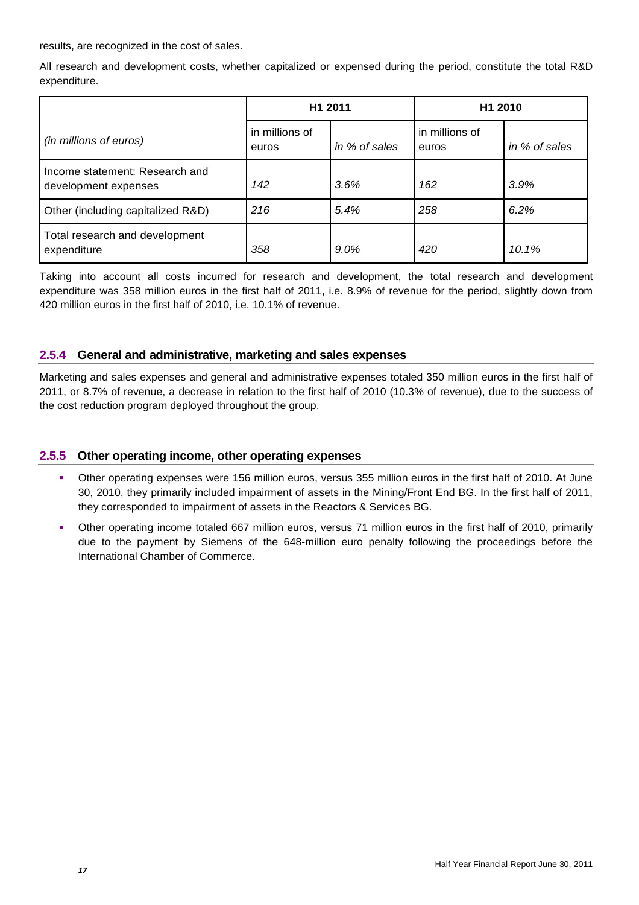results, are recognized in the cost of sales.

All research and development costs, whether capitalized or expensed during the period, constitute the total R&D expenditure.

| *(in millions of euros)* | H1 2011 | | H1 2010 | |
|---|---|---|---|---|
| | in millions of euros | *in % of sales* | in millions of euros | *in % of sales* |
| Income statement: Research and development expenses | *142* | *3.6%* | *162* | *3.9%* |
| Other (including capitalized R&D) | *216* | *5.4%* | *258* | *6.2%* |
| Total research and development expenditure | *358* | *9.0%* | *420* | *10.1%* |

Taking into account all costs incurred for research and development, the total research and development expenditure was 358 million euros in the first half of 2011, i.e. 8.9% of revenue for the period, slightly down from 420 million euros in the first half of 2010, i.e. 10.1% of revenue.

### 2.5.4 General and administrative, marketing and sales expenses

Marketing and sales expenses and general and administrative expenses totaled 350 million euros in the first half of 2011, or 8.7% of revenue, a decrease in relation to the first half of 2010 (10.3% of revenue), due to the success of the cost reduction program deployed throughout the group.

### 2.5.5 Other operating income, other operating expenses

- Other operating expenses were 156 million euros, versus 355 million euros in the first half of 2010. At June 30, 2010, they primarily included impairment of assets in the Mining/Front End BG. In the first half of 2011, they corresponded to impairment of assets in the Reactors & Services BG.
- Other operating income totaled 667 million euros, versus 71 million euros in the first half of 2010, primarily due to the payment by Siemens of the 648-million euro penalty following the proceedings before the International Chamber of Commerce.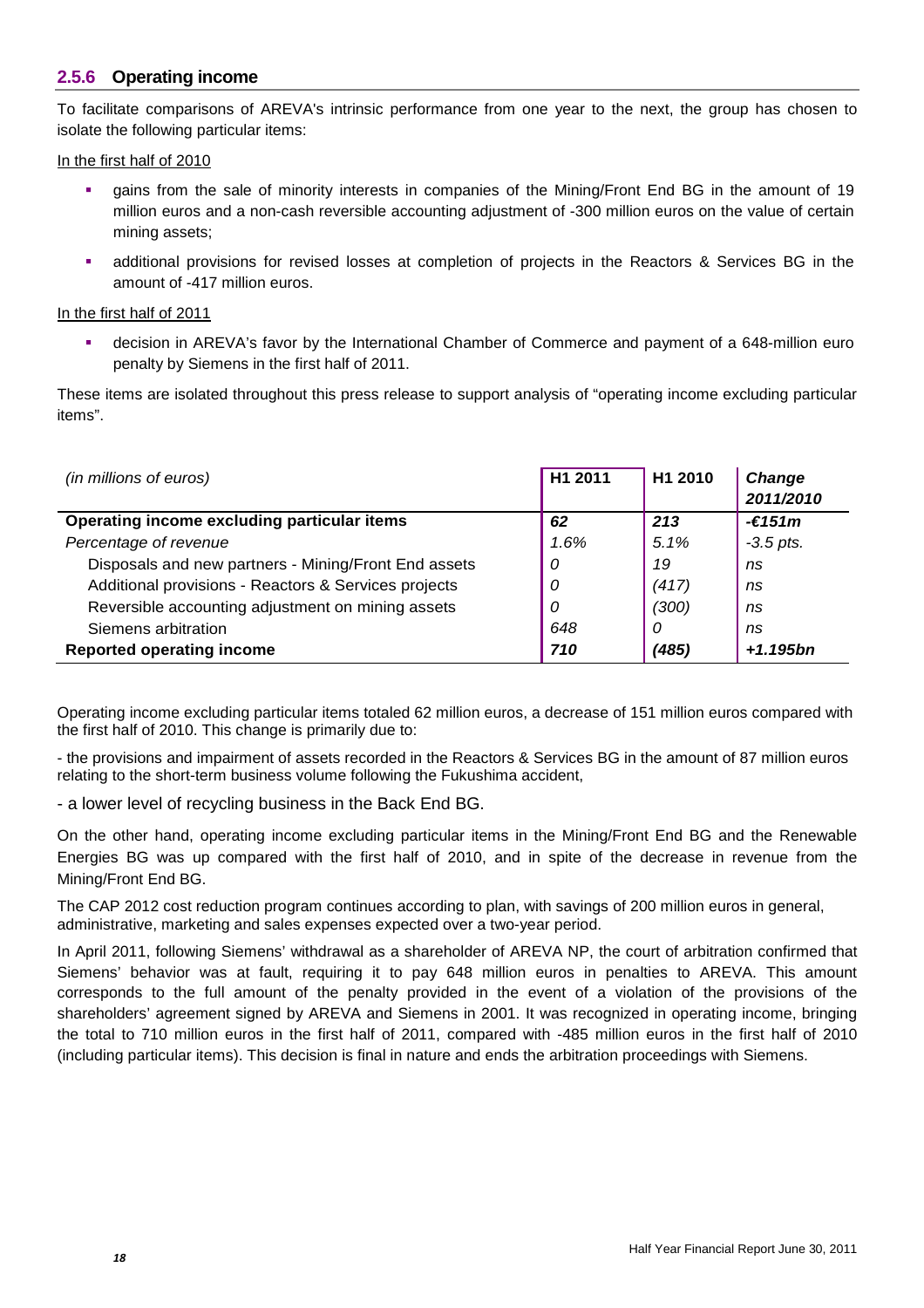### 2.5.6 Operating income

To facilitate comparisons of AREVA's intrinsic performance from one year to the next, the group has chosen to isolate the following particular items:

In the first half of 2010

- gains from the sale of minority interests in companies of the Mining/Front End BG in the amount of 19 million euros and a non-cash reversible accounting adjustment of -300 million euros on the value of certain mining assets;
- additional provisions for revised losses at completion of projects in the Reactors & Services BG in the amount of -417 million euros.

In the first half of 2011

- decision in AREVA's favor by the International Chamber of Commerce and payment of a 648-million euro penalty by Siemens in the first half of 2011.

These items are isolated throughout this press release to support analysis of "operating income excluding particular items".

| *(in millions of euros)* | H1 2011 | H1 2010 | *Change 2011/2010* |
|---|---|---|---|
| **Operating income excluding particular items** | ***62*** | ***213*** | ***-€151m*** |
| *Percentage of revenue* | *1.6%* | *5.1%* | *-3.5 pts.* |
| Disposals and new partners - Mining/Front End assets | *0* | *19* | *ns* |
| Additional provisions - Reactors & Services projects | *0* | *(417)* | *ns* |
| Reversible accounting adjustment on mining assets | *0* | *(300)* | *ns* |
| Siemens arbitration | *648* | *0* | *ns* |
| **Reported operating income** | ***710*** | ***(485)*** | ***+1.195bn*** |

Operating income excluding particular items totaled 62 million euros, a decrease of 151 million euros compared with the first half of 2010. This change is primarily due to:

- the provisions and impairment of assets recorded in the Reactors & Services BG in the amount of 87 million euros relating to the short-term business volume following the Fukushima accident,

- a lower level of recycling business in the Back End BG.

On the other hand, operating income excluding particular items in the Mining/Front End BG and the Renewable Energies BG was up compared with the first half of 2010, and in spite of the decrease in revenue from the Mining/Front End BG.

The CAP 2012 cost reduction program continues according to plan, with savings of 200 million euros in general, administrative, marketing and sales expenses expected over a two-year period.

In April 2011, following Siemens' withdrawal as a shareholder of AREVA NP, the court of arbitration confirmed that Siemens' behavior was at fault, requiring it to pay 648 million euros in penalties to AREVA. This amount corresponds to the full amount of the penalty provided in the event of a violation of the provisions of the shareholders' agreement signed by AREVA and Siemens in 2001. It was recognized in operating income, bringing the total to 710 million euros in the first half of 2011, compared with -485 million euros in the first half of 2010 (including particular items). This decision is final in nature and ends the arbitration proceedings with Siemens.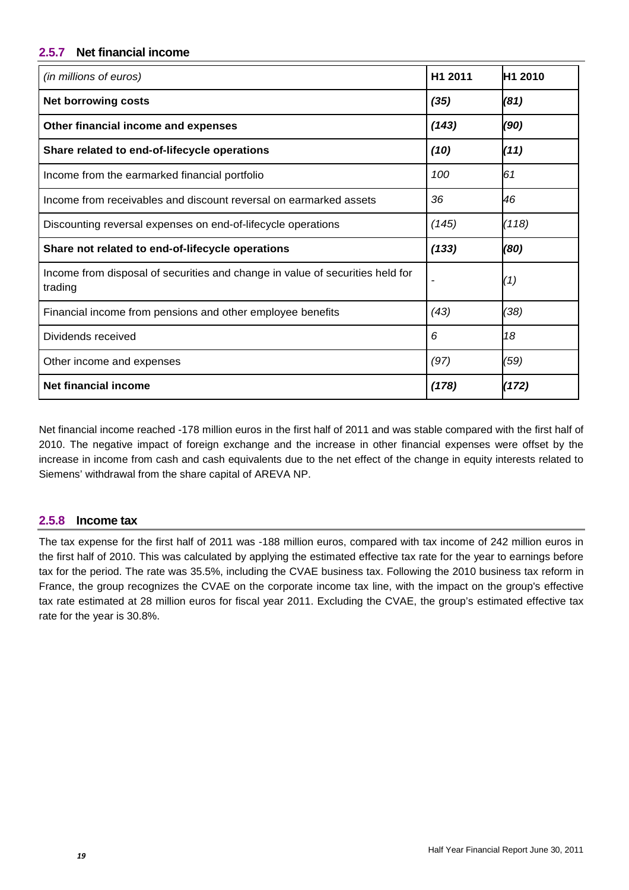### 2.5.7 Net financial income

| *(in millions of euros)* | H1 2011 | H1 2010 |
|---|---|---|
| **Net borrowing costs** | ***(35)*** | ***(81)*** |
| **Other financial income and expenses** | ***(143)*** | ***(90)*** |
| **Share related to end-of-lifecycle operations** | ***(10)*** | ***(11)*** |
| Income from the earmarked financial portfolio | *100* | *61* |
| Income from receivables and discount reversal on earmarked assets | *36* | *46* |
| Discounting reversal expenses on end-of-lifecycle operations | *(145)* | *(118)* |
| **Share not related to end-of-lifecycle operations** | ***(133)*** | ***(80)*** |
| Income from disposal of securities and change in value of securities held for trading | - | *(1)* |
| Financial income from pensions and other employee benefits | *(43)* | *(38)* |
| Dividends received | *6* | *18* |
| Other income and expenses | *(97)* | *(59)* |
| **Net financial income** | ***(178)*** | ***(172)*** |

Net financial income reached -178 million euros in the first half of 2011 and was stable compared with the first half of 2010. The negative impact of foreign exchange and the increase in other financial expenses were offset by the increase in income from cash and cash equivalents due to the net effect of the change in equity interests related to Siemens' withdrawal from the share capital of AREVA NP.

### 2.5.8 Income tax

The tax expense for the first half of 2011 was -188 million euros, compared with tax income of 242 million euros in the first half of 2010. This was calculated by applying the estimated effective tax rate for the year to earnings before tax for the period. The rate was 35.5%, including the CVAE business tax. Following the 2010 business tax reform in France, the group recognizes the CVAE on the corporate income tax line, with the impact on the group's effective tax rate estimated at 28 million euros for fiscal year 2011. Excluding the CVAE, the group's estimated effective tax rate for the year is 30.8%.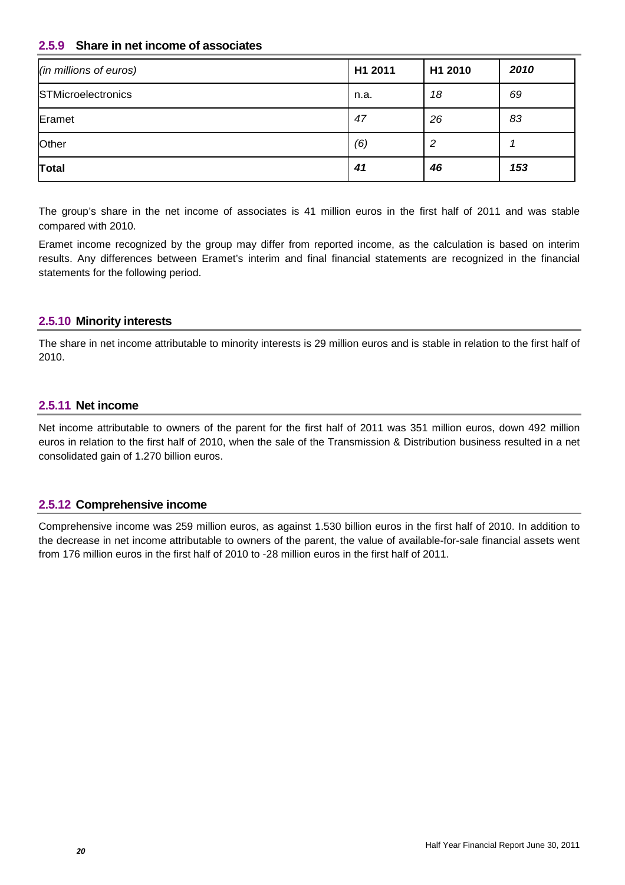### 2.5.9 Share in net income of associates

| *(in millions of euros)* | H1 2011 | H1 2010 | *2010* |
|---|---|---|---|
| STMicroelectronics | n.a. | *18* | *69* |
| Eramet | *47* | *26* | *83* |
| Other | *(6)* | *2* | *1* |
| **Total** | ***41*** | ***46*** | ***153*** |

The group's share in the net income of associates is 41 million euros in the first half of 2011 and was stable compared with 2010.

Eramet income recognized by the group may differ from reported income, as the calculation is based on interim results. Any differences between Eramet's interim and final financial statements are recognized in the financial statements for the following period.

### 2.5.10 Minority interests

The share in net income attributable to minority interests is 29 million euros and is stable in relation to the first half of 2010.

### 2.5.11 Net income

Net income attributable to owners of the parent for the first half of 2011 was 351 million euros, down 492 million euros in relation to the first half of 2010, when the sale of the Transmission & Distribution business resulted in a net consolidated gain of 1.270 billion euros.

### 2.5.12 Comprehensive income

Comprehensive income was 259 million euros, as against 1.530 billion euros in the first half of 2010. In addition to the decrease in net income attributable to owners of the parent, the value of available-for-sale financial assets went from 176 million euros in the first half of 2010 to -28 million euros in the first half of 2011.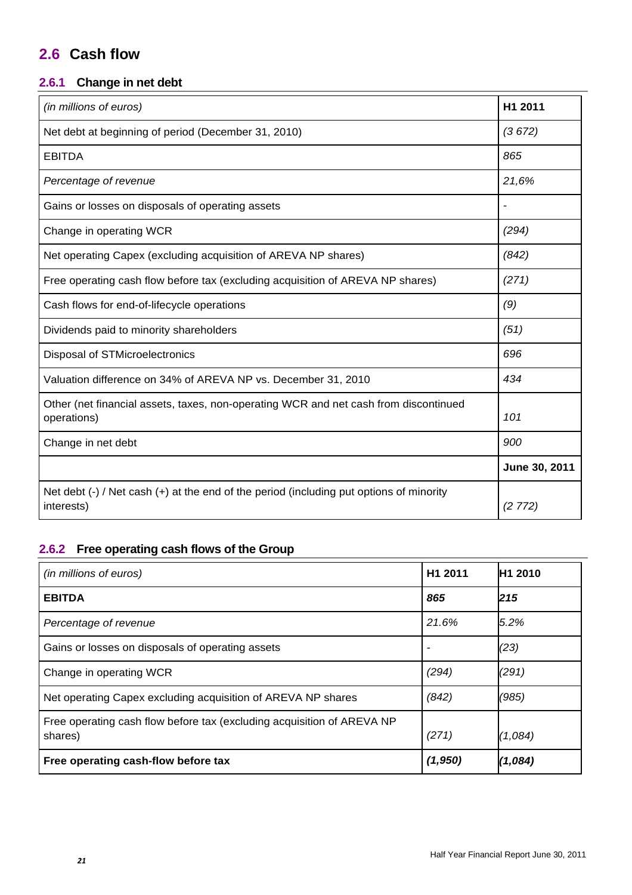## 2.6 Cash flow

### 2.6.1 Change in net debt

| *(in millions of euros)* | **H1 2011** |
|---|---|
| Net debt at beginning of period (December 31, 2010) | *(3 672)* |
| EBITDA | *865* |
| *Percentage of revenue* | *21,6%* |
| Gains or losses on disposals of operating assets | - |
| Change in operating WCR | *(294)* |
| Net operating Capex (excluding acquisition of AREVA NP shares) | *(842)* |
| Free operating cash flow before tax (excluding acquisition of AREVA NP shares) | *(271)* |
| Cash flows for end-of-lifecycle operations | *(9)* |
| Dividends paid to minority shareholders | *(51)* |
| Disposal of STMicroelectronics | *696* |
| Valuation difference on 34% of AREVA NP vs. December 31, 2010 | *434* |
| Other (net financial assets, taxes, non-operating WCR and net cash from discontinued operations) | *101* |
| Change in net debt | *900* |
| | **June 30, 2011** |
| Net debt (-) / Net cash (+) at the end of the period (including put options of minority interests) | *(2 772)* |

### 2.6.2 Free operating cash flows of the Group

| *(in millions of euros)* | **H1 2011** | **H1 2010** |
|---|---|---|
| **EBITDA** | ***865*** | ***215*** |
| *Percentage of revenue* | *21.6%* | *5.2%* |
| Gains or losses on disposals of operating assets | - | *(23)* |
| Change in operating WCR | *(294)* | *(291)* |
| Net operating Capex excluding acquisition of AREVA NP shares | *(842)* | *(985)* |
| Free operating cash flow before tax (excluding acquisition of AREVA NP shares) | *(271)* | *(1,084)* |
| **Free operating cash-flow before tax** | ***(1,950)*** | ***(1,084)*** |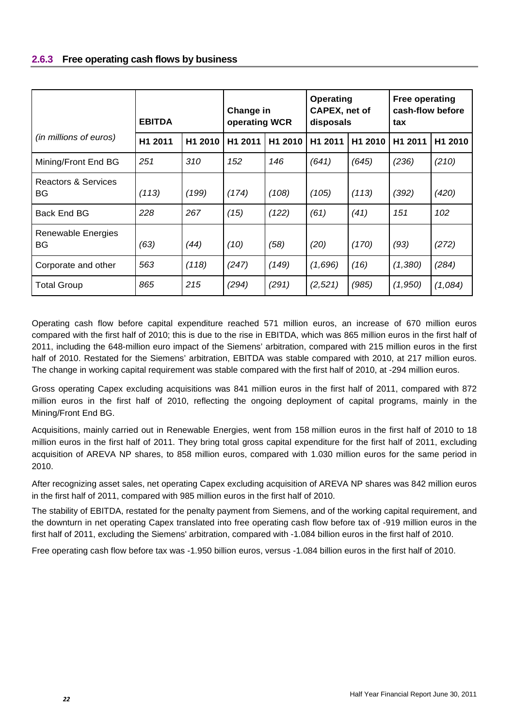### 2.6.3 Free operating cash flows by business

| *(in millions of euros)* | EBITDA | | Change in operating WCR | | Operating CAPEX, net of disposals | | Free operating cash-flow before tax | |
|---|---|---|---|---|---|---|---|---|
| | H1 2011 | H1 2010 | H1 2011 | H1 2010 | H1 2011 | H1 2010 | H1 2011 | H1 2010 |
| Mining/Front End BG | *251* | *310* | *152* | *146* | *(641)* | *(645)* | *(236)* | *(210)* |
| Reactors & Services BG | *(113)* | *(199)* | *(174)* | *(108)* | *(105)* | *(113)* | *(392)* | *(420)* |
| Back End BG | *228* | *267* | *(15)* | *(122)* | *(61)* | *(41)* | *151* | *102* |
| Renewable Energies BG | *(63)* | *(44)* | *(10)* | *(58)* | *(20)* | *(170)* | *(93)* | *(272)* |
| Corporate and other | *563* | *(118)* | *(247)* | *(149)* | *(1,696)* | *(16)* | *(1,380)* | *(284)* |
| Total Group | *865* | *215* | *(294)* | *(291)* | *(2,521)* | *(985)* | *(1,950)* | *(1,084)* |

Operating cash flow before capital expenditure reached 571 million euros, an increase of 670 million euros compared with the first half of 2010; this is due to the rise in EBITDA, which was 865 million euros in the first half of 2011, including the 648-million euro impact of the Siemens' arbitration, compared with 215 million euros in the first half of 2010. Restated for the Siemens' arbitration, EBITDA was stable compared with 2010, at 217 million euros. The change in working capital requirement was stable compared with the first half of 2010, at -294 million euros.

Gross operating Capex excluding acquisitions was 841 million euros in the first half of 2011, compared with 872 million euros in the first half of 2010, reflecting the ongoing deployment of capital programs, mainly in the Mining/Front End BG.

Acquisitions, mainly carried out in Renewable Energies, went from 158 million euros in the first half of 2010 to 18 million euros in the first half of 2011. They bring total gross capital expenditure for the first half of 2011, excluding acquisition of AREVA NP shares, to 858 million euros, compared with 1.030 million euros for the same period in 2010.

After recognizing asset sales, net operating Capex excluding acquisition of AREVA NP shares was 842 million euros in the first half of 2011, compared with 985 million euros in the first half of 2010.

The stability of EBITDA, restated for the penalty payment from Siemens, and of the working capital requirement, and the downturn in net operating Capex translated into free operating cash flow before tax of -919 million euros in the first half of 2011, excluding the Siemens' arbitration, compared with -1.084 billion euros in the first half of 2010.

Free operating cash flow before tax was -1.950 billion euros, versus -1.084 billion euros in the first half of 2010.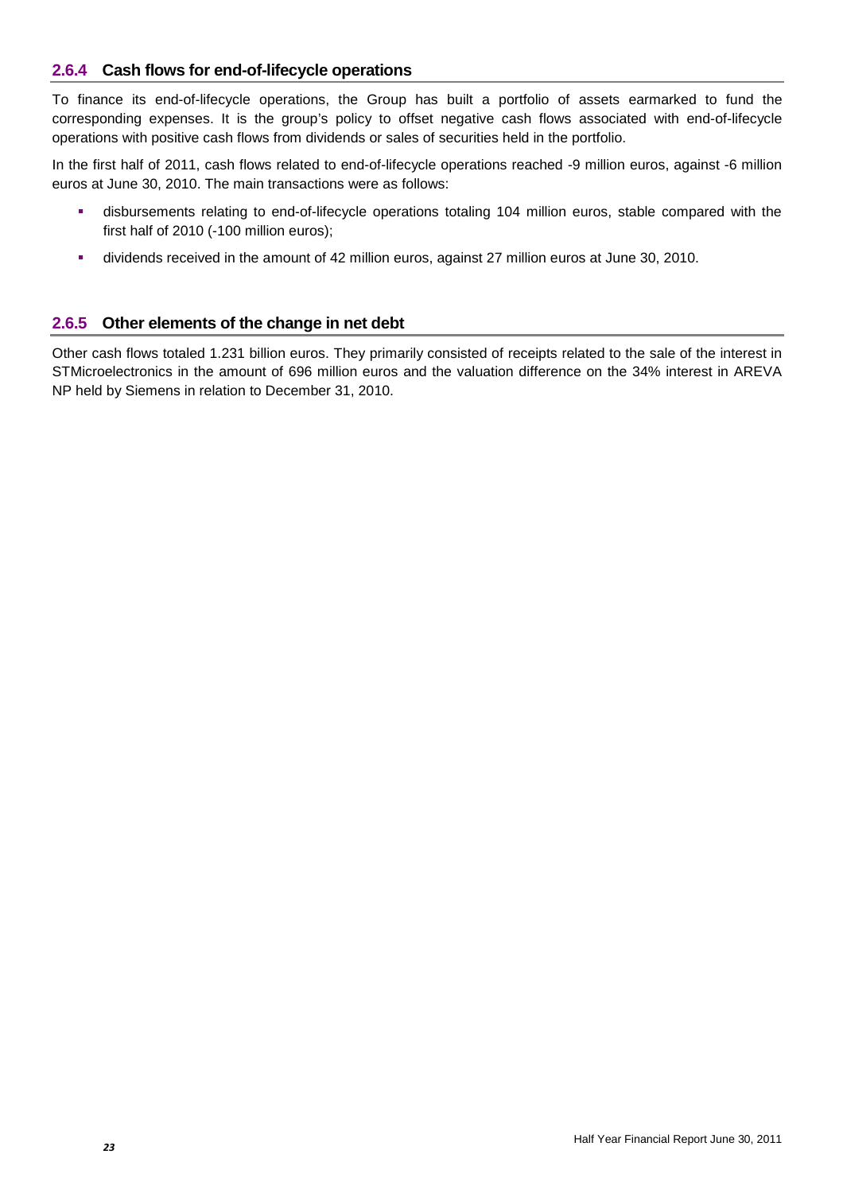### 2.6.4 Cash flows for end-of-lifecycle operations

To finance its end-of-lifecycle operations, the Group has built a portfolio of assets earmarked to fund the corresponding expenses. It is the group's policy to offset negative cash flows associated with end-of-lifecycle operations with positive cash flows from dividends or sales of securities held in the portfolio.

In the first half of 2011, cash flows related to end-of-lifecycle operations reached -9 million euros, against -6 million euros at June 30, 2010. The main transactions were as follows:

- disbursements relating to end-of-lifecycle operations totaling 104 million euros, stable compared with the first half of 2010 (-100 million euros);
- dividends received in the amount of 42 million euros, against 27 million euros at June 30, 2010.

### 2.6.5 Other elements of the change in net debt

Other cash flows totaled 1.231 billion euros. They primarily consisted of receipts related to the sale of the interest in STMicroelectronics in the amount of 696 million euros and the valuation difference on the 34% interest in AREVA NP held by Siemens in relation to December 31, 2010.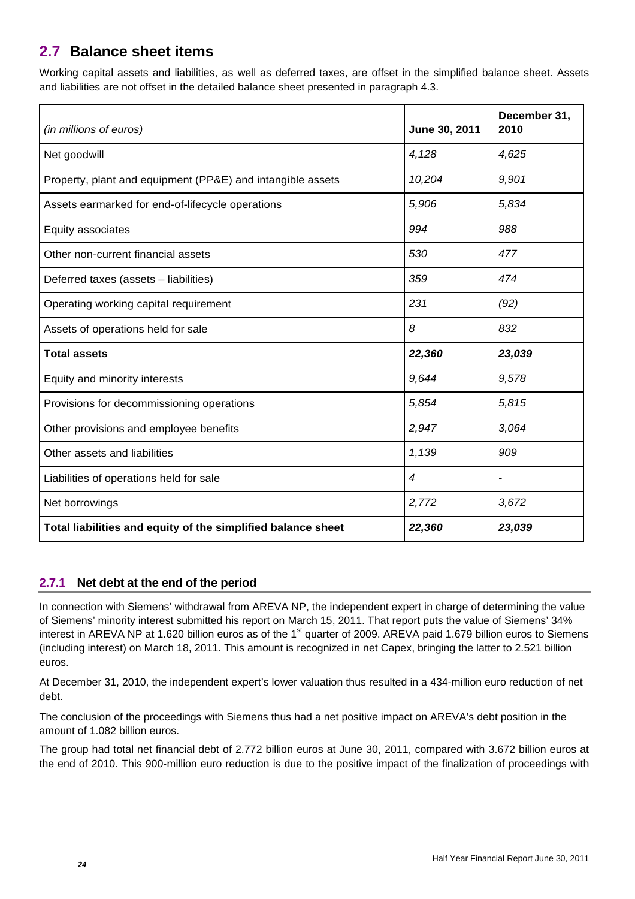## 2.7 Balance sheet items

Working capital assets and liabilities, as well as deferred taxes, are offset in the simplified balance sheet. Assets and liabilities are not offset in the detailed balance sheet presented in paragraph 4.3.

| *(in millions of euros)* | June 30, 2011 | December 31, 2010 |
|---|---|---|
| Net goodwill | *4,128* | *4,625* |
| Property, plant and equipment (PP&E) and intangible assets | *10,204* | *9,901* |
| Assets earmarked for end-of-lifecycle operations | *5,906* | *5,834* |
| Equity associates | *994* | *988* |
| Other non-current financial assets | *530* | *477* |
| Deferred taxes (assets – liabilities) | *359* | *474* |
| Operating working capital requirement | *231* | *(92)* |
| Assets of operations held for sale | *8* | *832* |
| **Total assets** | ***22,360*** | ***23,039*** |
| Equity and minority interests | *9,644* | *9,578* |
| Provisions for decommissioning operations | *5,854* | *5,815* |
| Other provisions and employee benefits | *2,947* | *3,064* |
| Other assets and liabilities | *1,139* | *909* |
| Liabilities of operations held for sale | *4* | - |
| Net borrowings | *2,772* | *3,672* |
| **Total liabilities and equity of the simplified balance sheet** | ***22,360*** | ***23,039*** |

### 2.7.1 Net debt at the end of the period

In connection with Siemens' withdrawal from AREVA NP, the independent expert in charge of determining the value of Siemens' minority interest submitted his report on March 15, 2011. That report puts the value of Siemens' 34% interest in AREVA NP at 1.620 billion euros as of the 1st quarter of 2009. AREVA paid 1.679 billion euros to Siemens (including interest) on March 18, 2011. This amount is recognized in net Capex, bringing the latter to 2.521 billion euros.

At December 31, 2010, the independent expert's lower valuation thus resulted in a 434-million euro reduction of net debt.

The conclusion of the proceedings with Siemens thus had a net positive impact on AREVA's debt position in the amount of 1.082 billion euros.

The group had total net financial debt of 2.772 billion euros at June 30, 2011, compared with 3.672 billion euros at the end of 2010. This 900-million euro reduction is due to the positive impact of the finalization of proceedings with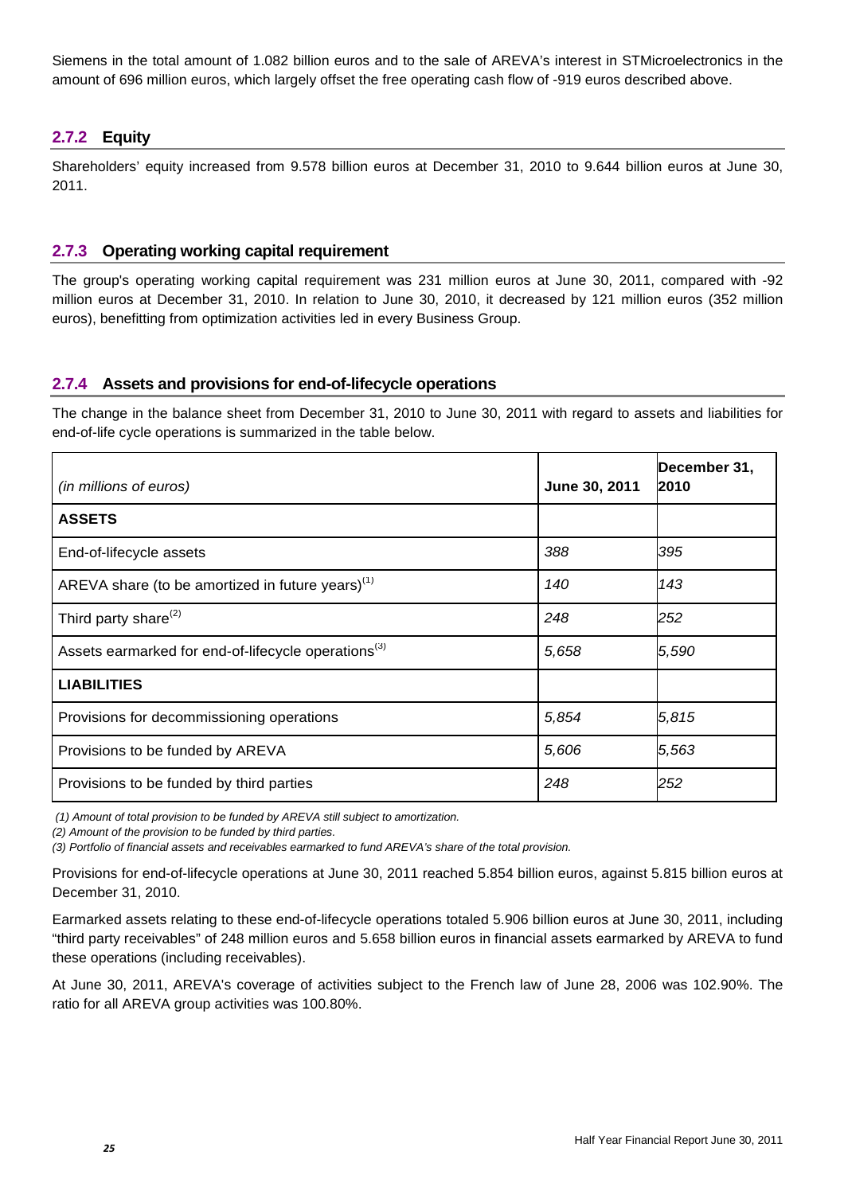Siemens in the total amount of 1.082 billion euros and to the sale of AREVA's interest in STMicroelectronics in the amount of 696 million euros, which largely offset the free operating cash flow of -919 euros described above.

### 2.7.2 Equity

Shareholders' equity increased from 9.578 billion euros at December 31, 2010 to 9.644 billion euros at June 30, 2011.

### 2.7.3 Operating working capital requirement

The group's operating working capital requirement was 231 million euros at June 30, 2011, compared with -92 million euros at December 31, 2010. In relation to June 30, 2010, it decreased by 121 million euros (352 million euros), benefitting from optimization activities led in every Business Group.

### 2.7.4 Assets and provisions for end-of-lifecycle operations

The change in the balance sheet from December 31, 2010 to June 30, 2011 with regard to assets and liabilities for end-of-life cycle operations is summarized in the table below.

| *(in millions of euros)* | June 30, 2011 | December 31, 2010 |
|---|---|---|
| **ASSETS** | | |
| End-of-lifecycle assets | *388* | *395* |
| AREVA share (to be amortized in future years)(1) | *140* | *143* |
| Third party share(2) | *248* | *252* |
| Assets earmarked for end-of-lifecycle operations(3) | *5,658* | *5,590* |
| **LIABILITIES** | | |
| Provisions for decommissioning operations | *5,854* | *5,815* |
| Provisions to be funded by AREVA | *5,606* | *5,563* |
| Provisions to be funded by third parties | *248* | *252* |

*(1) Amount of total provision to be funded by AREVA still subject to amortization.*

*(2) Amount of the provision to be funded by third parties.*

*(3) Portfolio of financial assets and receivables earmarked to fund AREVA's share of the total provision.*

Provisions for end-of-lifecycle operations at June 30, 2011 reached 5.854 billion euros, against 5.815 billion euros at December 31, 2010.

Earmarked assets relating to these end-of-lifecycle operations totaled 5.906 billion euros at June 30, 2011, including "third party receivables" of 248 million euros and 5.658 billion euros in financial assets earmarked by AREVA to fund these operations (including receivables).

At June 30, 2011, AREVA's coverage of activities subject to the French law of June 28, 2006 was 102.90%. The ratio for all AREVA group activities was 100.80%.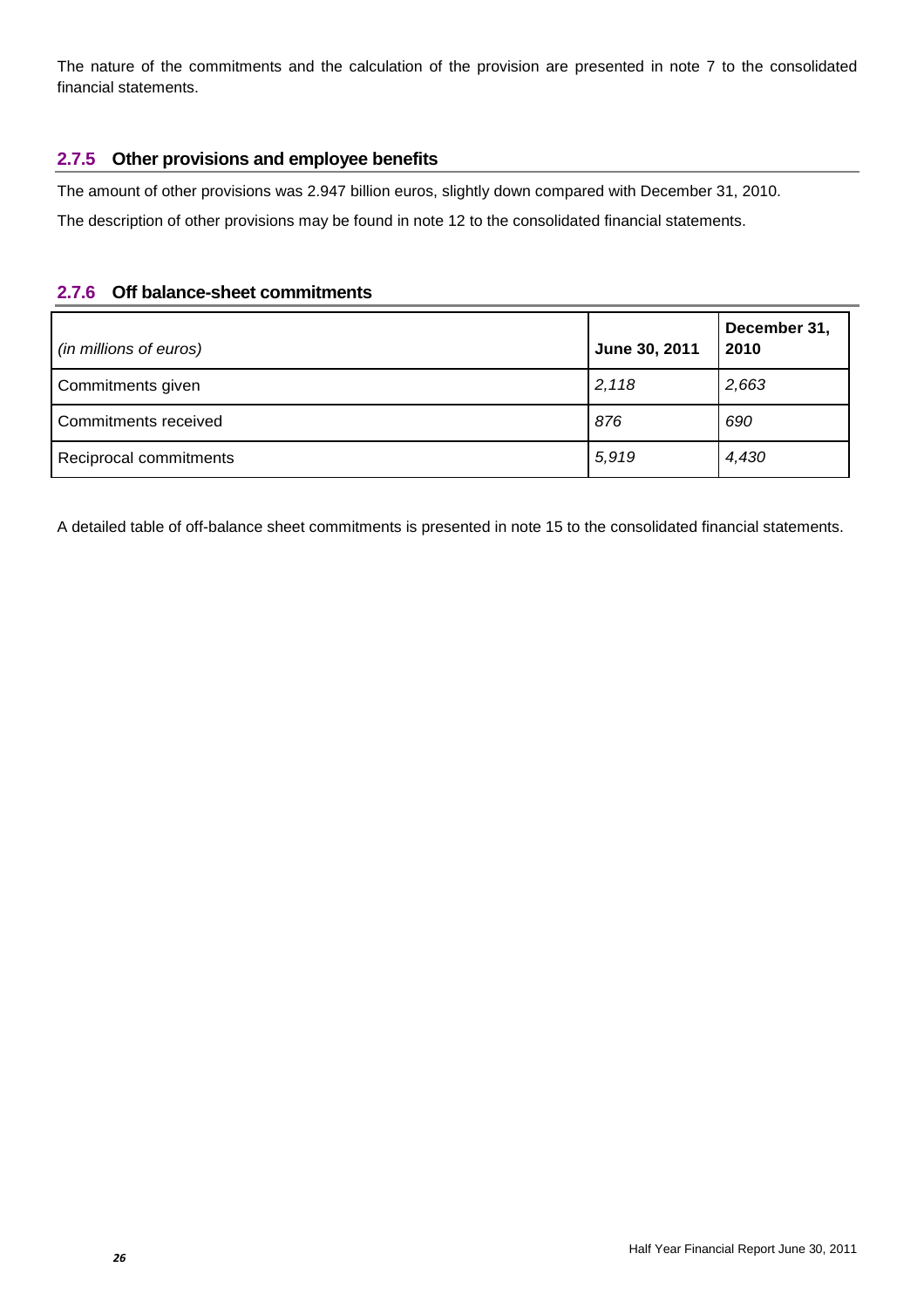The nature of the commitments and the calculation of the provision are presented in note 7 to the consolidated financial statements.

### 2.7.5 Other provisions and employee benefits

The amount of other provisions was 2.947 billion euros, slightly down compared with December 31, 2010.

The description of other provisions may be found in note 12 to the consolidated financial statements.

### 2.7.6 Off balance-sheet commitments

| *(in millions of euros)* | **June 30, 2011** | **December 31, 2010** |
|---|---|---|
| Commitments given | *2,118* | *2,663* |
| Commitments received | *876* | *690* |
| Reciprocal commitments | *5,919* | *4,430* |

A detailed table of off-balance sheet commitments is presented in note 15 to the consolidated financial statements.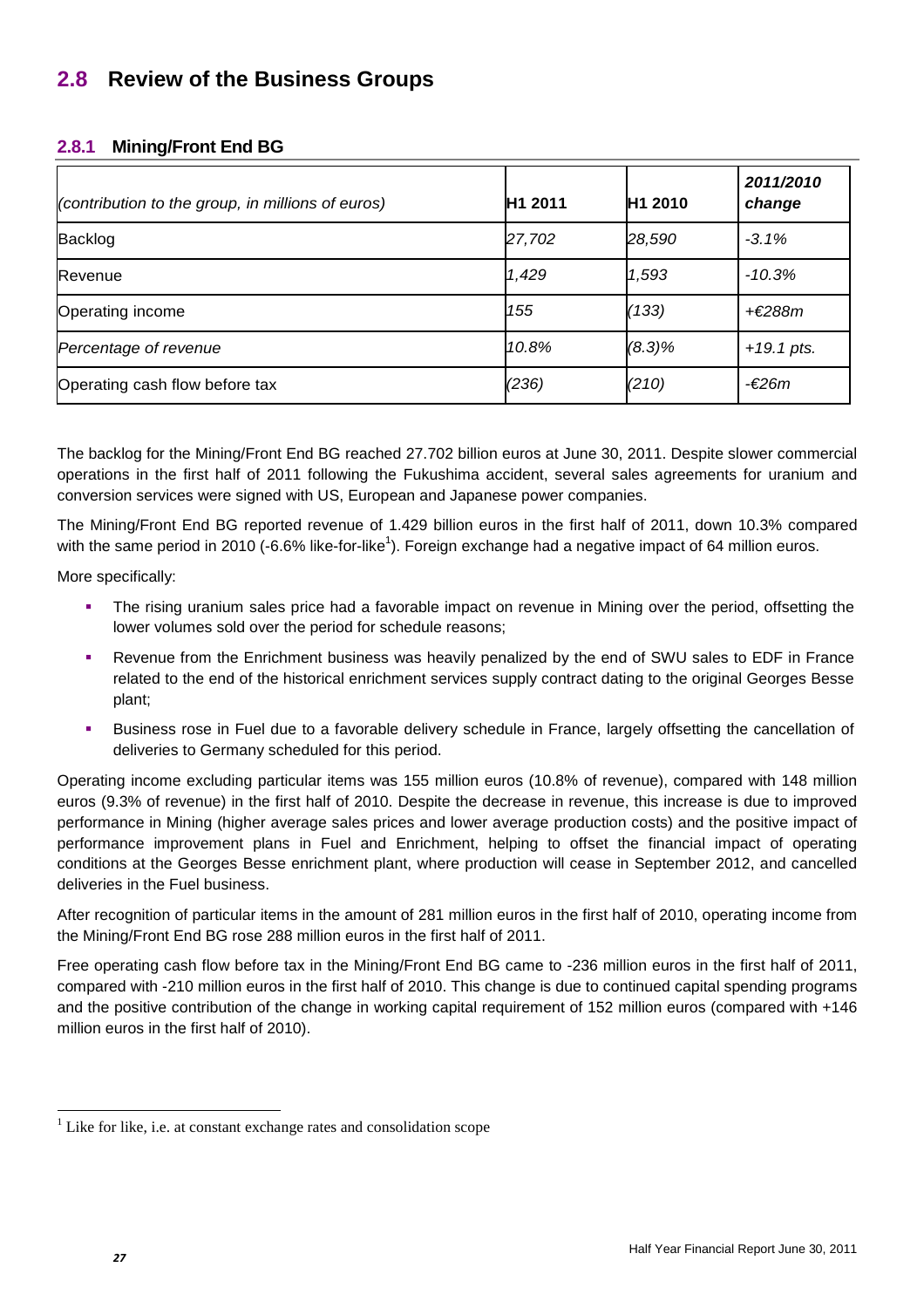## 2.8 Review of the Business Groups

### 2.8.1 Mining/Front End BG

| *(contribution to the group, in millions of euros)* | H1 2011 | H1 2010 | *2011/2010 change* |
|---|---|---|---|
| Backlog | *27,702* | *28,590* | *-3.1%* |
| Revenue | *1,429* | *1,593* | *-10.3%* |
| Operating income | *155* | *(133)* | *+€288m* |
| *Percentage of revenue* | *10.8%* | *(8.3)%* | *+19.1 pts.* |
| Operating cash flow before tax | *(236)* | *(210)* | *-€26m* |

The backlog for the Mining/Front End BG reached 27.702 billion euros at June 30, 2011. Despite slower commercial operations in the first half of 2011 following the Fukushima accident, several sales agreements for uranium and conversion services were signed with US, European and Japanese power companies.

The Mining/Front End BG reported revenue of 1.429 billion euros in the first half of 2011, down 10.3% compared with the same period in 2010 (-6.6% like-for-like[1]). Foreign exchange had a negative impact of 64 million euros.

More specifically:

- The rising uranium sales price had a favorable impact on revenue in Mining over the period, offsetting the lower volumes sold over the period for schedule reasons;
- Revenue from the Enrichment business was heavily penalized by the end of SWU sales to EDF in France related to the end of the historical enrichment services supply contract dating to the original Georges Besse plant;
- Business rose in Fuel due to a favorable delivery schedule in France, largely offsetting the cancellation of deliveries to Germany scheduled for this period.

Operating income excluding particular items was 155 million euros (10.8% of revenue), compared with 148 million euros (9.3% of revenue) in the first half of 2010. Despite the decrease in revenue, this increase is due to improved performance in Mining (higher average sales prices and lower average production costs) and the positive impact of performance improvement plans in Fuel and Enrichment, helping to offset the financial impact of operating conditions at the Georges Besse enrichment plant, where production will cease in September 2012, and cancelled deliveries in the Fuel business.

After recognition of particular items in the amount of 281 million euros in the first half of 2010, operating income from the Mining/Front End BG rose 288 million euros in the first half of 2011.

Free operating cash flow before tax in the Mining/Front End BG came to -236 million euros in the first half of 2011, compared with -210 million euros in the first half of 2010. This change is due to continued capital spending programs and the positive contribution of the change in working capital requirement of 152 million euros (compared with +146 million euros in the first half of 2010).

[1] Like for like, i.e. at constant exchange rates and consolidation scope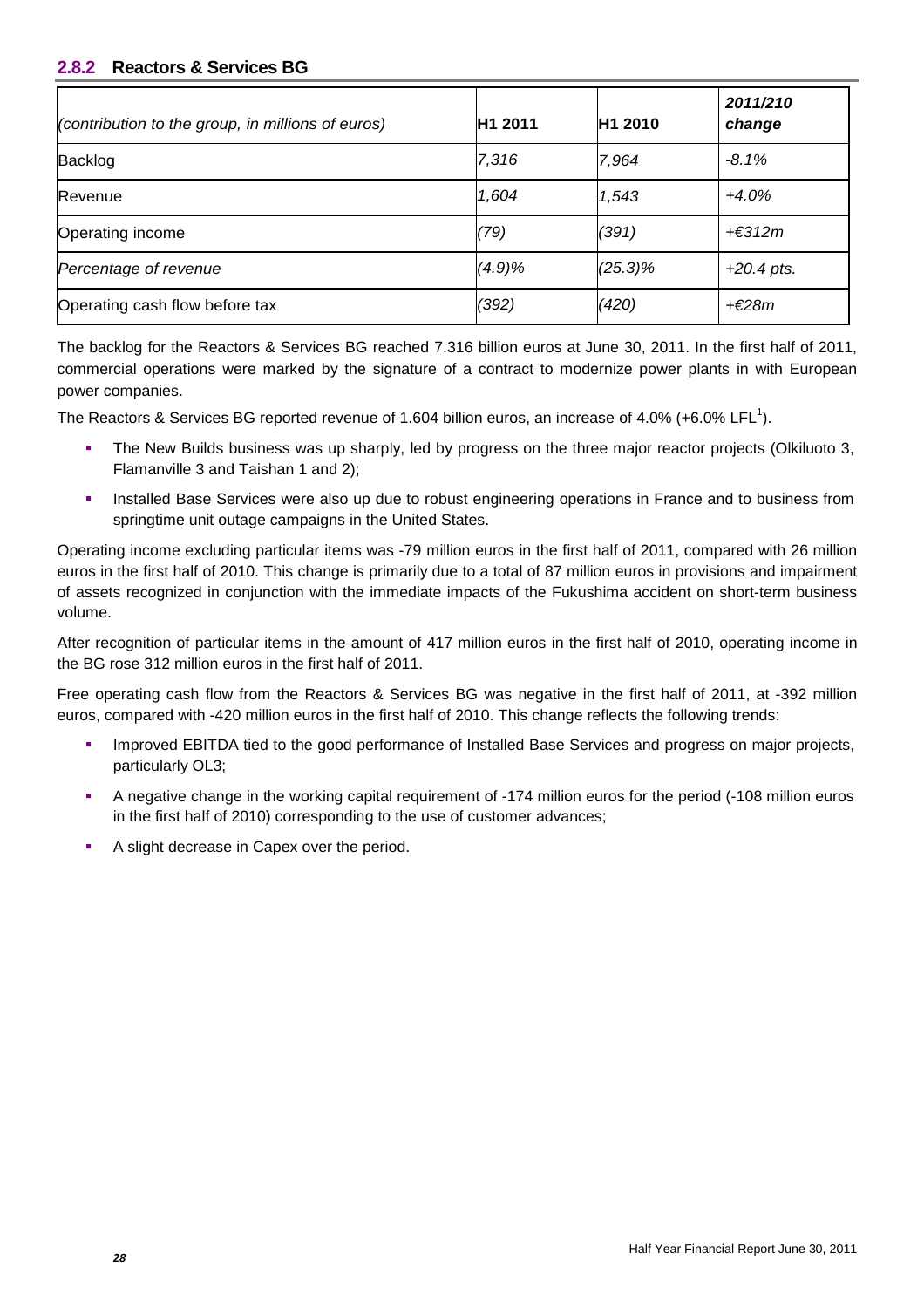### 2.8.2 Reactors & Services BG

| *(contribution to the group, in millions of euros)* | **H1 2011** | **H1 2010** | ***2011/210 change*** |
|---|---|---|---|
| Backlog | *7,316* | *7,964* | *-8.1%* |
| Revenue | *1,604* | *1,543* | *+4.0%* |
| Operating income | *(79)* | *(391)* | *+€312m* |
| *Percentage of revenue* | *(4.9)%* | *(25.3)%* | *+20.4 pts.* |
| Operating cash flow before tax | *(392)* | *(420)* | *+€28m* |

The backlog for the Reactors & Services BG reached 7.316 billion euros at June 30, 2011. In the first half of 2011, commercial operations were marked by the signature of a contract to modernize power plants in with European power companies.

The Reactors & Services BG reported revenue of 1.604 billion euros, an increase of 4.0% (+6.0% LFL[1]).

- The New Builds business was up sharply, led by progress on the three major reactor projects (Olkiluoto 3, Flamanville 3 and Taishan 1 and 2);
- Installed Base Services were also up due to robust engineering operations in France and to business from springtime unit outage campaigns in the United States.

Operating income excluding particular items was -79 million euros in the first half of 2011, compared with 26 million euros in the first half of 2010. This change is primarily due to a total of 87 million euros in provisions and impairment of assets recognized in conjunction with the immediate impacts of the Fukushima accident on short-term business volume.

After recognition of particular items in the amount of 417 million euros in the first half of 2010, operating income in the BG rose 312 million euros in the first half of 2011.

Free operating cash flow from the Reactors & Services BG was negative in the first half of 2011, at -392 million euros, compared with -420 million euros in the first half of 2010. This change reflects the following trends:

- Improved EBITDA tied to the good performance of Installed Base Services and progress on major projects, particularly OL3;
- A negative change in the working capital requirement of -174 million euros for the period (-108 million euros in the first half of 2010) corresponding to the use of customer advances;
- A slight decrease in Capex over the period.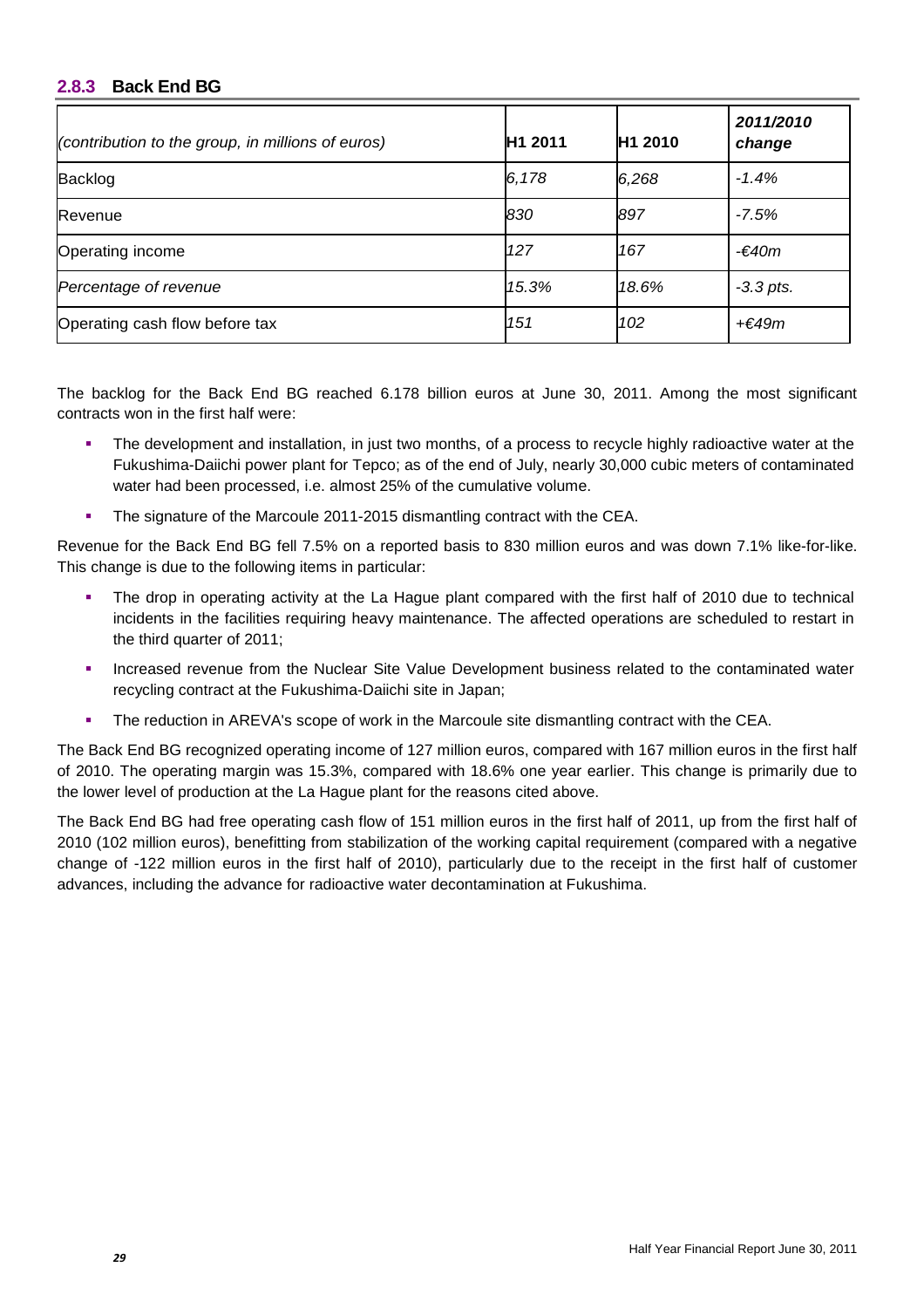### 2.8.3 Back End BG

| *(contribution to the group, in millions of euros)* | **H1 2011** | **H1 2010** | ***2011/2010 change*** |
|---|---|---|---|
| Backlog | *6,178* | *6,268* | *-1.4%* |
| Revenue | *830* | *897* | *-7.5%* |
| Operating income | *127* | *167* | *-€40m* |
| *Percentage of revenue* | *15.3%* | *18.6%* | *-3.3 pts.* |
| Operating cash flow before tax | *151* | *102* | *+€49m* |

The backlog for the Back End BG reached 6.178 billion euros at June 30, 2011. Among the most significant contracts won in the first half were:

- The development and installation, in just two months, of a process to recycle highly radioactive water at the Fukushima-Daiichi power plant for Tepco; as of the end of July, nearly 30,000 cubic meters of contaminated water had been processed, i.e. almost 25% of the cumulative volume.
- The signature of the Marcoule 2011-2015 dismantling contract with the CEA.

Revenue for the Back End BG fell 7.5% on a reported basis to 830 million euros and was down 7.1% like-for-like. This change is due to the following items in particular:

- The drop in operating activity at the La Hague plant compared with the first half of 2010 due to technical incidents in the facilities requiring heavy maintenance. The affected operations are scheduled to restart in the third quarter of 2011;
- Increased revenue from the Nuclear Site Value Development business related to the contaminated water recycling contract at the Fukushima-Daiichi site in Japan;
- The reduction in AREVA's scope of work in the Marcoule site dismantling contract with the CEA.

The Back End BG recognized operating income of 127 million euros, compared with 167 million euros in the first half of 2010. The operating margin was 15.3%, compared with 18.6% one year earlier. This change is primarily due to the lower level of production at the La Hague plant for the reasons cited above.

The Back End BG had free operating cash flow of 151 million euros in the first half of 2011, up from the first half of 2010 (102 million euros), benefitting from stabilization of the working capital requirement (compared with a negative change of -122 million euros in the first half of 2010), particularly due to the receipt in the first half of customer advances, including the advance for radioactive water decontamination at Fukushima.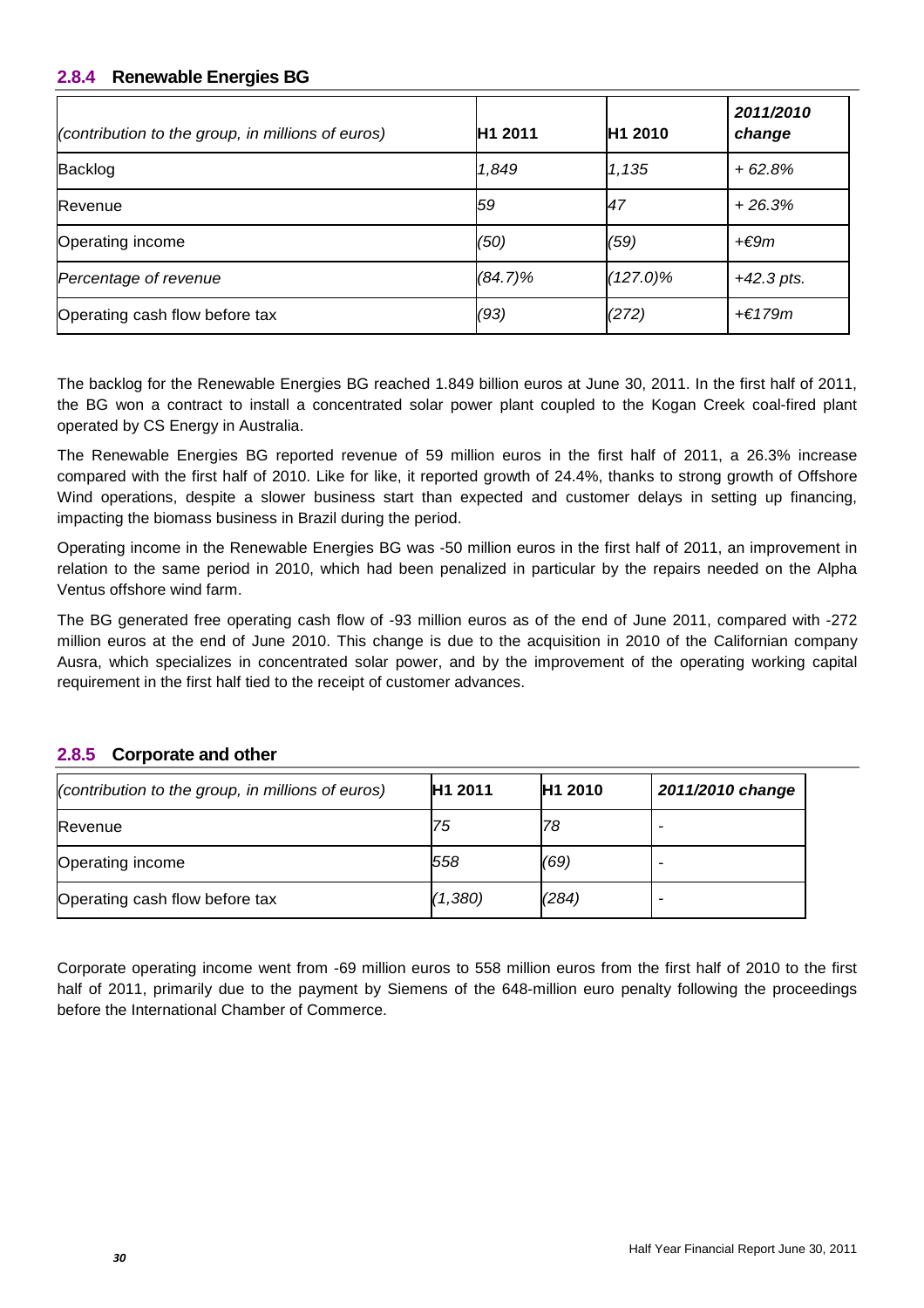### 2.8.4 Renewable Energies BG

| *(contribution to the group, in millions of euros)* | H1 2011 | H1 2010 | *2011/2010 change* |
|---|---|---|---|
| Backlog | *1,849* | *1,135* | *+ 62.8%* |
| Revenue | *59* | *47* | *+ 26.3%* |
| Operating income | *(50)* | *(59)* | *+€9m* |
| *Percentage of revenue* | *(84.7)%* | *(127.0)%* | *+42.3 pts.* |
| Operating cash flow before tax | *(93)* | *(272)* | *+€179m* |

The backlog for the Renewable Energies BG reached 1.849 billion euros at June 30, 2011. In the first half of 2011, the BG won a contract to install a concentrated solar power plant coupled to the Kogan Creek coal-fired plant operated by CS Energy in Australia.

The Renewable Energies BG reported revenue of 59 million euros in the first half of 2011, a 26.3% increase compared with the first half of 2010. Like for like, it reported growth of 24.4%, thanks to strong growth of Offshore Wind operations, despite a slower business start than expected and customer delays in setting up financing, impacting the biomass business in Brazil during the period.

Operating income in the Renewable Energies BG was -50 million euros in the first half of 2011, an improvement in relation to the same period in 2010, which had been penalized in particular by the repairs needed on the Alpha Ventus offshore wind farm.

The BG generated free operating cash flow of -93 million euros as of the end of June 2011, compared with -272 million euros at the end of June 2010. This change is due to the acquisition in 2010 of the Californian company Ausra, which specializes in concentrated solar power, and by the improvement of the operating working capital requirement in the first half tied to the receipt of customer advances.

### 2.8.5 Corporate and other

| *(contribution to the group, in millions of euros)* | H1 2011 | H1 2010 | *2011/2010 change* |
|---|---|---|---|
| Revenue | *75* | *78* | - |
| Operating income | *558* | *(69)* | - |
| Operating cash flow before tax | *(1,380)* | *(284)* | - |

Corporate operating income went from -69 million euros to 558 million euros from the first half of 2010 to the first half of 2011, primarily due to the payment by Siemens of the 648-million euro penalty following the proceedings before the International Chamber of Commerce.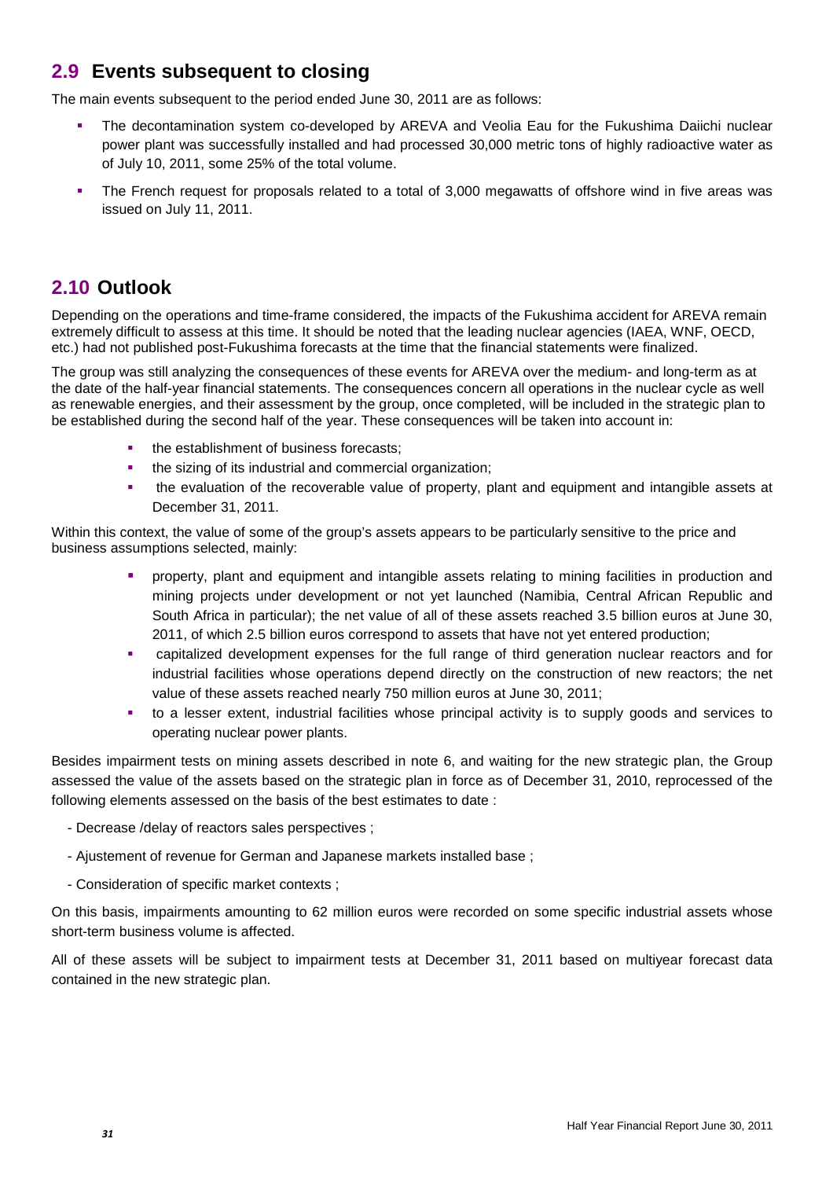## 2.9 Events subsequent to closing

The main events subsequent to the period ended June 30, 2011 are as follows:

- The decontamination system co-developed by AREVA and Veolia Eau for the Fukushima Daiichi nuclear power plant was successfully installed and had processed 30,000 metric tons of highly radioactive water as of July 10, 2011, some 25% of the total volume.
- The French request for proposals related to a total of 3,000 megawatts of offshore wind in five areas was issued on July 11, 2011.

## 2.10 Outlook

Depending on the operations and time-frame considered, the impacts of the Fukushima accident for AREVA remain extremely difficult to assess at this time. It should be noted that the leading nuclear agencies (IAEA, WNF, OECD, etc.) had not published post-Fukushima forecasts at the time that the financial statements were finalized.

The group was still analyzing the consequences of these events for AREVA over the medium- and long-term as at the date of the half-year financial statements. The consequences concern all operations in the nuclear cycle as well as renewable energies, and their assessment by the group, once completed, will be included in the strategic plan to be established during the second half of the year. These consequences will be taken into account in:

- the establishment of business forecasts;
- the sizing of its industrial and commercial organization;
- the evaluation of the recoverable value of property, plant and equipment and intangible assets at December 31, 2011.

Within this context, the value of some of the group's assets appears to be particularly sensitive to the price and business assumptions selected, mainly:

- property, plant and equipment and intangible assets relating to mining facilities in production and mining projects under development or not yet launched (Namibia, Central African Republic and South Africa in particular); the net value of all of these assets reached 3.5 billion euros at June 30, 2011, of which 2.5 billion euros correspond to assets that have not yet entered production;
- capitalized development expenses for the full range of third generation nuclear reactors and for industrial facilities whose operations depend directly on the construction of new reactors; the net value of these assets reached nearly 750 million euros at June 30, 2011;
- to a lesser extent, industrial facilities whose principal activity is to supply goods and services to operating nuclear power plants.

Besides impairment tests on mining assets described in note 6, and waiting for the new strategic plan, the Group assessed the value of the assets based on the strategic plan in force as of December 31, 2010, reprocessed of the following elements assessed on the basis of the best estimates to date :

- Decrease /delay of reactors sales perspectives ;
- Ajustement of revenue for German and Japanese markets installed base ;
- Consideration of specific market contexts ;

On this basis, impairments amounting to 62 million euros were recorded on some specific industrial assets whose short-term business volume is affected.

All of these assets will be subject to impairment tests at December 31, 2011 based on multiyear forecast data contained in the new strategic plan.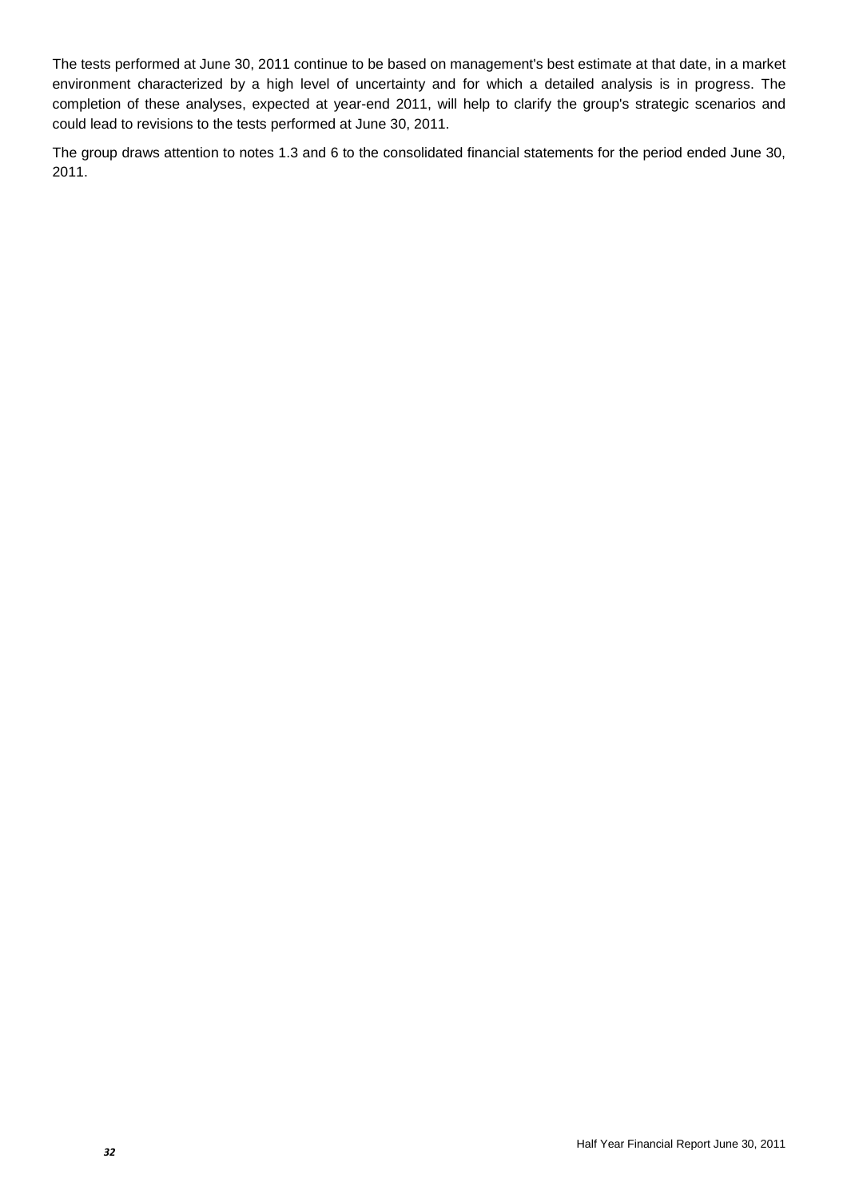The tests performed at June 30, 2011 continue to be based on management's best estimate at that date, in a market environment characterized by a high level of uncertainty and for which a detailed analysis is in progress. The completion of these analyses, expected at year-end 2011, will help to clarify the group's strategic scenarios and could lead to revisions to the tests performed at June 30, 2011.

The group draws attention to notes 1.3 and 6 to the consolidated financial statements for the period ended June 30, 2011.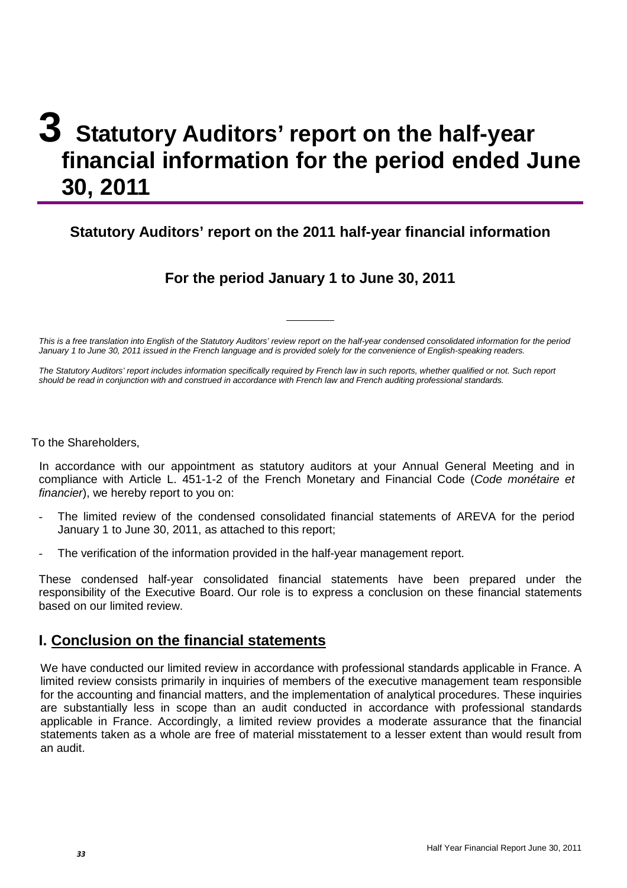# 3 Statutory Auditors' report on the half-year financial information for the period ended June 30, 2011

## Statutory Auditors' report on the 2011 half-year financial information

### For the period January 1 to June 30, 2011

---

*This is a free translation into English of the Statutory Auditors' review report on the half-year condensed consolidated information for the period January 1 to June 30, 2011 issued in the French language and is provided solely for the convenience of English-speaking readers.*

*The Statutory Auditors' report includes information specifically required by French law in such reports, whether qualified or not. Such report should be read in conjunction with and construed in accordance with French law and French auditing professional standards.*

To the Shareholders,

In accordance with our appointment as statutory auditors at your Annual General Meeting and in compliance with Article L. 451-1-2 of the French Monetary and Financial Code (*Code monétaire et financier*), we hereby report to you on:

- The limited review of the condensed consolidated financial statements of AREVA for the period January 1 to June 30, 2011, as attached to this report;
- The verification of the information provided in the half-year management report.

These condensed half-year consolidated financial statements have been prepared under the responsibility of the Executive Board. Our role is to express a conclusion on these financial statements based on our limited review.

## I. Conclusion on the financial statements

We have conducted our limited review in accordance with professional standards applicable in France. A limited review consists primarily in inquiries of members of the executive management team responsible for the accounting and financial matters, and the implementation of analytical procedures. These inquiries are substantially less in scope than an audit conducted in accordance with professional standards applicable in France. Accordingly, a limited review provides a moderate assurance that the financial statements taken as a whole are free of material misstatement to a lesser extent than would result from an audit.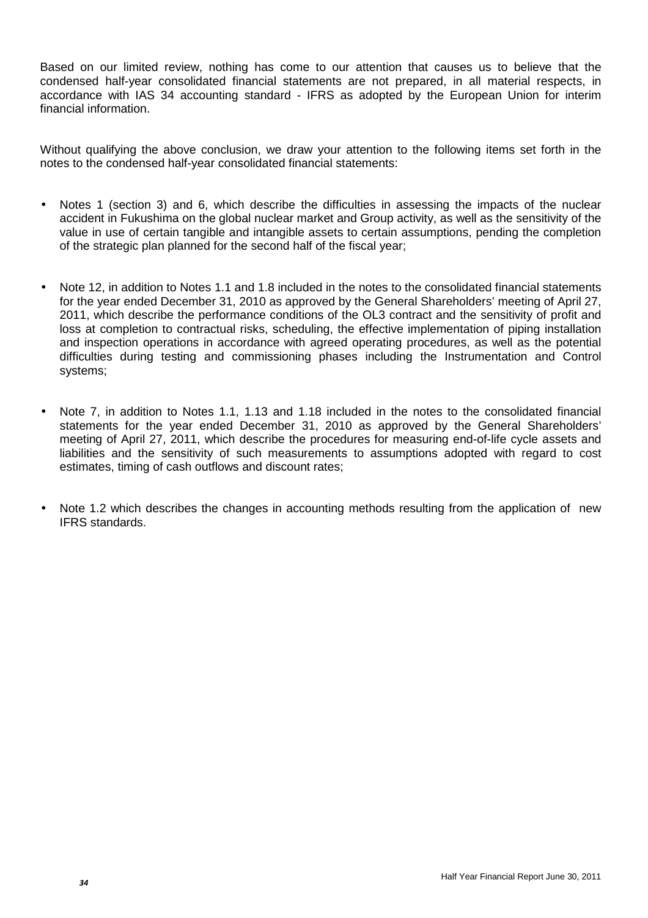Based on our limited review, nothing has come to our attention that causes us to believe that the condensed half-year consolidated financial statements are not prepared, in all material respects, in accordance with IAS 34 accounting standard - IFRS as adopted by the European Union for interim financial information.

Without qualifying the above conclusion, we draw your attention to the following items set forth in the notes to the condensed half-year consolidated financial statements:

- Notes 1 (section 3) and 6, which describe the difficulties in assessing the impacts of the nuclear accident in Fukushima on the global nuclear market and Group activity, as well as the sensitivity of the value in use of certain tangible and intangible assets to certain assumptions, pending the completion of the strategic plan planned for the second half of the fiscal year;

- Note 12, in addition to Notes 1.1 and 1.8 included in the notes to the consolidated financial statements for the year ended December 31, 2010 as approved by the General Shareholders' meeting of April 27, 2011, which describe the performance conditions of the OL3 contract and the sensitivity of profit and loss at completion to contractual risks, scheduling, the effective implementation of piping installation and inspection operations in accordance with agreed operating procedures, as well as the potential difficulties during testing and commissioning phases including the Instrumentation and Control systems;

- Note 7, in addition to Notes 1.1, 1.13 and 1.18 included in the notes to the consolidated financial statements for the year ended December 31, 2010 as approved by the General Shareholders' meeting of April 27, 2011, which describe the procedures for measuring end-of-life cycle assets and liabilities and the sensitivity of such measurements to assumptions adopted with regard to cost estimates, timing of cash outflows and discount rates;

- Note 1.2 which describes the changes in accounting methods resulting from the application of new IFRS standards.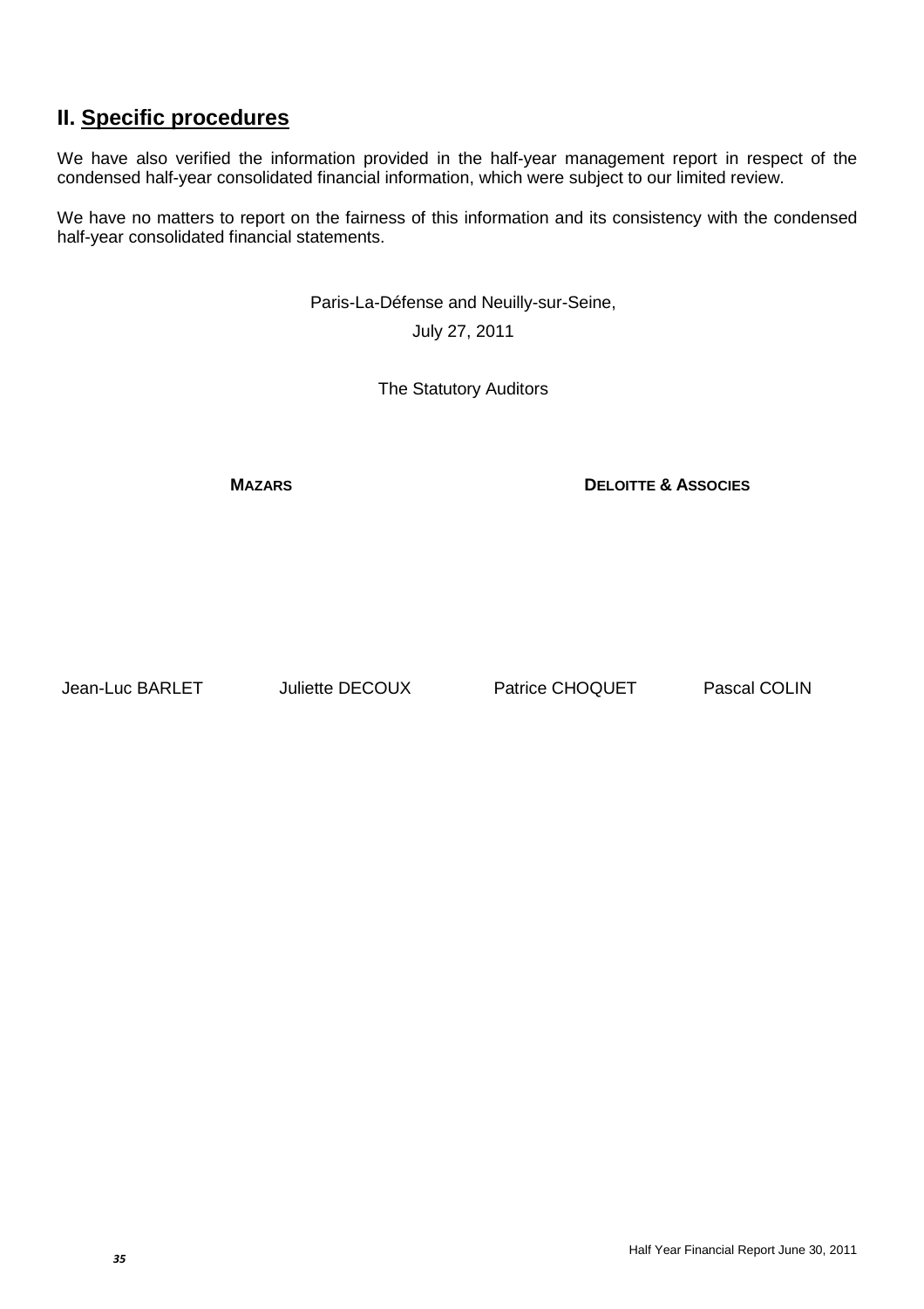## II. Specific procedures

We have also verified the information provided in the half-year management report in respect of the condensed half-year consolidated financial information, which were subject to our limited review.

We have no matters to report on the fairness of this information and its consistency with the condensed half-year consolidated financial statements.

Paris-La-Défense and Neuilly-sur-Seine,

July 27, 2011

The Statutory Auditors

| **MAZARS** | | **DELOITTE & ASSOCIES** | |
|---|---|---|---|
| Jean-Luc BARLET | Juliette DECOUX | Patrice CHOQUET | Pascal COLIN |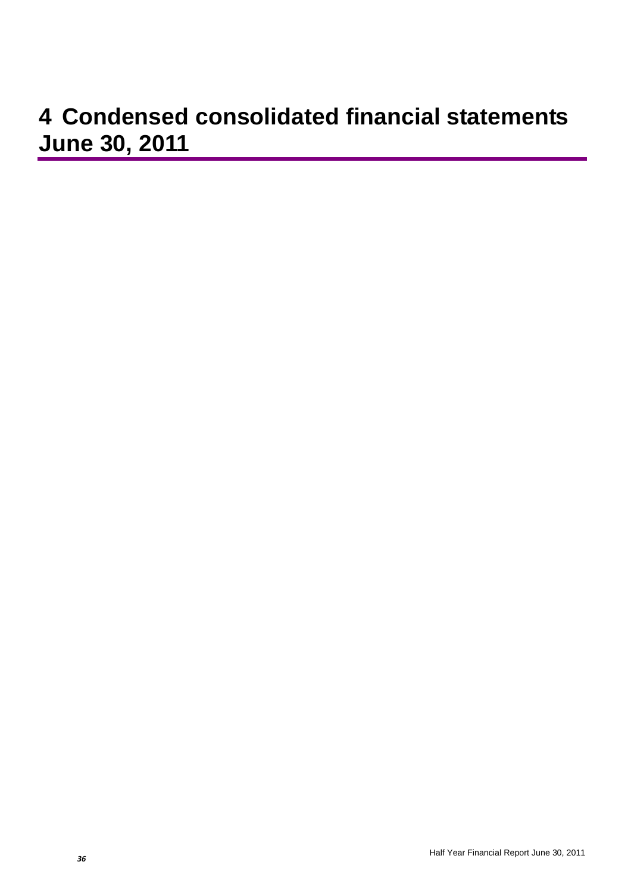# 4 Condensed consolidated financial statements June 30, 2011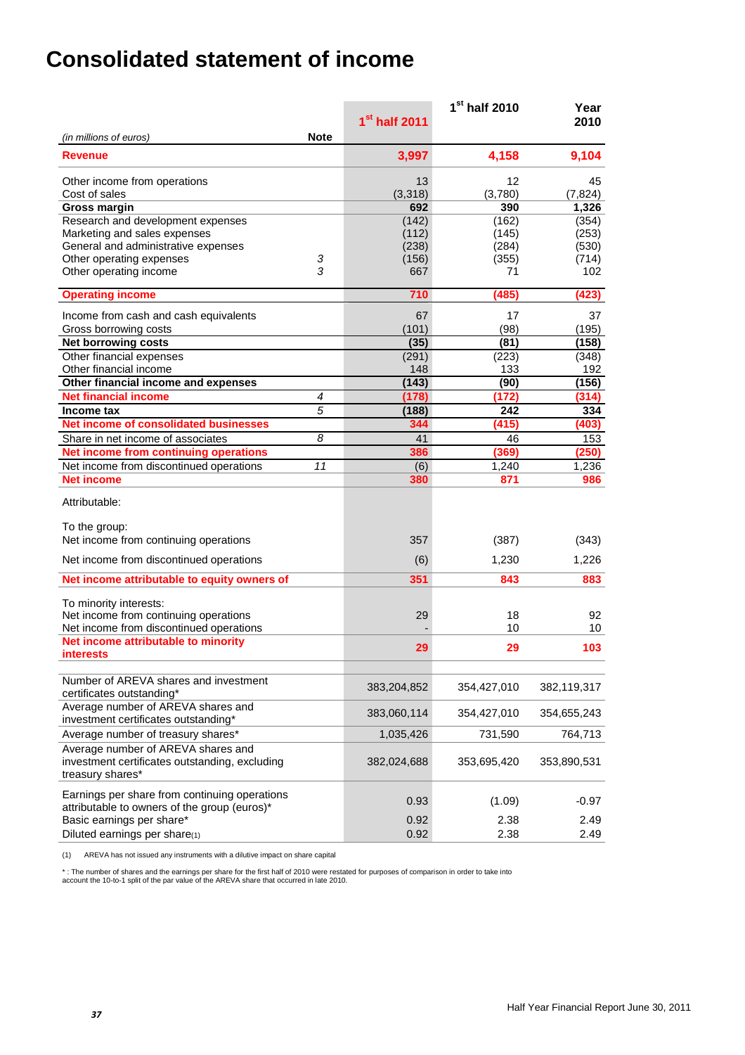# Consolidated statement of income

| *(in millions of euros)* | Note | 1st half 2011 | 1st half 2010 | Year 2010 |
|---|---|---|---|---|
| **Revenue** | | **3,997** | **4,158** | **9,104** |
| Other income from operations | | 13 | 12 | 45 |
| Cost of sales | | (3,318) | (3,780) | (7,824) |
| **Gross margin** | | **692** | **390** | **1,326** |
| Research and development expenses | | (142) | (162) | (354) |
| Marketing and sales expenses | | (112) | (145) | (253) |
| General and administrative expenses | | (238) | (284) | (530) |
| Other operating expenses | 3 | (156) | (355) | (714) |
| Other operating income | 3 | 667 | 71 | 102 |
| **Operating income** | | **710** | **(485)** | **(423)** |
| Income from cash and cash equivalents | | 67 | 17 | 37 |
| Gross borrowing costs | | (101) | (98) | (195) |
| **Net borrowing costs** | | **(35)** | **(81)** | **(158)** |
| Other financial expenses | | (291) | (223) | (348) |
| Other financial income | | 148 | 133 | 192 |
| **Other financial income and expenses** | | **(143)** | **(90)** | **(156)** |
| **Net financial income** | 4 | **(178)** | **(172)** | **(314)** |
| **Income tax** | 5 | **(188)** | **242** | **334** |
| **Net income of consolidated businesses** | | **344** | **(415)** | **(403)** |
| Share in net income of associates | 8 | 41 | 46 | 153 |
| **Net income from continuing operations** | | **386** | **(369)** | **(250)** |
| Net income from discontinued operations | 11 | (6) | 1,240 | 1,236 |
| **Net income** | | **380** | **871** | **986** |
| Attributable: | | | | |
| To the group: | | | | |
| Net income from continuing operations | | 357 | (387) | (343) |
| Net income from discontinued operations | | (6) | 1,230 | 1,226 |
| **Net income attributable to equity owners of** | | **351** | **843** | **883** |
| To minority interests: | | | | |
| Net income from continuing operations | | 29 | 18 | 92 |
| Net income from discontinued operations | | - | 10 | 10 |
| **Net income attributable to minority interests** | | **29** | **29** | **103** |
| Number of AREVA shares and investment certificates outstanding* | | 383,204,852 | 354,427,010 | 382,119,317 |
| Average number of AREVA shares and investment certificates outstanding* | | 383,060,114 | 354,427,010 | 354,655,243 |
| Average number of treasury shares* | | 1,035,426 | 731,590 | 764,713 |
| Average number of AREVA shares and investment certificates outstanding, excluding treasury shares* | | 382,024,688 | 353,695,420 | 353,890,531 |
| Earnings per share from continuing operations attributable to owners of the group (euros)* | | 0.93 | (1.09) | -0.97 |
| Basic earnings per share* | | 0.92 | 2.38 | 2.49 |
| Diluted earnings per share(1) | | 0.92 | 2.38 | 2.49 |

(1) AREVA has not issued any instruments with a dilutive impact on share capital

* : The number of shares and the earnings per share for the first half of 2010 were restated for purposes of comparison in order to take into account the 10-to-1 split of the par value of the AREVA share that occurred in late 2010.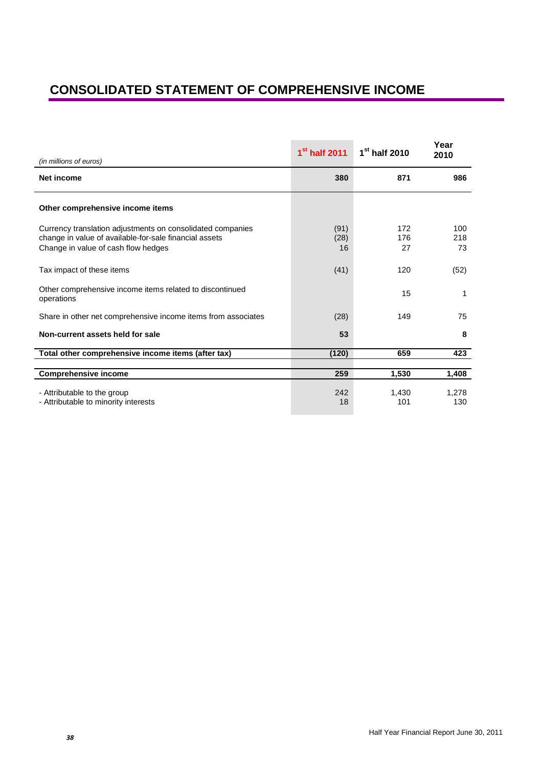# CONSOLIDATED STATEMENT OF COMPREHENSIVE INCOME

| *(in millions of euros)* | 1st half 2011 | 1st half 2010 | Year 2010 |
|---|---|---|---|
| **Net income** | **380** | **871** | **986** |
| **Other comprehensive income items** | | | |
| Currency translation adjustments on consolidated companies | (91) | 172 | 100 |
| change in value of available-for-sale financial assets | (28) | 176 | 218 |
| Change in value of cash flow hedges | 16 | 27 | 73 |
| Tax impact of these items | (41) | 120 | (52) |
| Other comprehensive income items related to discontinued operations | | 15 | 1 |
| Share in other net comprehensive income items from associates | (28) | 149 | 75 |
| **Non-current assets held for sale** | **53** | | **8** |
| **Total other comprehensive income items (after tax)** | **(120)** | **659** | **423** |
| **Comprehensive income** | **259** | **1,530** | **1,408** |
| - Attributable to the group | 242 | 1,430 | 1,278 |
| - Attributable to minority interests | 18 | 101 | 130 |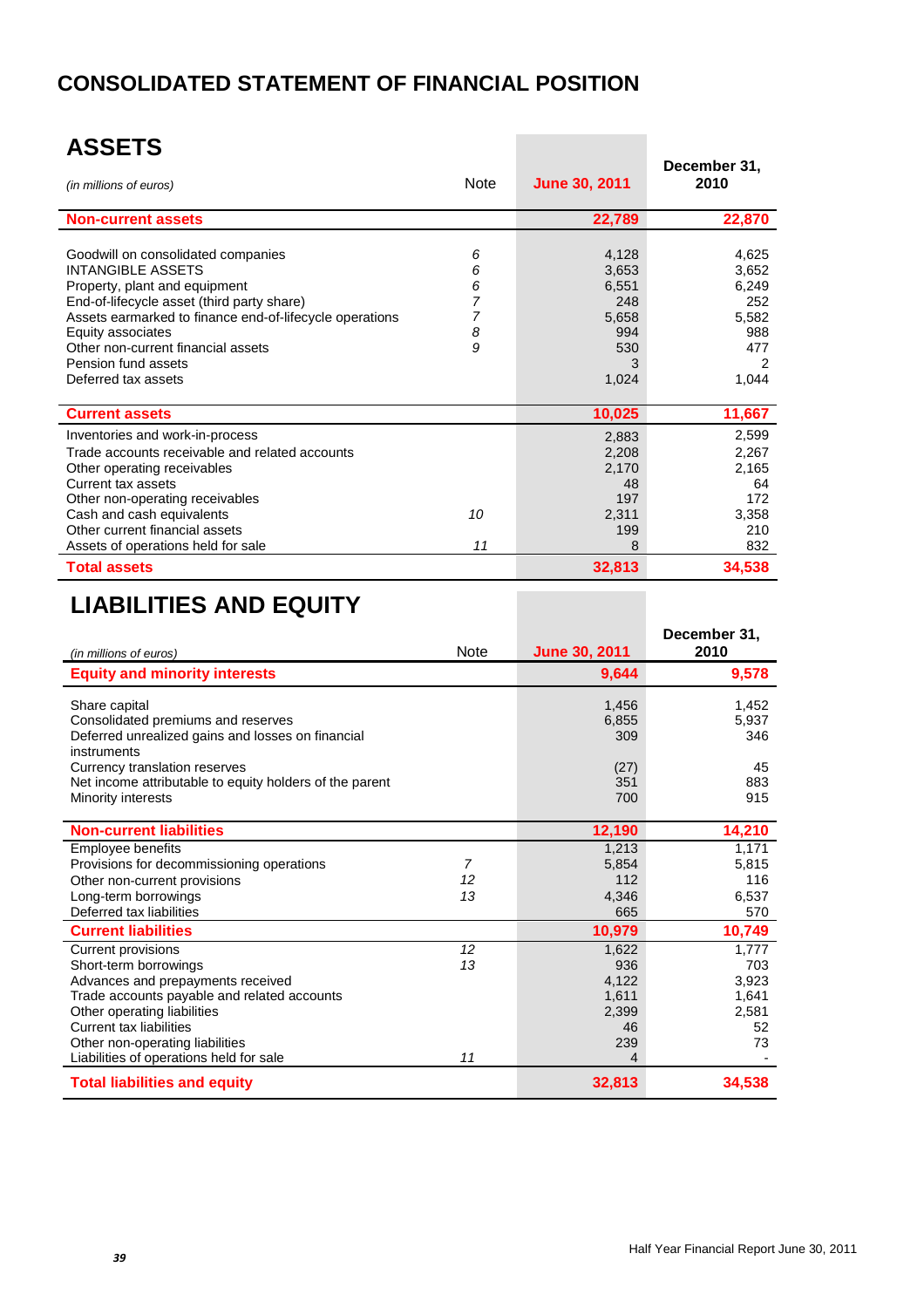# CONSOLIDATED STATEMENT OF FINANCIAL POSITION

## ASSETS

| *(in millions of euros)* | Note | June 30, 2011 | December 31, 2010 |
|---|---|---|---|
| **Non-current assets** | | **22,789** | **22,870** |
| Goodwill on consolidated companies | *6* | 4,128 | 4,625 |
| INTANGIBLE ASSETS | *6* | 3,653 | 3,652 |
| Property, plant and equipment | *6* | 6,551 | 6,249 |
| End-of-lifecycle asset (third party share) | *7* | 248 | 252 |
| Assets earmarked to finance end-of-lifecycle operations | *7* | 5,658 | 5,582 |
| Equity associates | *8* | 994 | 988 |
| Other non-current financial assets | *9* | 530 | 477 |
| Pension fund assets | | 3 | 2 |
| Deferred tax assets | | 1,024 | 1,044 |
| **Current assets** | | **10,025** | **11,667** |
| Inventories and work-in-process | | 2,883 | 2,599 |
| Trade accounts receivable and related accounts | | 2,208 | 2,267 |
| Other operating receivables | | 2,170 | 2,165 |
| Current tax assets | | 48 | 64 |
| Other non-operating receivables | | 197 | 172 |
| Cash and cash equivalents | *10* | 2,311 | 3,358 |
| Other current financial assets | | 199 | 210 |
| Assets of operations held for sale | *11* | 8 | 832 |
| **Total assets** | | **32,813** | **34,538** |

## LIABILITIES AND EQUITY

| *(in millions of euros)* | Note | June 30, 2011 | December 31, 2010 |
|---|---|---|---|
| **Equity and minority interests** | | **9,644** | **9,578** |
| Share capital | | 1,456 | 1,452 |
| Consolidated premiums and reserves | | 6,855 | 5,937 |
| Deferred unrealized gains and losses on financial instruments | | 309 | 346 |
| Currency translation reserves | | (27) | 45 |
| Net income attributable to equity holders of the parent | | 351 | 883 |
| Minority interests | | 700 | 915 |
| **Non-current liabilities** | | **12,190** | **14,210** |
| Employee benefits | | 1,213 | 1,171 |
| Provisions for decommissioning operations | *7* | 5,854 | 5,815 |
| Other non-current provisions | *12* | 112 | 116 |
| Long-term borrowings | *13* | 4,346 | 6,537 |
| Deferred tax liabilities | | 665 | 570 |
| **Current liabilities** | | **10,979** | **10,749** |
| Current provisions | *12* | 1,622 | 1,777 |
| Short-term borrowings | *13* | 936 | 703 |
| Advances and prepayments received | | 4,122 | 3,923 |
| Trade accounts payable and related accounts | | 1,611 | 1,641 |
| Other operating liabilities | | 2,399 | 2,581 |
| Current tax liabilities | | 46 | 52 |
| Other non-operating liabilities | | 239 | 73 |
| Liabilities of operations held for sale | *11* | 4 | - |
| **Total liabilities and equity** | | **32,813** | **34,538** |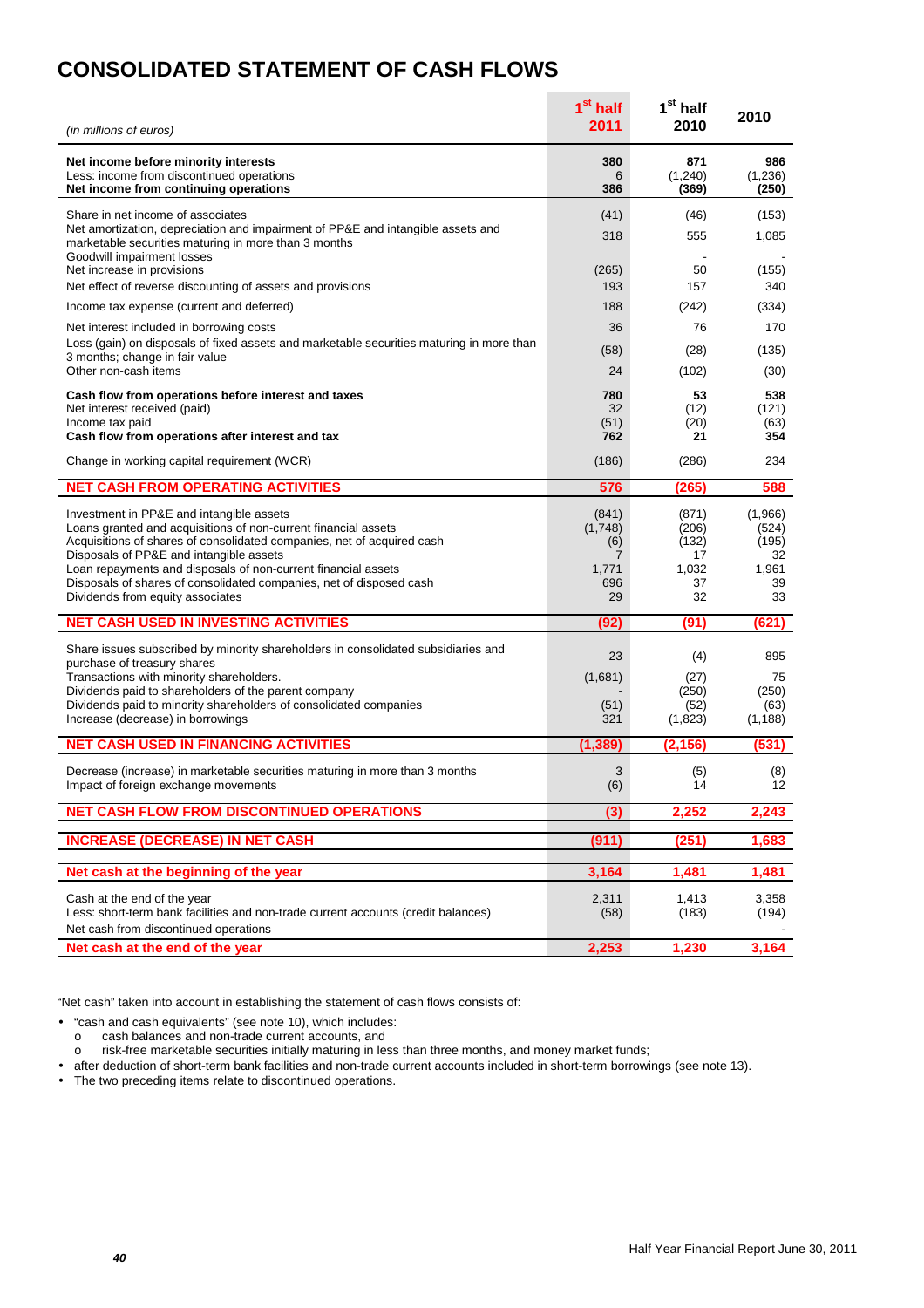# CONSOLIDATED STATEMENT OF CASH FLOWS

| *(in millions of euros)* | 1[st] half 2011 | 1[st] half 2010 | 2010 |
|---|---|---|---|
| **Net income before minority interests** | **380** | **871** | **986** |
| Less: income from discontinued operations | 6 | (1,240) | (1,236) |
| **Net income from continuing operations** | **386** | **(369)** | **(250)** |
| Share in net income of associates | (41) | (46) | (153) |
| Net amortization, depreciation and impairment of PP&E and intangible assets and marketable securities maturing in more than 3 months | 318 | 555 | 1,085 |
| Goodwill impairment losses | | - | - |
| Net increase in provisions | (265) | 50 | (155) |
| Net effect of reverse discounting of assets and provisions | 193 | 157 | 340 |
| Income tax expense (current and deferred) | 188 | (242) | (334) |
| Net interest included in borrowing costs | 36 | 76 | 170 |
| Loss (gain) on disposals of fixed assets and marketable securities maturing in more than 3 months; change in fair value | (58) | (28) | (135) |
| Other non-cash items | 24 | (102) | (30) |
| **Cash flow from operations before interest and taxes** | **780** | **53** | **538** |
| Net interest received (paid) | 32 | (12) | (121) |
| Income tax paid | (51) | (20) | (63) |
| **Cash flow from operations after interest and tax** | **762** | **21** | **354** |
| Change in working capital requirement (WCR) | (186) | (286) | 234 |
| **NET CASH FROM OPERATING ACTIVITIES** | **576** | **(265)** | **588** |
| Investment in PP&E and intangible assets | (841) | (871) | (1,966) |
| Loans granted and acquisitions of non-current financial assets | (1,748) | (206) | (524) |
| Acquisitions of shares of consolidated companies, net of acquired cash | (6) | (132) | (195) |
| Disposals of PP&E and intangible assets | 7 | 17 | 32 |
| Loan repayments and disposals of non-current financial assets | 1,771 | 1,032 | 1,961 |
| Disposals of shares of consolidated companies, net of disposed cash | 696 | 37 | 39 |
| Dividends from equity associates | 29 | 32 | 33 |
| **NET CASH USED IN INVESTING ACTIVITIES** | **(92)** | **(91)** | **(621)** |
| Share issues subscribed by minority shareholders in consolidated subsidiaries and purchase of treasury shares | 23 | (4) | 895 |
| Transactions with minority shareholders. | (1,681) | (27) | 75 |
| Dividends paid to shareholders of the parent company | - | (250) | (250) |
| Dividends paid to minority shareholders of consolidated companies | (51) | (52) | (63) |
| Increase (decrease) in borrowings | 321 | (1,823) | (1,188) |
| **NET CASH USED IN FINANCING ACTIVITIES** | **(1,389)** | **(2,156)** | **(531)** |
| Decrease (increase) in marketable securities maturing in more than 3 months | 3 | (5) | (8) |
| Impact of foreign exchange movements | (6) | 14 | 12 |
| **NET CASH FLOW FROM DISCONTINUED OPERATIONS** | **(3)** | **2,252** | **2,243** |
| **INCREASE (DECREASE) IN NET CASH** | **(911)** | **(251)** | **1,683** |
| **Net cash at the beginning of the year** | **3,164** | **1,481** | **1,481** |
| Cash at the end of the year | 2,311 | 1,413 | 3,358 |
| Less: short-term bank facilities and non-trade current accounts (credit balances) | (58) | (183) | (194) |
| Net cash from discontinued operations | | | - |
| **Net cash at the end of the year** | **2,253** | **1,230** | **3,164** |

"Net cash" taken into account in establishing the statement of cash flows consists of:

- "cash and cash equivalents" (see note 10), which includes:
  - cash balances and non-trade current accounts, and
  - risk-free marketable securities initially maturing in less than three months, and money market funds;
- after deduction of short-term bank facilities and non-trade current accounts included in short-term borrowings (see note 13).
- The two preceding items relate to discontinued operations.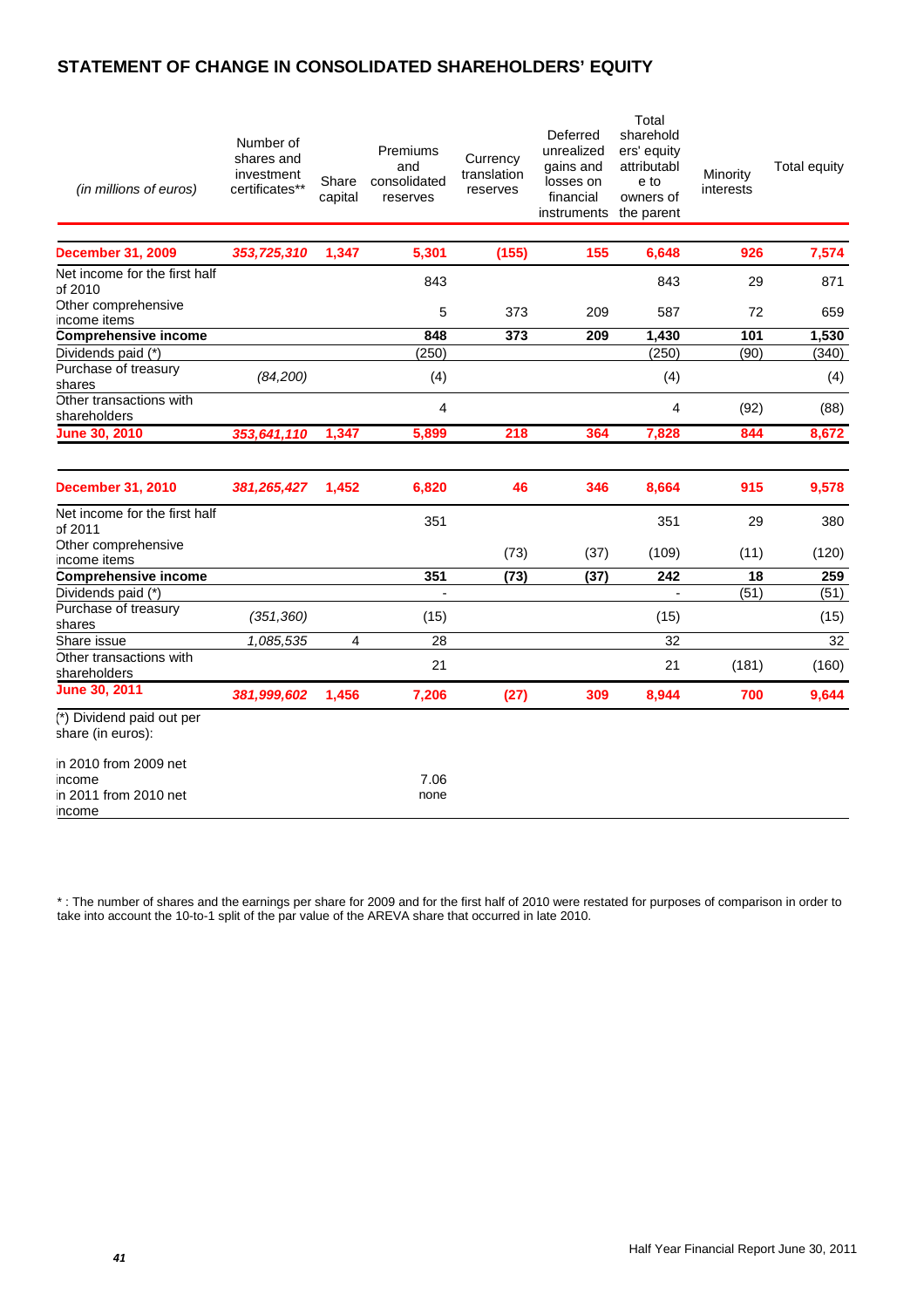## STATEMENT OF CHANGE IN CONSOLIDATED SHAREHOLDERS' EQUITY

| *(in millions of euros)* | Number of shares and investment certificates** | Share capital | Premiums and consolidated reserves | Currency translation reserves | Deferred unrealized gains and losses on financial instruments | Total shareholders' equity attributable to owners of the parent | Minority interests | Total equity |
|---|---|---|---|---|---|---|---|---|
| **December 31, 2009** | ***353,725,310*** | **1,347** | **5,301** | **(155)** | **155** | **6,648** | **926** | **7,574** |
| Net income for the first half of 2010 | | | 843 | | | 843 | 29 | 871 |
| Other comprehensive income items | | | 5 | 373 | 209 | 587 | 72 | 659 |
| **Comprehensive income** | | | **848** | **373** | **209** | **1,430** | **101** | **1,530** |
| Dividends paid (*) | | | (250) | | | (250) | (90) | (340) |
| Purchase of treasury shares | *(84,200)* | | (4) | | | (4) | | (4) |
| Other transactions with shareholders | | | 4 | | | 4 | (92) | (88) |
| **June 30, 2010** | ***353,641,110*** | **1,347** | **5,899** | **218** | **364** | **7,828** | **844** | **8,672** |
| | | | | | | | | |
| **December 31, 2010** | ***381,265,427*** | **1,452** | **6,820** | **46** | **346** | **8,664** | **915** | **9,578** |
| Net income for the first half of 2011 | | | 351 | | | 351 | 29 | 380 |
| Other comprehensive income items | | | | (73) | (37) | (109) | (11) | (120) |
| **Comprehensive income** | | | **351** | **(73)** | **(37)** | **242** | **18** | **259** |
| Dividends paid (*) | | | - | | | - | (51) | (51) |
| Purchase of treasury shares | *(351,360)* | | (15) | | | (15) | | (15) |
| Share issue | *1,085,535* | 4 | 28 | | | 32 | | 32 |
| Other transactions with shareholders | | | 21 | | | 21 | (181) | (160) |
| **June 30, 2011** | ***381,999,602*** | **1,456** | **7,206** | **(27)** | **309** | **8,944** | **700** | **9,644** |
| (*) Dividend paid out per share (in euros): | | | | | | | | |
| in 2010 from 2009 net income | | | 7.06 | | | | | |
| in 2011 from 2010 net income | | | none | | | | | |

* : The number of shares and the earnings per share for 2009 and for the first half of 2010 were restated for purposes of comparison in order to take into account the 10-to-1 split of the par value of the AREVA share that occurred in late 2010.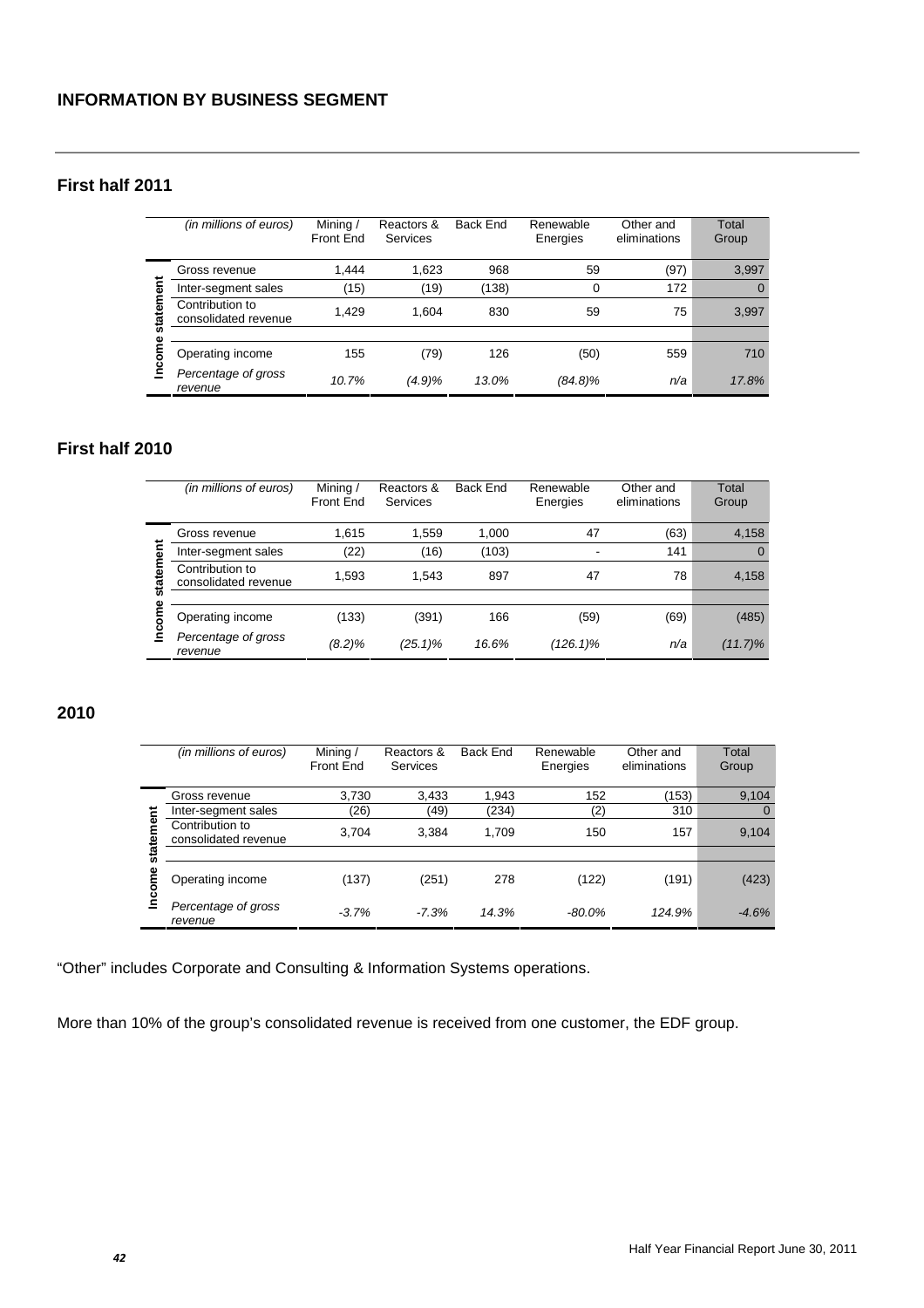## INFORMATION BY BUSINESS SEGMENT

### First half 2011

| | *(in millions of euros)* | Mining / Front End | Reactors & Services | Back End | Renewable Energies | Other and eliminations | Total Group |
|---|---|---|---|---|---|---|---|
| Income statement | Gross revenue | 1,444 | 1,623 | 968 | 59 | (97) | 3,997 |
| | Inter-segment sales | (15) | (19) | (138) | 0 | 172 | 0 |
| | Contribution to consolidated revenue | 1,429 | 1,604 | 830 | 59 | 75 | 3,997 |
| | Operating income | 155 | (79) | 126 | (50) | 559 | 710 |
| | *Percentage of gross revenue* | *10.7%* | *(4.9)%* | *13.0%* | *(84.8)%* | *n/a* | *17.8%* |

### First half 2010

| | *(in millions of euros)* | Mining / Front End | Reactors & Services | Back End | Renewable Energies | Other and eliminations | Total Group |
|---|---|---|---|---|---|---|---|
| Income statement | Gross revenue | 1,615 | 1,559 | 1,000 | 47 | (63) | 4,158 |
| | Inter-segment sales | (22) | (16) | (103) | - | 141 | 0 |
| | Contribution to consolidated revenue | 1,593 | 1,543 | 897 | 47 | 78 | 4,158 |
| | Operating income | (133) | (391) | 166 | (59) | (69) | (485) |
| | *Percentage of gross revenue* | *(8.2)%* | *(25.1)%* | *16.6%* | *(126.1)%* | *n/a* | *(11.7)%* |

### 2010

| | *(in millions of euros)* | Mining / Front End | Reactors & Services | Back End | Renewable Energies | Other and eliminations | Total Group |
|---|---|---|---|---|---|---|---|
| Income statement | Gross revenue | 3,730 | 3,433 | 1,943 | 152 | (153) | 9,104 |
| | Inter-segment sales | (26) | (49) | (234) | (2) | 310 | 0 |
| | Contribution to consolidated revenue | 3,704 | 3,384 | 1,709 | 150 | 157 | 9,104 |
| | Operating income | (137) | (251) | 278 | (122) | (191) | (423) |
| | *Percentage of gross revenue* | *-3.7%* | *-7.3%* | *14.3%* | *-80.0%* | *124.9%* | *-4.6%* |

"Other" includes Corporate and Consulting & Information Systems operations.

More than 10% of the group's consolidated revenue is received from one customer, the EDF group.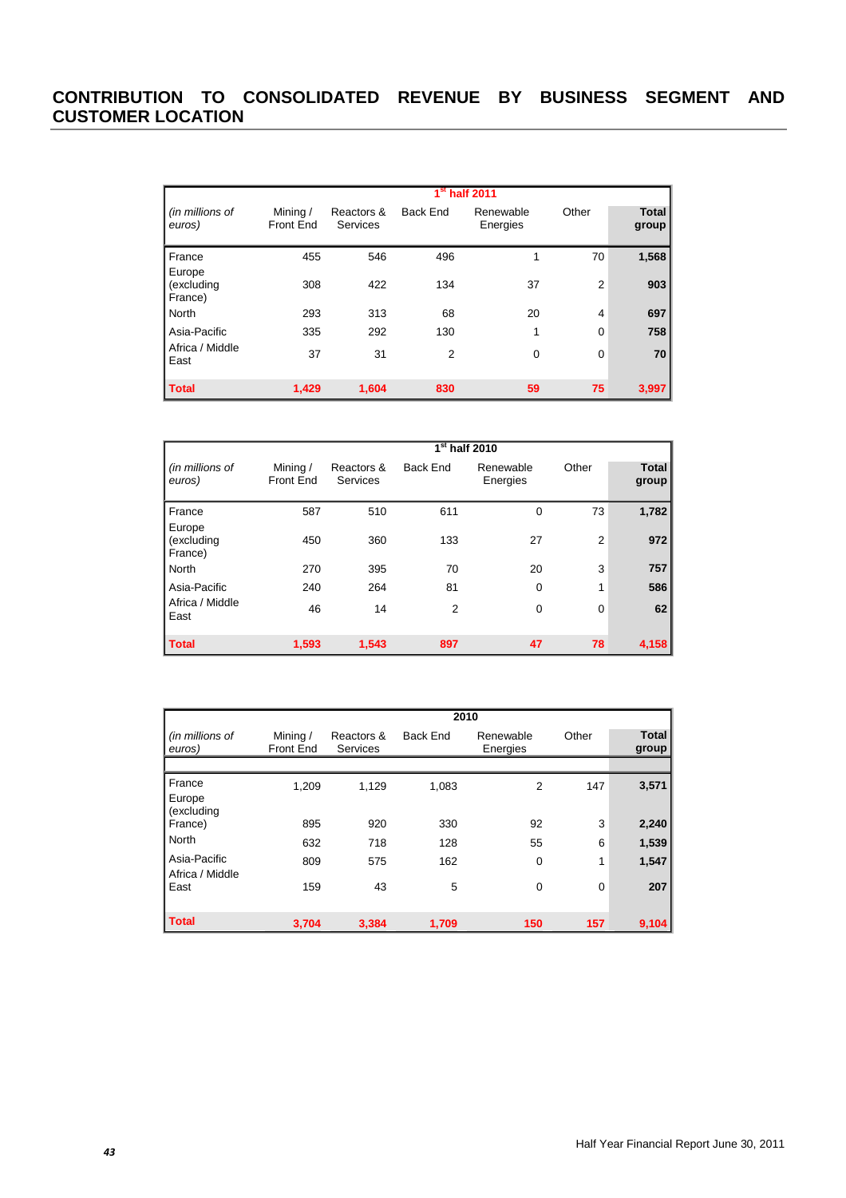## CONTRIBUTION TO CONSOLIDATED REVENUE BY BUSINESS SEGMENT AND CUSTOMER LOCATION

| | 1st half 2011 | | | | | |
|---|---|---|---|---|---|---|
| *(in millions of euros)* | Mining / Front End | Reactors & Services | Back End | Renewable Energies | Other | **Total group** |
| France | 455 | 546 | 496 | 1 | 70 | **1,568** |
| Europe (excluding France) | 308 | 422 | 134 | 37 | 2 | **903** |
| North | 293 | 313 | 68 | 20 | 4 | **697** |
| Asia-Pacific | 335 | 292 | 130 | 1 | 0 | **758** |
| Africa / Middle East | 37 | 31 | 2 | 0 | 0 | **70** |
| **Total** | **1,429** | **1,604** | **830** | **59** | **75** | **3,997** |

| | 1st half 2010 | | | | | |
|---|---|---|---|---|---|---|
| *(in millions of euros)* | Mining / Front End | Reactors & Services | Back End | Renewable Energies | Other | **Total group** |
| France | 587 | 510 | 611 | 0 | 73 | **1,782** |
| Europe (excluding France) | 450 | 360 | 133 | 27 | 2 | **972** |
| North | 270 | 395 | 70 | 20 | 3 | **757** |
| Asia-Pacific | 240 | 264 | 81 | 0 | 1 | **586** |
| Africa / Middle East | 46 | 14 | 2 | 0 | 0 | **62** |
| **Total** | **1,593** | **1,543** | **897** | **47** | **78** | **4,158** |

| | 2010 | | | | | |
|---|---|---|---|---|---|---|
| *(in millions of euros)* | Mining / Front End | Reactors & Services | Back End | Renewable Energies | Other | **Total group** |
| France | 1,209 | 1,129 | 1,083 | 2 | 147 | **3,571** |
| Europe (excluding France) | 895 | 920 | 330 | 92 | 3 | **2,240** |
| North | 632 | 718 | 128 | 55 | 6 | **1,539** |
| Asia-Pacific | 809 | 575 | 162 | 0 | 1 | **1,547** |
| Africa / Middle East | 159 | 43 | 5 | 0 | 0 | **207** |
| **Total** | **3,704** | **3,384** | **1,709** | **150** | **157** | **9,104** |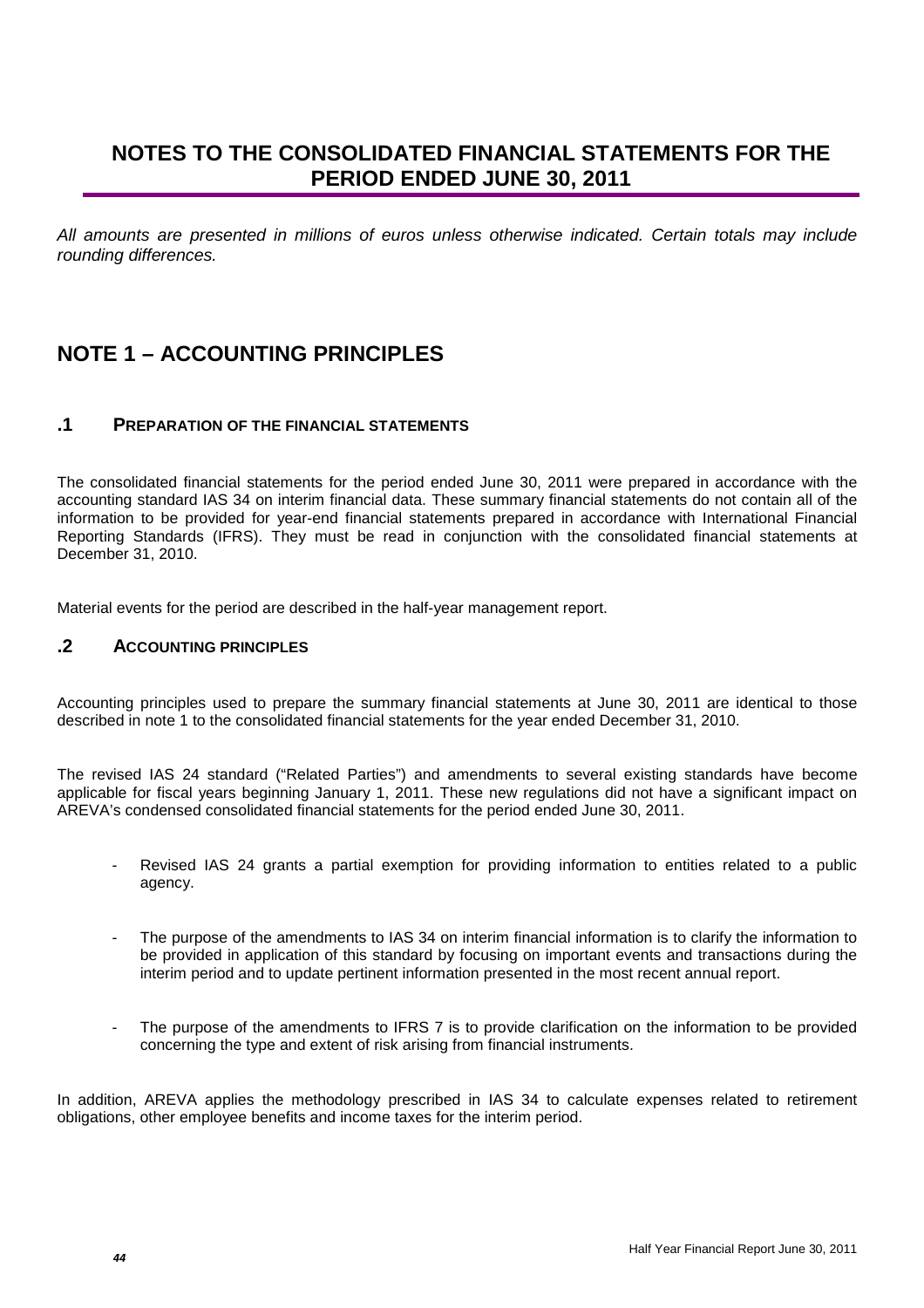# NOTES TO THE CONSOLIDATED FINANCIAL STATEMENTS FOR THE PERIOD ENDED JUNE 30, 2011

*All amounts are presented in millions of euros unless otherwise indicated. Certain totals may include rounding differences.*

# NOTE 1 – ACCOUNTING PRINCIPLES

## .1 PREPARATION OF THE FINANCIAL STATEMENTS

The consolidated financial statements for the period ended June 30, 2011 were prepared in accordance with the accounting standard IAS 34 on interim financial data. These summary financial statements do not contain all of the information to be provided for year-end financial statements prepared in accordance with International Financial Reporting Standards (IFRS). They must be read in conjunction with the consolidated financial statements at December 31, 2010.

Material events for the period are described in the half-year management report.

## .2 ACCOUNTING PRINCIPLES

Accounting principles used to prepare the summary financial statements at June 30, 2011 are identical to those described in note 1 to the consolidated financial statements for the year ended December 31, 2010.

The revised IAS 24 standard ("Related Parties") and amendments to several existing standards have become applicable for fiscal years beginning January 1, 2011. These new regulations did not have a significant impact on AREVA's condensed consolidated financial statements for the period ended June 30, 2011.

- Revised IAS 24 grants a partial exemption for providing information to entities related to a public agency.
- The purpose of the amendments to IAS 34 on interim financial information is to clarify the information to be provided in application of this standard by focusing on important events and transactions during the interim period and to update pertinent information presented in the most recent annual report.
- The purpose of the amendments to IFRS 7 is to provide clarification on the information to be provided concerning the type and extent of risk arising from financial instruments.

In addition, AREVA applies the methodology prescribed in IAS 34 to calculate expenses related to retirement obligations, other employee benefits and income taxes for the interim period.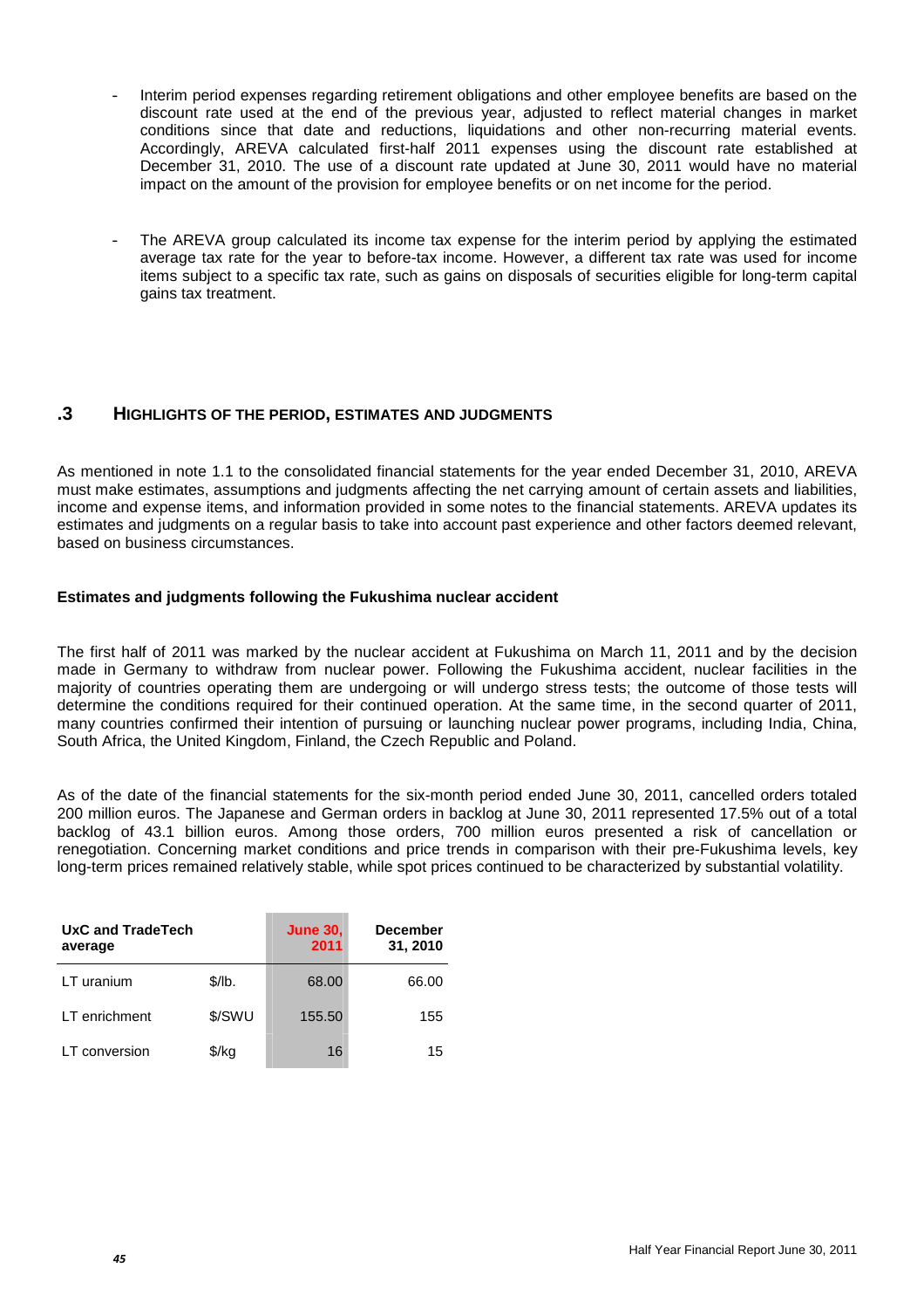- Interim period expenses regarding retirement obligations and other employee benefits are based on the discount rate used at the end of the previous year, adjusted to reflect material changes in market conditions since that date and reductions, liquidations and other non-recurring material events. Accordingly, AREVA calculated first-half 2011 expenses using the discount rate established at December 31, 2010. The use of a discount rate updated at June 30, 2011 would have no material impact on the amount of the provision for employee benefits or on net income for the period.

- The AREVA group calculated its income tax expense for the interim period by applying the estimated average tax rate for the year to before-tax income. However, a different tax rate was used for income items subject to a specific tax rate, such as gains on disposals of securities eligible for long-term capital gains tax treatment.

## .3 HIGHLIGHTS OF THE PERIOD, ESTIMATES AND JUDGMENTS

As mentioned in note 1.1 to the consolidated financial statements for the year ended December 31, 2010, AREVA must make estimates, assumptions and judgments affecting the net carrying amount of certain assets and liabilities, income and expense items, and information provided in some notes to the financial statements. AREVA updates its estimates and judgments on a regular basis to take into account past experience and other factors deemed relevant, based on business circumstances.

**Estimates and judgments following the Fukushima nuclear accident**

The first half of 2011 was marked by the nuclear accident at Fukushima on March 11, 2011 and by the decision made in Germany to withdraw from nuclear power. Following the Fukushima accident, nuclear facilities in the majority of countries operating them are undergoing or will undergo stress tests; the outcome of those tests will determine the conditions required for their continued operation. At the same time, in the second quarter of 2011, many countries confirmed their intention of pursuing or launching nuclear power programs, including India, China, South Africa, the United Kingdom, Finland, the Czech Republic and Poland.

As of the date of the financial statements for the six-month period ended June 30, 2011, cancelled orders totaled 200 million euros. The Japanese and German orders in backlog at June 30, 2011 represented 17.5% out of a total backlog of 43.1 billion euros. Among those orders, 700 million euros presented a risk of cancellation or renegotiation. Concerning market conditions and price trends in comparison with their pre-Fukushima levels, key long-term prices remained relatively stable, while spot prices continued to be characterized by substantial volatility.

| UxC and TradeTech average | | June 30, 2011 | December 31, 2010 |
|---|---|---|---|
| LT uranium | $/lb. | 68.00 | 66.00 |
| LT enrichment | $/SWU | 155.50 | 155 |
| LT conversion | $/kg | 16 | 15 |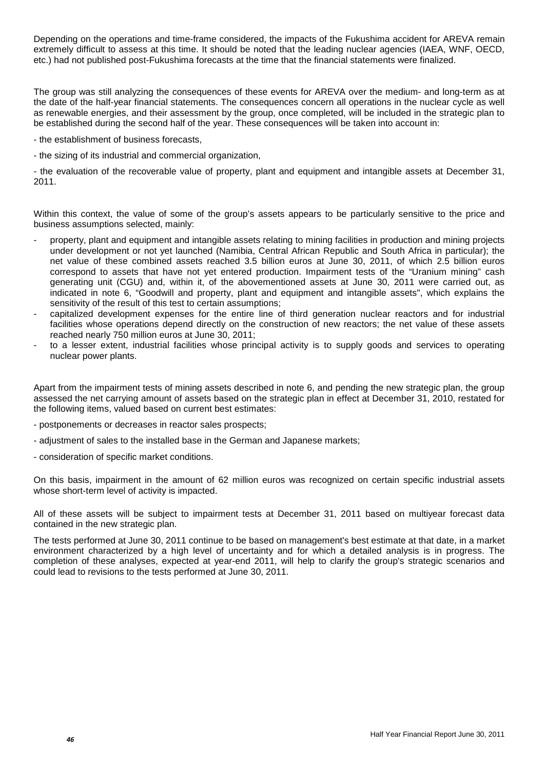Depending on the operations and time-frame considered, the impacts of the Fukushima accident for AREVA remain extremely difficult to assess at this time. It should be noted that the leading nuclear agencies (IAEA, WNF, OECD, etc.) had not published post-Fukushima forecasts at the time that the financial statements were finalized.

The group was still analyzing the consequences of these events for AREVA over the medium- and long-term as at the date of the half-year financial statements. The consequences concern all operations in the nuclear cycle as well as renewable energies, and their assessment by the group, once completed, will be included in the strategic plan to be established during the second half of the year. These consequences will be taken into account in:

- the establishment of business forecasts,
- the sizing of its industrial and commercial organization,
- the evaluation of the recoverable value of property, plant and equipment and intangible assets at December 31, 2011.

Within this context, the value of some of the group's assets appears to be particularly sensitive to the price and business assumptions selected, mainly:

- property, plant and equipment and intangible assets relating to mining facilities in production and mining projects under development or not yet launched (Namibia, Central African Republic and South Africa in particular); the net value of these combined assets reached 3.5 billion euros at June 30, 2011, of which 2.5 billion euros correspond to assets that have not yet entered production. Impairment tests of the "Uranium mining" cash generating unit (CGU) and, within it, of the abovementioned assets at June 30, 2011 were carried out, as indicated in note 6, "Goodwill and property, plant and equipment and intangible assets", which explains the sensitivity of the result of this test to certain assumptions;
- capitalized development expenses for the entire line of third generation nuclear reactors and for industrial facilities whose operations depend directly on the construction of new reactors; the net value of these assets reached nearly 750 million euros at June 30, 2011;
- to a lesser extent, industrial facilities whose principal activity is to supply goods and services to operating nuclear power plants.

Apart from the impairment tests of mining assets described in note 6, and pending the new strategic plan, the group assessed the net carrying amount of assets based on the strategic plan in effect at December 31, 2010, restated for the following items, valued based on current best estimates:

- postponements or decreases in reactor sales prospects;
- adjustment of sales to the installed base in the German and Japanese markets;
- consideration of specific market conditions.

On this basis, impairment in the amount of 62 million euros was recognized on certain specific industrial assets whose short-term level of activity is impacted.

All of these assets will be subject to impairment tests at December 31, 2011 based on multiyear forecast data contained in the new strategic plan.

The tests performed at June 30, 2011 continue to be based on management's best estimate at that date, in a market environment characterized by a high level of uncertainty and for which a detailed analysis is in progress. The completion of these analyses, expected at year-end 2011, will help to clarify the group's strategic scenarios and could lead to revisions to the tests performed at June 30, 2011.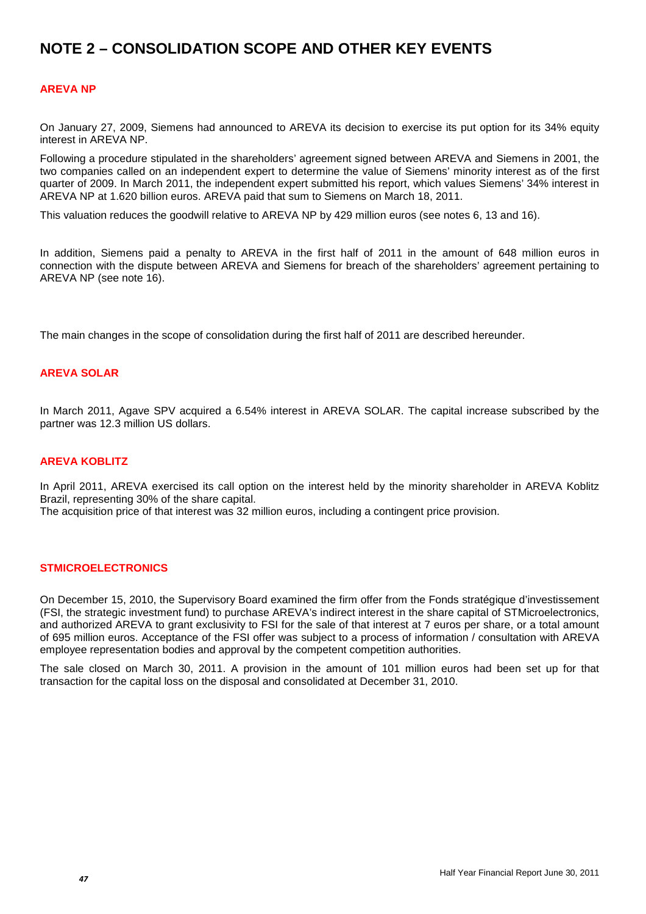# NOTE 2 – CONSOLIDATION SCOPE AND OTHER KEY EVENTS

## AREVA NP

On January 27, 2009, Siemens had announced to AREVA its decision to exercise its put option for its 34% equity interest in AREVA NP.

Following a procedure stipulated in the shareholders' agreement signed between AREVA and Siemens in 2001, the two companies called on an independent expert to determine the value of Siemens' minority interest as of the first quarter of 2009. In March 2011, the independent expert submitted his report, which values Siemens' 34% interest in AREVA NP at 1.620 billion euros. AREVA paid that sum to Siemens on March 18, 2011.

This valuation reduces the goodwill relative to AREVA NP by 429 million euros (see notes 6, 13 and 16).

In addition, Siemens paid a penalty to AREVA in the first half of 2011 in the amount of 648 million euros in connection with the dispute between AREVA and Siemens for breach of the shareholders' agreement pertaining to AREVA NP (see note 16).

The main changes in the scope of consolidation during the first half of 2011 are described hereunder.

## AREVA SOLAR

In March 2011, Agave SPV acquired a 6.54% interest in AREVA SOLAR. The capital increase subscribed by the partner was 12.3 million US dollars.

## AREVA KOBLITZ

In April 2011, AREVA exercised its call option on the interest held by the minority shareholder in AREVA Koblitz Brazil, representing 30% of the share capital.
The acquisition price of that interest was 32 million euros, including a contingent price provision.

## STMICROELECTRONICS

On December 15, 2010, the Supervisory Board examined the firm offer from the Fonds stratégique d'investissement (FSI, the strategic investment fund) to purchase AREVA's indirect interest in the share capital of STMicroelectronics, and authorized AREVA to grant exclusivity to FSI for the sale of that interest at 7 euros per share, or a total amount of 695 million euros. Acceptance of the FSI offer was subject to a process of information / consultation with AREVA employee representation bodies and approval by the competent competition authorities.

The sale closed on March 30, 2011. A provision in the amount of 101 million euros had been set up for that transaction for the capital loss on the disposal and consolidated at December 31, 2010.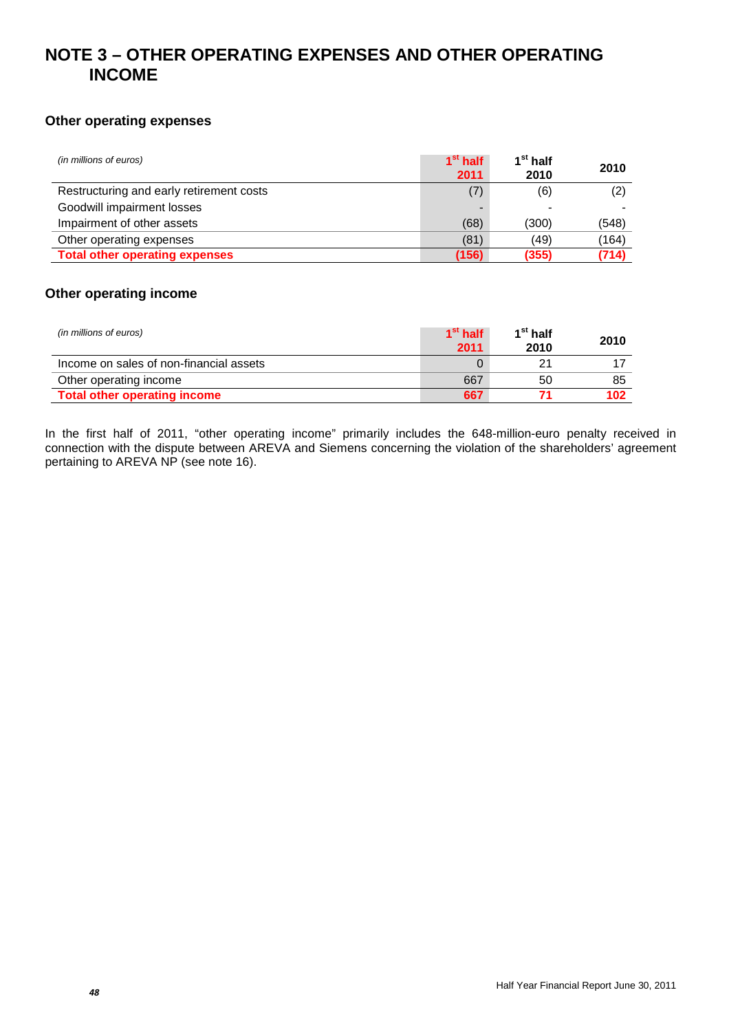# NOTE 3 – OTHER OPERATING EXPENSES AND OTHER OPERATING INCOME

### Other operating expenses

| *(in millions of euros)* | 1st half 2011 | 1st half 2010 | 2010 |
|---|---|---|---|
| Restructuring and early retirement costs | (7) | (6) | (2) |
| Goodwill impairment losses | - | - | - |
| Impairment of other assets | (68) | (300) | (548) |
| Other operating expenses | (81) | (49) | (164) |
| **Total other operating expenses** | **(156)** | **(355)** | **(714)** |

### Other operating income

| *(in millions of euros)* | 1st half 2011 | 1st half 2010 | 2010 |
|---|---|---|---|
| Income on sales of non-financial assets | 0 | 21 | 17 |
| Other operating income | 667 | 50 | 85 |
| **Total other operating income** | **667** | **71** | **102** |

In the first half of 2011, "other operating income" primarily includes the 648-million-euro penalty received in connection with the dispute between AREVA and Siemens concerning the violation of the shareholders' agreement pertaining to AREVA NP (see note 16).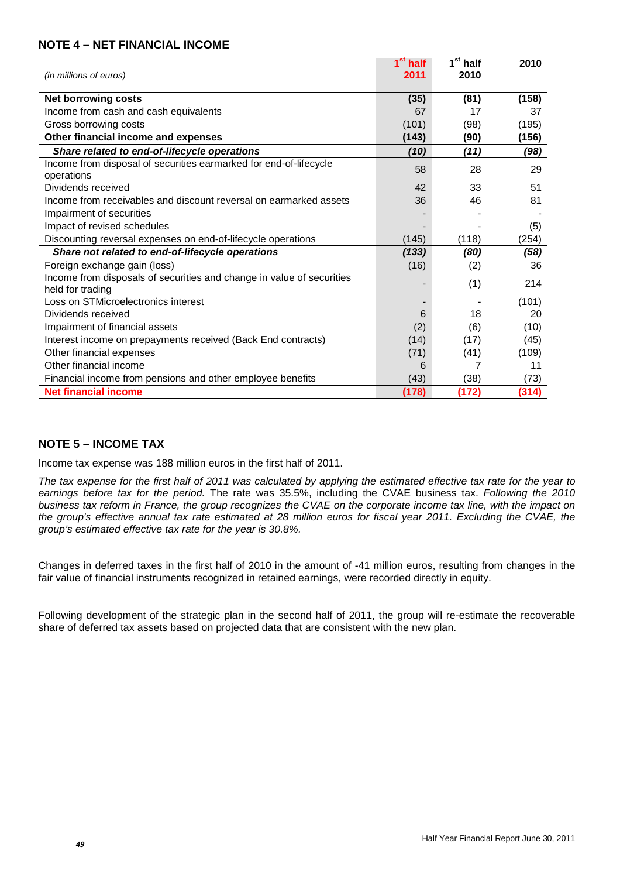## NOTE 4 – NET FINANCIAL INCOME

| *(in millions of euros)* | 1st half 2011 | 1st half 2010 | 2010 |
|---|---|---|---|
| **Net borrowing costs** | **(35)** | **(81)** | **(158)** |
| Income from cash and cash equivalents | 67 | 17 | 37 |
| Gross borrowing costs | (101) | (98) | (195) |
| **Other financial income and expenses** | **(143)** | **(90)** | **(156)** |
| ***Share related to end-of-lifecycle operations*** | ***(10)*** | ***(11)*** | ***(98)*** |
| Income from disposal of securities earmarked for end-of-lifecycle operations | 58 | 28 | 29 |
| Dividends received | 42 | 33 | 51 |
| Income from receivables and discount reversal on earmarked assets | 36 | 46 | 81 |
| Impairment of securities | - | - | - |
| Impact of revised schedules | - | - | (5) |
| Discounting reversal expenses on end-of-lifecycle operations | (145) | (118) | (254) |
| ***Share not related to end-of-lifecycle operations*** | ***(133)*** | ***(80)*** | ***(58)*** |
| Foreign exchange gain (loss) | (16) | (2) | 36 |
| Income from disposals of securities and change in value of securities held for trading | - | (1) | 214 |
| Loss on STMicroelectronics interest | - | - | (101) |
| Dividends received | 6 | 18 | 20 |
| Impairment of financial assets | (2) | (6) | (10) |
| Interest income on prepayments received (Back End contracts) | (14) | (17) | (45) |
| Other financial expenses | (71) | (41) | (109) |
| Other financial income | 6 | 7 | 11 |
| Financial income from pensions and other employee benefits | (43) | (38) | (73) |
| **Net financial income** | **(178)** | **(172)** | **(314)** |

## NOTE 5 – INCOME TAX

Income tax expense was 188 million euros in the first half of 2011.

*The tax expense for the first half of 2011 was calculated by applying the estimated effective tax rate for the year to earnings before tax for the period.* The rate was 35.5%, including the CVAE business tax. *Following the 2010 business tax reform in France, the group recognizes the CVAE on the corporate income tax line, with the impact on the group's effective annual tax rate estimated at 28 million euros for fiscal year 2011. Excluding the CVAE, the group's estimated effective tax rate for the year is 30.8%.*

Changes in deferred taxes in the first half of 2010 in the amount of -41 million euros, resulting from changes in the fair value of financial instruments recognized in retained earnings, were recorded directly in equity.

Following development of the strategic plan in the second half of 2011, the group will re-estimate the recoverable share of deferred tax assets based on projected data that are consistent with the new plan.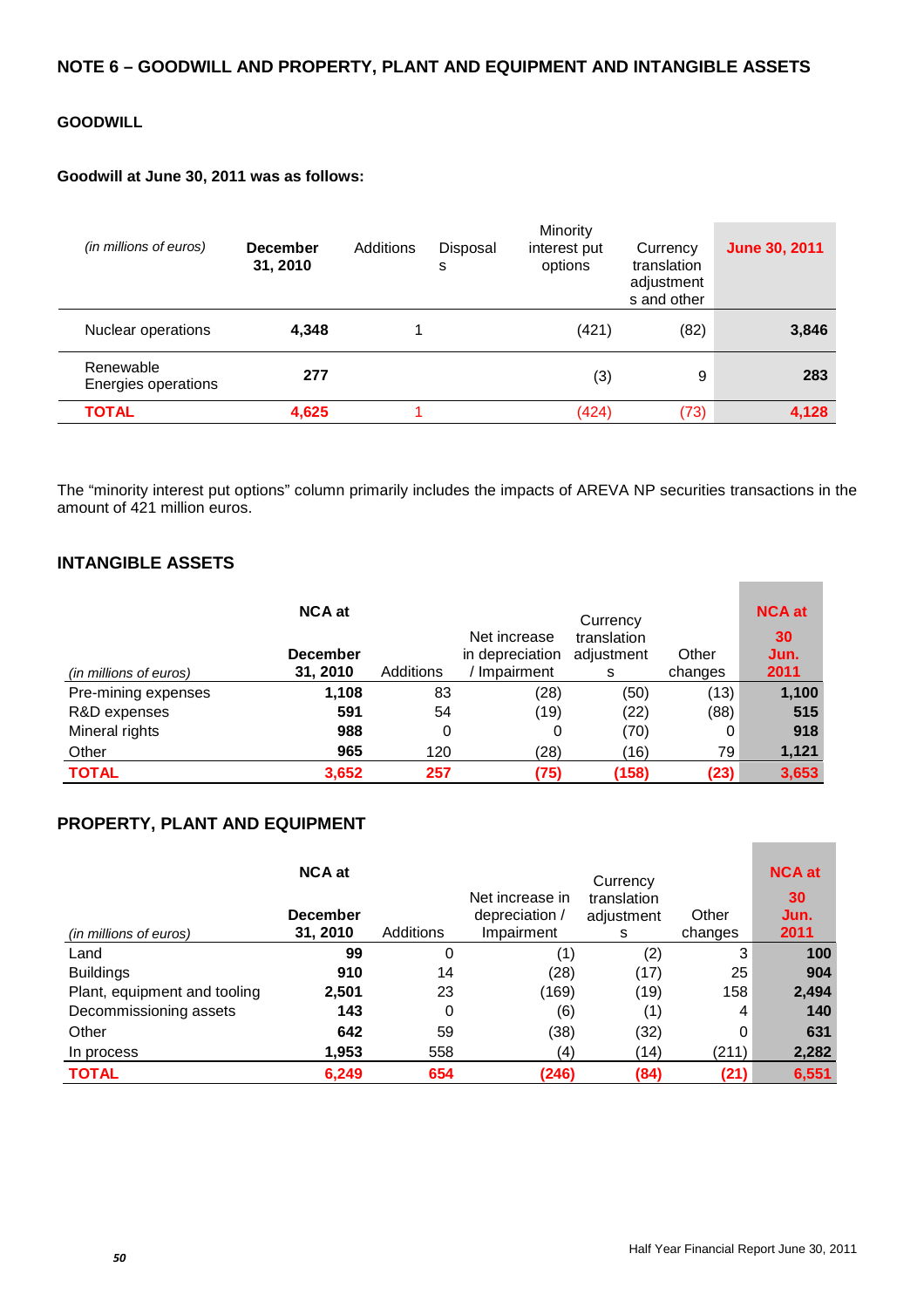## NOTE 6 – GOODWILL AND PROPERTY, PLANT AND EQUIPMENT AND INTANGIBLE ASSETS

### GOODWILL

**Goodwill at June 30, 2011 was as follows:**

| *(in millions of euros)* | **December 31, 2010** | Additions | Disposals | Minority interest put options | Currency translation adjustments and other | **June 30, 2011** |
|---|---|---|---|---|---|---|
| Nuclear operations | **4,348** | 1 | | (421) | (82) | **3,846** |
| Renewable Energies operations | **277** | | | (3) | 9 | **283** |
| **TOTAL** | **4,625** | 1 | | (424) | (73) | **4,128** |

The “minority interest put options” column primarily includes the impacts of AREVA NP securities transactions in the amount of 421 million euros.

### INTANGIBLE ASSETS

| *(in millions of euros)* | **NCA at December 31, 2010** | Additions | Net increase in depreciation / Impairment | Currency translation adjustments | Other changes | **NCA at 30 Jun. 2011** |
|---|---|---|---|---|---|---|
| Pre-mining expenses | **1,108** | 83 | (28) | (50) | (13) | **1,100** |
| R&D expenses | **591** | 54 | (19) | (22) | (88) | **515** |
| Mineral rights | **988** | 0 | 0 | (70) | 0 | **918** |
| Other | **965** | 120 | (28) | (16) | 79 | **1,121** |
| **TOTAL** | **3,652** | **257** | **(75)** | **(158)** | **(23)** | **3,653** |

### PROPERTY, PLANT AND EQUIPMENT

| *(in millions of euros)* | **NCA at December 31, 2010** | Additions | Net increase in depreciation / Impairment | Currency translation adjustments | Other changes | **NCA at 30 Jun. 2011** |
|---|---|---|---|---|---|---|
| Land | **99** | 0 | (1) | (2) | 3 | **100** |
| Buildings | **910** | 14 | (28) | (17) | 25 | **904** |
| Plant, equipment and tooling | **2,501** | 23 | (169) | (19) | 158 | **2,494** |
| Decommissioning assets | **143** | 0 | (6) | (1) | 4 | **140** |
| Other | **642** | 59 | (38) | (32) | 0 | **631** |
| In process | **1,953** | 558 | (4) | (14) | (211) | **2,282** |
| **TOTAL** | **6,249** | **654** | **(246)** | **(84)** | **(21)** | **6,551** |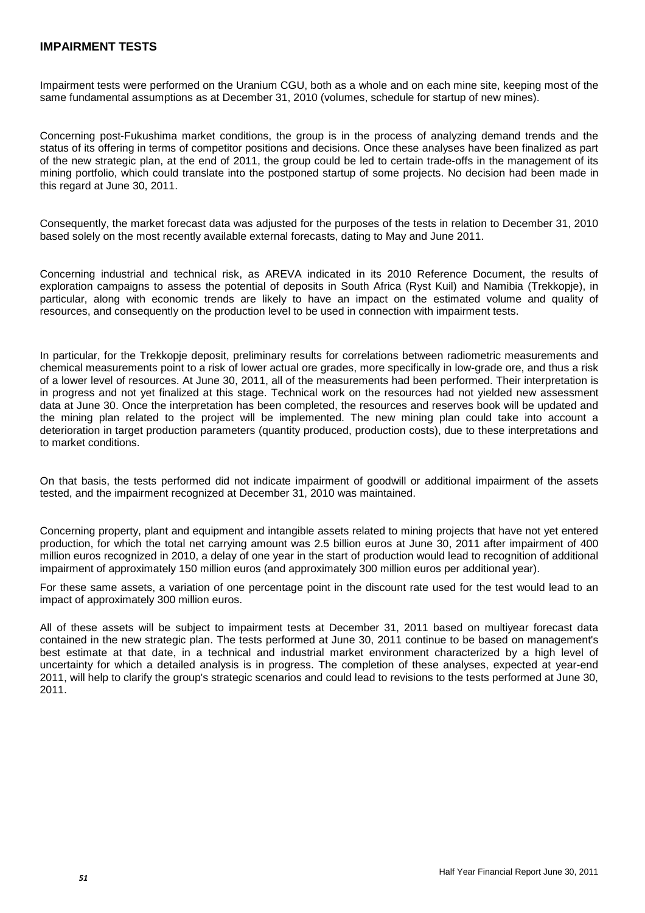## IMPAIRMENT TESTS

Impairment tests were performed on the Uranium CGU, both as a whole and on each mine site, keeping most of the same fundamental assumptions as at December 31, 2010 (volumes, schedule for startup of new mines).

Concerning post-Fukushima market conditions, the group is in the process of analyzing demand trends and the status of its offering in terms of competitor positions and decisions. Once these analyses have been finalized as part of the new strategic plan, at the end of 2011, the group could be led to certain trade-offs in the management of its mining portfolio, which could translate into the postponed startup of some projects. No decision had been made in this regard at June 30, 2011.

Consequently, the market forecast data was adjusted for the purposes of the tests in relation to December 31, 2010 based solely on the most recently available external forecasts, dating to May and June 2011.

Concerning industrial and technical risk, as AREVA indicated in its 2010 Reference Document, the results of exploration campaigns to assess the potential of deposits in South Africa (Ryst Kuil) and Namibia (Trekkopje), in particular, along with economic trends are likely to have an impact on the estimated volume and quality of resources, and consequently on the production level to be used in connection with impairment tests.

In particular, for the Trekkopje deposit, preliminary results for correlations between radiometric measurements and chemical measurements point to a risk of lower actual ore grades, more specifically in low-grade ore, and thus a risk of a lower level of resources. At June 30, 2011, all of the measurements had been performed. Their interpretation is in progress and not yet finalized at this stage. Technical work on the resources had not yielded new assessment data at June 30. Once the interpretation has been completed, the resources and reserves book will be updated and the mining plan related to the project will be implemented. The new mining plan could take into account a deterioration in target production parameters (quantity produced, production costs), due to these interpretations and to market conditions.

On that basis, the tests performed did not indicate impairment of goodwill or additional impairment of the assets tested, and the impairment recognized at December 31, 2010 was maintained.

Concerning property, plant and equipment and intangible assets related to mining projects that have not yet entered production, for which the total net carrying amount was 2.5 billion euros at June 30, 2011 after impairment of 400 million euros recognized in 2010, a delay of one year in the start of production would lead to recognition of additional impairment of approximately 150 million euros (and approximately 300 million euros per additional year).

For these same assets, a variation of one percentage point in the discount rate used for the test would lead to an impact of approximately 300 million euros.

All of these assets will be subject to impairment tests at December 31, 2011 based on multiyear forecast data contained in the new strategic plan. The tests performed at June 30, 2011 continue to be based on management's best estimate at that date, in a technical and industrial market environment characterized by a high level of uncertainty for which a detailed analysis is in progress. The completion of these analyses, expected at year-end 2011, will help to clarify the group's strategic scenarios and could lead to revisions to the tests performed at June 30, 2011.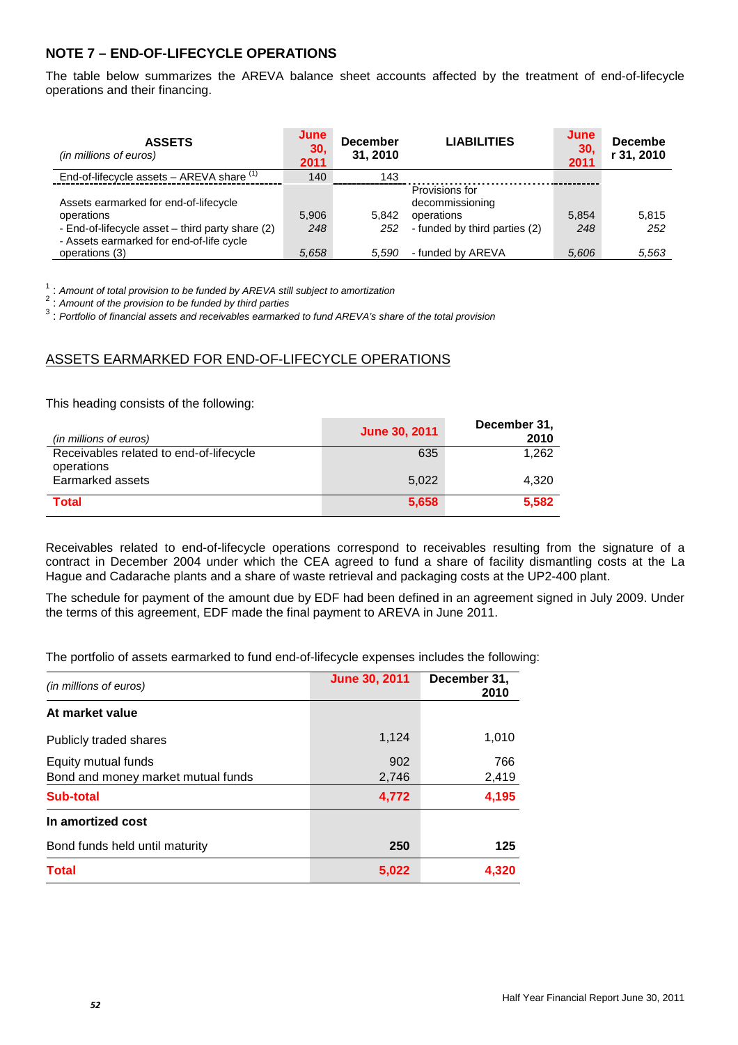## NOTE 7 – END-OF-LIFECYCLE OPERATIONS

The table below summarizes the AREVA balance sheet accounts affected by the treatment of end-of-lifecycle operations and their financing.

| **ASSETS** *(in millions of euros)* | **June 30, 2011** | **December 31, 2010** | **LIABILITIES** | **June 30, 2011** | **December 31, 2010** |
|---|---|---|---|---|---|
| End-of-lifecycle assets – AREVA share [(1)] | 140 | 143 | | | |
| Assets earmarked for end-of-lifecycle operations | 5,906 | 5,842 | Provisions for decommissioning operations | 5,854 | 5,815 |
| - End-of-lifecycle asset – third party share (2) | *248* | *252* | - funded by third parties (2) | *248* | *252* |
| - Assets earmarked for end-of-life cycle operations (3) | *5,658* | *5,590* | - funded by AREVA | *5,606* | *5,563* |

[1] : *Amount of total provision to be funded by AREVA still subject to amortization*
[2] : *Amount of the provision to be funded by third parties*
[3] : *Portfolio of financial assets and receivables earmarked to fund AREVA's share of the total provision*

### ASSETS EARMARKED FOR END-OF-LIFECYCLE OPERATIONS

This heading consists of the following:

| *(in millions of euros)* | **June 30, 2011** | **December 31, 2010** |
|---|---|---|
| Receivables related to end-of-lifecycle operations | 635 | 1,262 |
| Earmarked assets | 5,022 | 4,320 |
| **Total** | **5,658** | **5,582** |

Receivables related to end-of-lifecycle operations correspond to receivables resulting from the signature of a contract in December 2004 under which the CEA agreed to fund a share of facility dismantling costs at the La Hague and Cadarache plants and a share of waste retrieval and packaging costs at the UP2-400 plant.

The schedule for payment of the amount due by EDF had been defined in an agreement signed in July 2009. Under the terms of this agreement, EDF made the final payment to AREVA in June 2011.

The portfolio of assets earmarked to fund end-of-lifecycle expenses includes the following:

| *(in millions of euros)* | **June 30, 2011** | **December 31, 2010** |
|---|---|---|
| **At market value** | | |
| Publicly traded shares | 1,124 | 1,010 |
| Equity mutual funds | 902 | 766 |
| Bond and money market mutual funds | 2,746 | 2,419 |
| **Sub-total** | **4,772** | **4,195** |
| **In amortized cost** | | |
| Bond funds held until maturity | **250** | **125** |
| **Total** | **5,022** | **4,320** |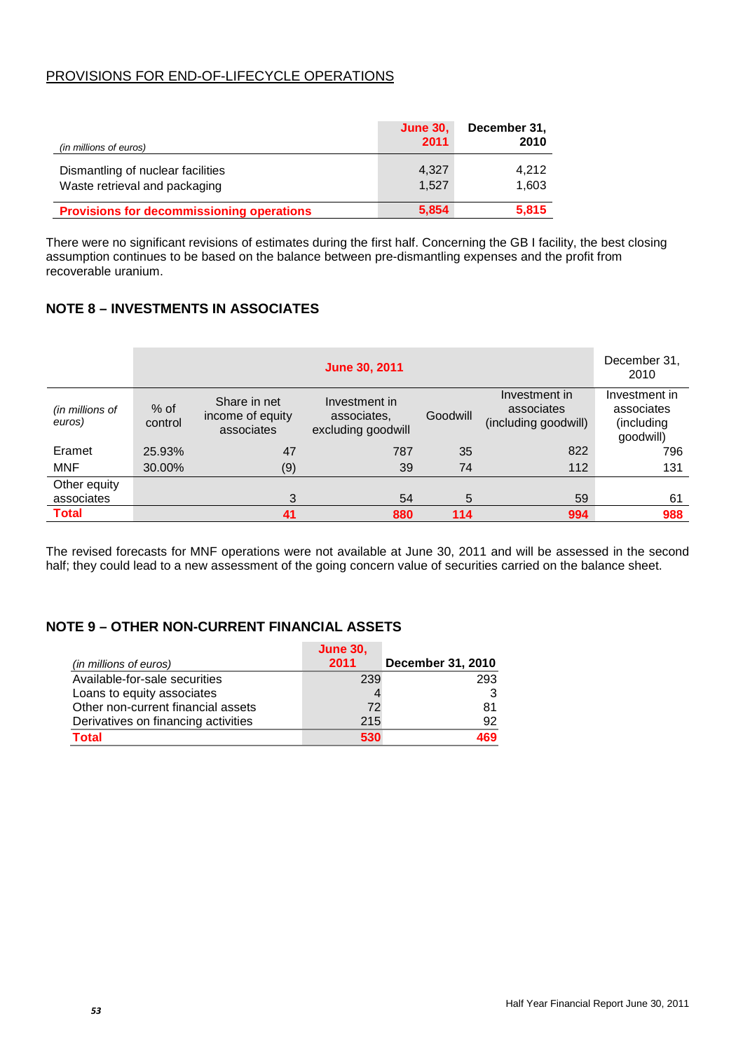## PROVISIONS FOR END-OF-LIFECYCLE OPERATIONS

| *(in millions of euros)* | June 30, 2011 | December 31, 2010 |
|---|---|---|
| Dismantling of nuclear facilities | 4,327 | 4,212 |
| Waste retrieval and packaging | 1,527 | 1,603 |
| **Provisions for decommissioning operations** | **5,854** | **5,815** |

There were no significant revisions of estimates during the first half. Concerning the GB I facility, the best closing assumption continues to be based on the balance between pre-dismantling expenses and the profit from recoverable uranium.

## NOTE 8 – INVESTMENTS IN ASSOCIATES

| | June 30, 2011 | | | | | December 31, 2010 |
|---|---|---|---|---|---|---|
| *(in millions of euros)* | % of control | Share in net income of equity associates | Investment in associates, excluding goodwill | Goodwill | Investment in associates (including goodwill) | Investment in associates (including goodwill) |
| Eramet | 25.93% | 47 | 787 | 35 | 822 | 796 |
| MNF | 30.00% | (9) | 39 | 74 | 112 | 131 |
| Other equity associates | | 3 | 54 | 5 | 59 | 61 |
| **Total** | | **41** | **880** | **114** | **994** | **988** |

The revised forecasts for MNF operations were not available at June 30, 2011 and will be assessed in the second half; they could lead to a new assessment of the going concern value of securities carried on the balance sheet.

## NOTE 9 – OTHER NON-CURRENT FINANCIAL ASSETS

| *(in millions of euros)* | June 30, 2011 | December 31, 2010 |
|---|---|---|
| Available-for-sale securities | 239 | 293 |
| Loans to equity associates | 4 | 3 |
| Other non-current financial assets | 72 | 81 |
| Derivatives on financing activities | 215 | 92 |
| **Total** | **530** | **469** |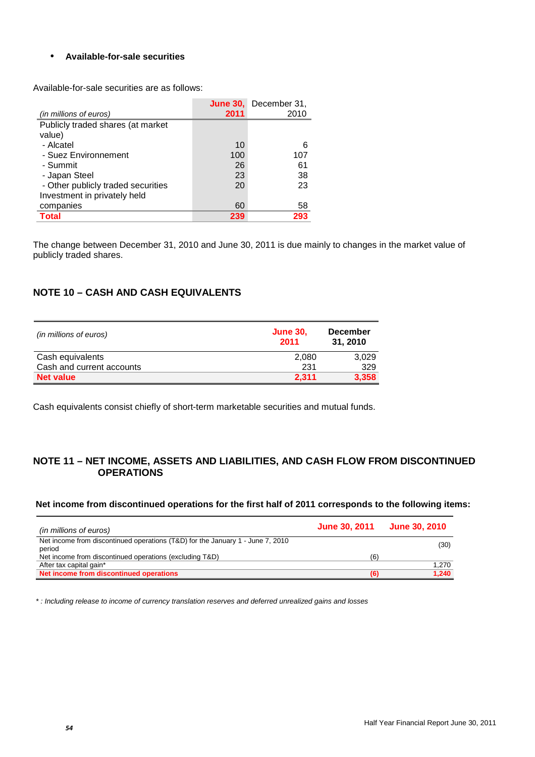- **Available-for-sale securities**

Available-for-sale securities are as follows:

| *(in millions of euros)* | June 30, 2011 | December 31, 2010 |
|---|---|---|
| Publicly traded shares (at market value) | | |
| - Alcatel | 10 | 6 |
| - Suez Environnement | 100 | 107 |
| - Summit | 26 | 61 |
| - Japan Steel | 23 | 38 |
| - Other publicly traded securities | 20 | 23 |
| Investment in privately held companies | 60 | 58 |
| **Total** | **239** | **293** |

The change between December 31, 2010 and June 30, 2011 is due mainly to changes in the market value of publicly traded shares.

## NOTE 10 – CASH AND CASH EQUIVALENTS

| *(in millions of euros)* | June 30, 2011 | December 31, 2010 |
|---|---|---|
| Cash equivalents | 2,080 | 3,029 |
| Cash and current accounts | 231 | 329 |
| **Net value** | **2,311** | **3,358** |

Cash equivalents consist chiefly of short-term marketable securities and mutual funds.

## NOTE 11 – NET INCOME, ASSETS AND LIABILITIES, AND CASH FLOW FROM DISCONTINUED OPERATIONS

**Net income from discontinued operations for the first half of 2011 corresponds to the following items:**

| *(in millions of euros)* | June 30, 2011 | June 30, 2010 |
|---|---|---|
| Net income from discontinued operations (T&D) for the January 1 - June 7, 2010 period | | (30) |
| Net income from discontinued operations (excluding T&D) | (6) | |
| After tax capital gain* | | 1,270 |
| **Net income from discontinued operations** | **(6)** | **1,240** |

*\* : Including release to income of currency translation reserves and deferred unrealized gains and losses*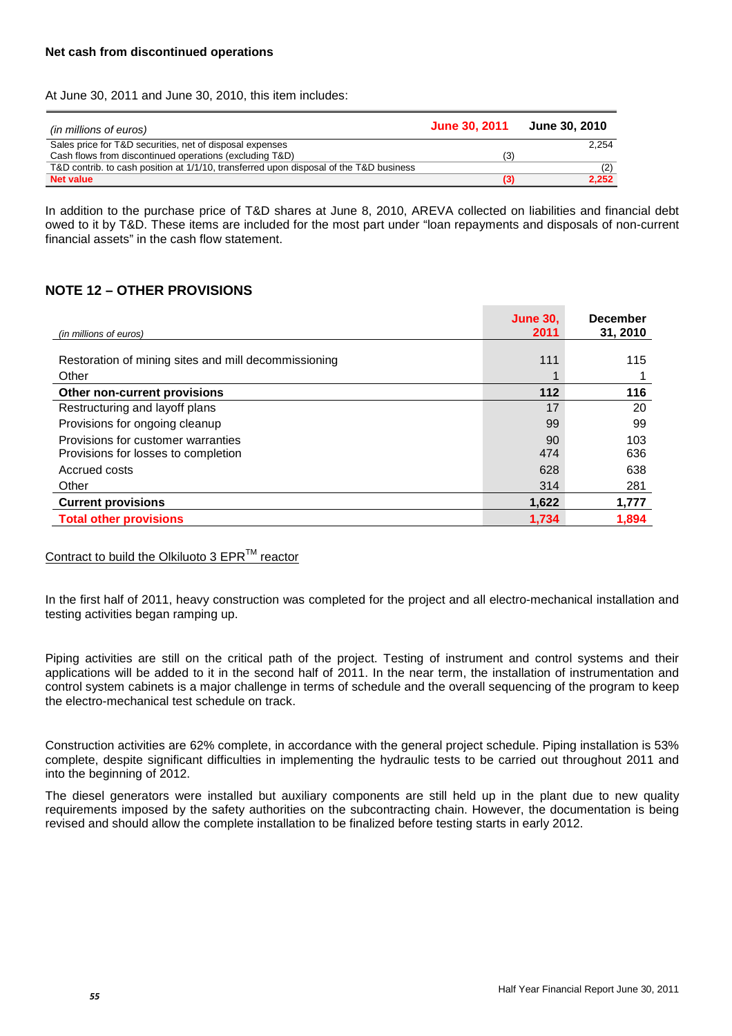**Net cash from discontinued operations**

At June 30, 2011 and June 30, 2010, this item includes:

| *(in millions of euros)* | June 30, 2011 | June 30, 2010 |
|---|---|---|
| Sales price for T&D securities, net of disposal expenses | | 2,254 |
| Cash flows from discontinued operations (excluding T&D) | (3) | |
| T&D contrib. to cash position at 1/1/10, transferred upon disposal of the T&D business | | (2) |
| **Net value** | **(3)** | **2,252** |

In addition to the purchase price of T&D shares at June 8, 2010, AREVA collected on liabilities and financial debt owed to it by T&D. These items are included for the most part under "loan repayments and disposals of non-current financial assets" in the cash flow statement.

## NOTE 12 – OTHER PROVISIONS

| *(in millions of euros)* | June 30, 2011 | December 31, 2010 |
|---|---|---|
| Restoration of mining sites and mill decommissioning | 111 | 115 |
| Other | 1 | 1 |
| **Other non-current provisions** | **112** | **116** |
| Restructuring and layoff plans | 17 | 20 |
| Provisions for ongoing cleanup | 99 | 99 |
| Provisions for customer warranties | 90 | 103 |
| Provisions for losses to completion | 474 | 636 |
| Accrued costs | 628 | 638 |
| Other | 314 | 281 |
| **Current provisions** | **1,622** | **1,777** |
| **Total other provisions** | **1,734** | **1,894** |

Contract to build the Olkiluoto 3 EPR[TM] reactor

In the first half of 2011, heavy construction was completed for the project and all electro-mechanical installation and testing activities began ramping up.

Piping activities are still on the critical path of the project. Testing of instrument and control systems and their applications will be added to it in the second half of 2011. In the near term, the installation of instrumentation and control system cabinets is a major challenge in terms of schedule and the overall sequencing of the program to keep the electro-mechanical test schedule on track.

Construction activities are 62% complete, in accordance with the general project schedule. Piping installation is 53% complete, despite significant difficulties in implementing the hydraulic tests to be carried out throughout 2011 and into the beginning of 2012.

The diesel generators were installed but auxiliary components are still held up in the plant due to new quality requirements imposed by the safety authorities on the subcontracting chain. However, the documentation is being revised and should allow the complete installation to be finalized before testing starts in early 2012.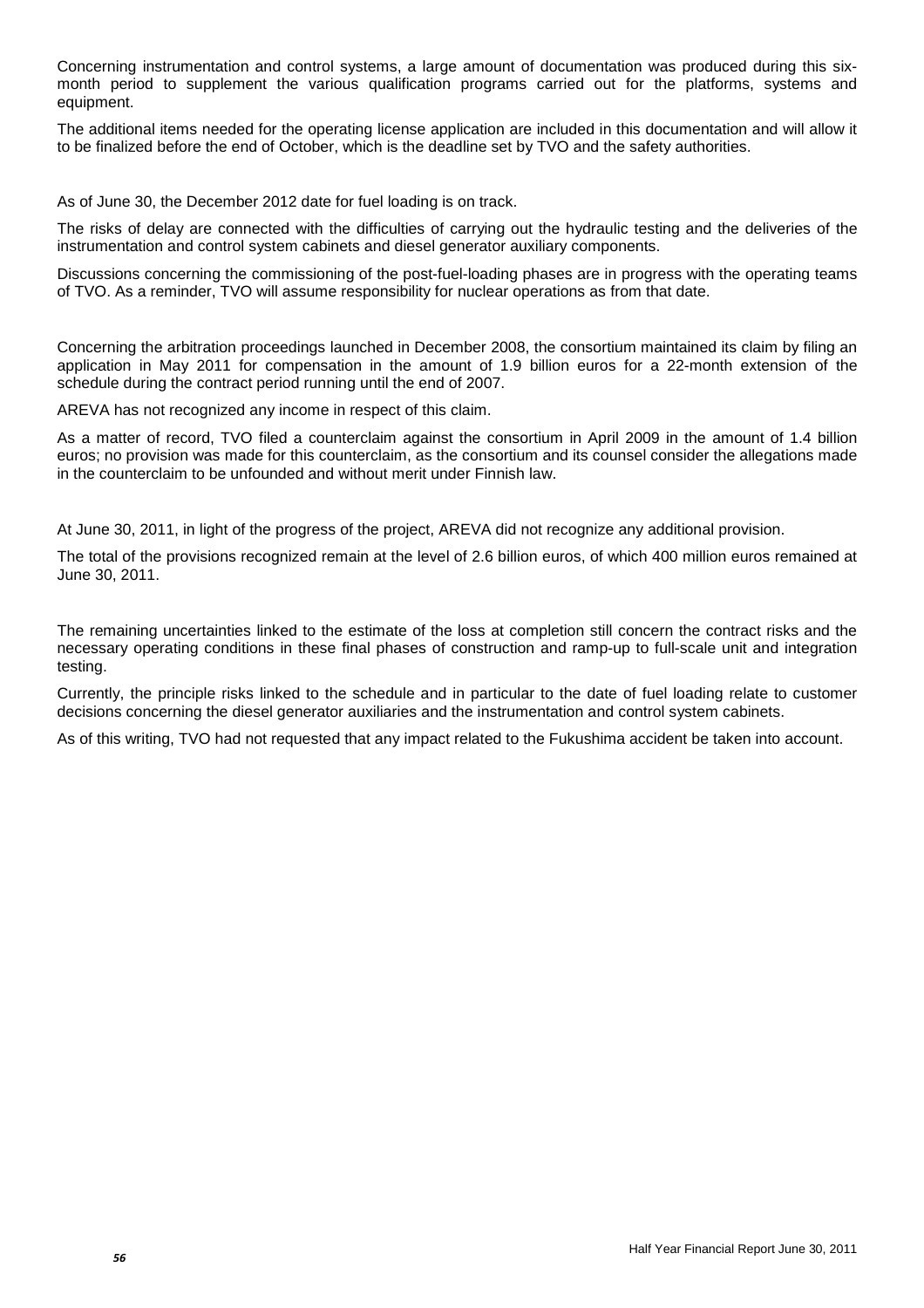Concerning instrumentation and control systems, a large amount of documentation was produced during this six-month period to supplement the various qualification programs carried out for the platforms, systems and equipment.

The additional items needed for the operating license application are included in this documentation and will allow it to be finalized before the end of October, which is the deadline set by TVO and the safety authorities.

As of June 30, the December 2012 date for fuel loading is on track.

The risks of delay are connected with the difficulties of carrying out the hydraulic testing and the deliveries of the instrumentation and control system cabinets and diesel generator auxiliary components.

Discussions concerning the commissioning of the post-fuel-loading phases are in progress with the operating teams of TVO. As a reminder, TVO will assume responsibility for nuclear operations as from that date.

Concerning the arbitration proceedings launched in December 2008, the consortium maintained its claim by filing an application in May 2011 for compensation in the amount of 1.9 billion euros for a 22-month extension of the schedule during the contract period running until the end of 2007.

AREVA has not recognized any income in respect of this claim.

As a matter of record, TVO filed a counterclaim against the consortium in April 2009 in the amount of 1.4 billion euros; no provision was made for this counterclaim, as the consortium and its counsel consider the allegations made in the counterclaim to be unfounded and without merit under Finnish law.

At June 30, 2011, in light of the progress of the project, AREVA did not recognize any additional provision.

The total of the provisions recognized remain at the level of 2.6 billion euros, of which 400 million euros remained at June 30, 2011.

The remaining uncertainties linked to the estimate of the loss at completion still concern the contract risks and the necessary operating conditions in these final phases of construction and ramp-up to full-scale unit and integration testing.

Currently, the principle risks linked to the schedule and in particular to the date of fuel loading relate to customer decisions concerning the diesel generator auxiliaries and the instrumentation and control system cabinets.

As of this writing, TVO had not requested that any impact related to the Fukushima accident be taken into account.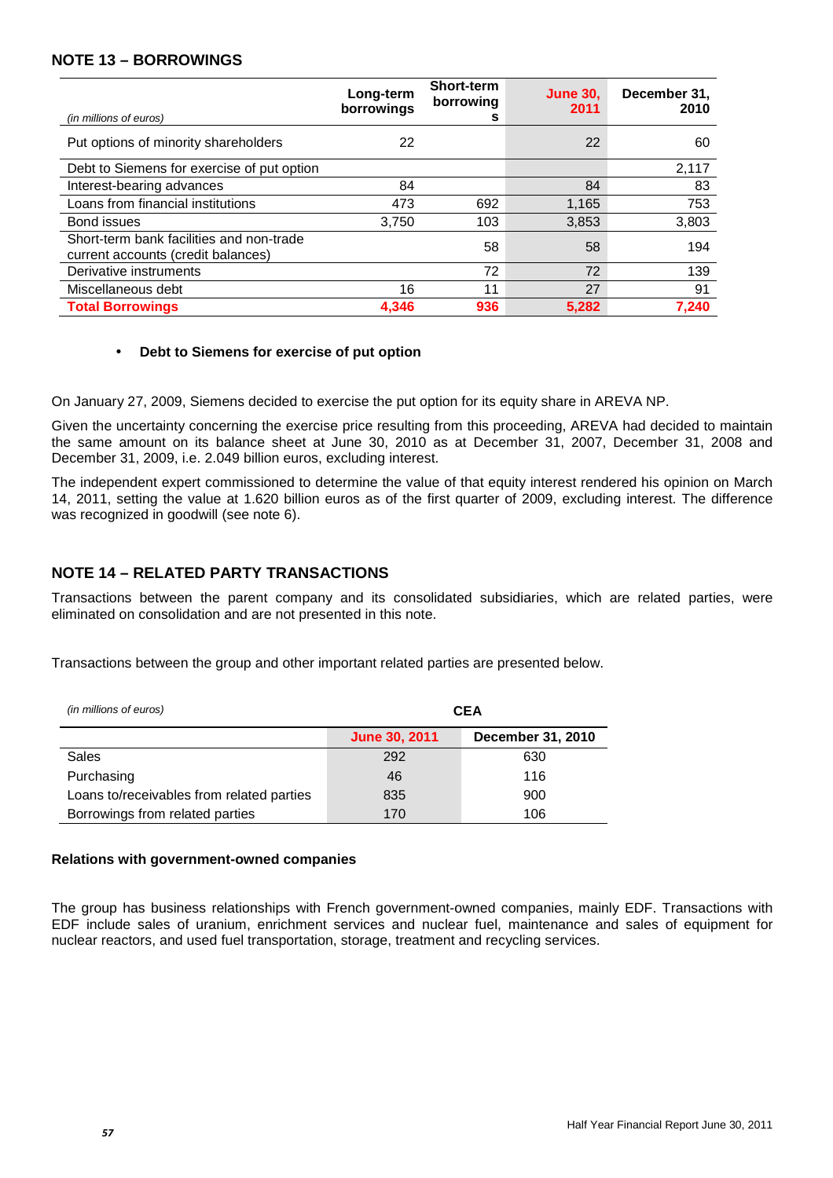## NOTE 13 – BORROWINGS

| *(in millions of euros)* | Long-term borrowings | Short-term borrowings | June 30, 2011 | December 31, 2010 |
|---|---|---|---|---|
| Put options of minority shareholders | 22 | | 22 | 60 |
| Debt to Siemens for exercise of put option | | | | 2,117 |
| Interest-bearing advances | 84 | | 84 | 83 |
| Loans from financial institutions | 473 | 692 | 1,165 | 753 |
| Bond issues | 3,750 | 103 | 3,853 | 3,803 |
| Short-term bank facilities and non-trade current accounts (credit balances) | | 58 | 58 | 194 |
| Derivative instruments | | 72 | 72 | 139 |
| Miscellaneous debt | 16 | 11 | 27 | 91 |
| **Total Borrowings** | **4,346** | **936** | **5,282** | **7,240** |

- **Debt to Siemens for exercise of put option**

On January 27, 2009, Siemens decided to exercise the put option for its equity share in AREVA NP.

Given the uncertainty concerning the exercise price resulting from this proceeding, AREVA had decided to maintain the same amount on its balance sheet at June 30, 2010 as at December 31, 2007, December 31, 2008 and December 31, 2009, i.e. 2.049 billion euros, excluding interest.

The independent expert commissioned to determine the value of that equity interest rendered his opinion on March 14, 2011, setting the value at 1.620 billion euros as of the first quarter of 2009, excluding interest. The difference was recognized in goodwill (see note 6).

## NOTE 14 – RELATED PARTY TRANSACTIONS

Transactions between the parent company and its consolidated subsidiaries, which are related parties, were eliminated on consolidation and are not presented in this note.

Transactions between the group and other important related parties are presented below.

| *(in millions of euros)* | CEA | |
|---|---|---|
| | June 30, 2011 | December 31, 2010 |
| Sales | 292 | 630 |
| Purchasing | 46 | 116 |
| Loans to/receivables from related parties | 835 | 900 |
| Borrowings from related parties | 170 | 106 |

**Relations with government-owned companies**

The group has business relationships with French government-owned companies, mainly EDF. Transactions with EDF include sales of uranium, enrichment services and nuclear fuel, maintenance and sales of equipment for nuclear reactors, and used fuel transportation, storage, treatment and recycling services.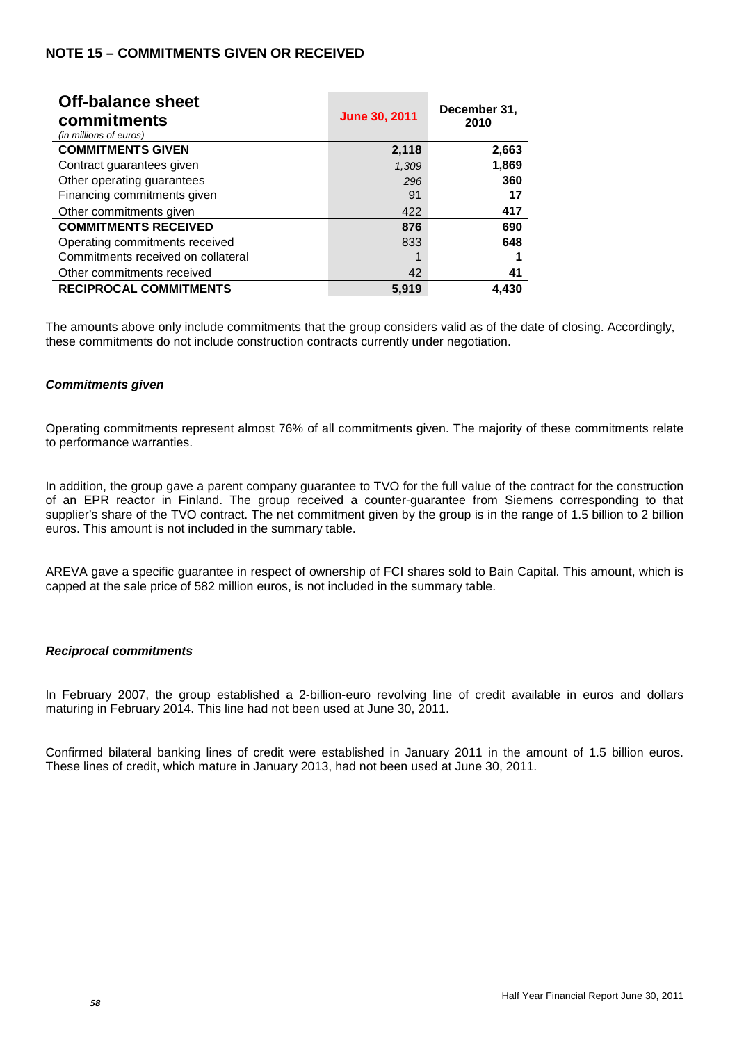## NOTE 15 – COMMITMENTS GIVEN OR RECEIVED

| Off-balance sheet commitments *(in millions of euros)* | June 30, 2011 | December 31, 2010 |
|---|---|---|
| **COMMITMENTS GIVEN** | **2,118** | **2,663** |
| Contract guarantees given | *1,309* | **1,869** |
| Other operating guarantees | *296* | **360** |
| Financing commitments given | 91 | **17** |
| Other commitments given | 422 | **417** |
| **COMMITMENTS RECEIVED** | **876** | **690** |
| Operating commitments received | 833 | **648** |
| Commitments received on collateral | 1 | **1** |
| Other commitments received | 42 | **41** |
| **RECIPROCAL COMMITMENTS** | **5,919** | **4,430** |

The amounts above only include commitments that the group considers valid as of the date of closing. Accordingly, these commitments do not include construction contracts currently under negotiation.

### *Commitments given*

Operating commitments represent almost 76% of all commitments given. The majority of these commitments relate to performance warranties.

In addition, the group gave a parent company guarantee to TVO for the full value of the contract for the construction of an EPR reactor in Finland. The group received a counter-guarantee from Siemens corresponding to that supplier's share of the TVO contract. The net commitment given by the group is in the range of 1.5 billion to 2 billion euros. This amount is not included in the summary table.

AREVA gave a specific guarantee in respect of ownership of FCI shares sold to Bain Capital. This amount, which is capped at the sale price of 582 million euros, is not included in the summary table.

### *Reciprocal commitments*

In February 2007, the group established a 2-billion-euro revolving line of credit available in euros and dollars maturing in February 2014. This line had not been used at June 30, 2011.

Confirmed bilateral banking lines of credit were established in January 2011 in the amount of 1.5 billion euros. These lines of credit, which mature in January 2013, had not been used at June 30, 2011.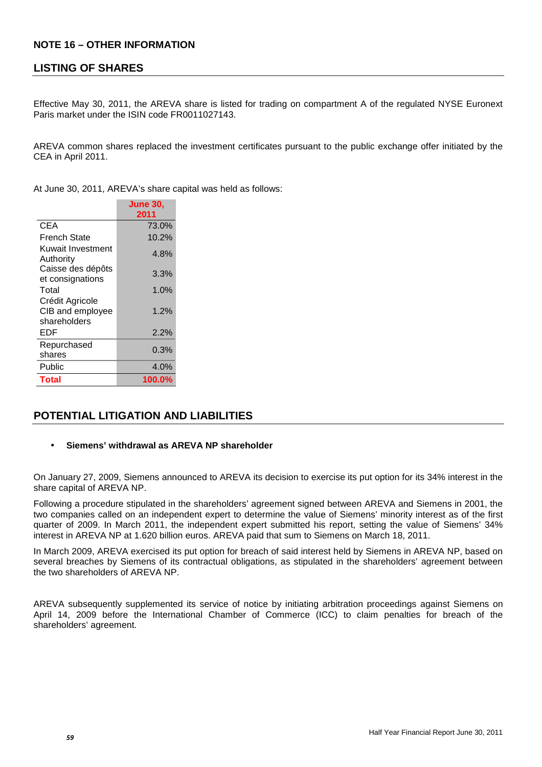## NOTE 16 – OTHER INFORMATION

## LISTING OF SHARES

Effective May 30, 2011, the AREVA share is listed for trading on compartment A of the regulated NYSE Euronext Paris market under the ISIN code FR0011027143.

AREVA common shares replaced the investment certificates pursuant to the public exchange offer initiated by the CEA in April 2011.

At June 30, 2011, AREVA's share capital was held as follows:

| | June 30, 2011 |
|---|---|
| CEA | 73.0% |
| French State | 10.2% |
| Kuwait Investment Authority | 4.8% |
| Caisse des dépôts et consignations | 3.3% |
| Total | 1.0% |
| Crédit Agricole CIB and employee shareholders | 1.2% |
| EDF | 2.2% |
| Repurchased shares | 0.3% |
| Public | 4.0% |
| **Total** | **100.0%** |

## POTENTIAL LITIGATION AND LIABILITIES

- **Siemens' withdrawal as AREVA NP shareholder**

On January 27, 2009, Siemens announced to AREVA its decision to exercise its put option for its 34% interest in the share capital of AREVA NP.

Following a procedure stipulated in the shareholders' agreement signed between AREVA and Siemens in 2001, the two companies called on an independent expert to determine the value of Siemens' minority interest as of the first quarter of 2009. In March 2011, the independent expert submitted his report, setting the value of Siemens' 34% interest in AREVA NP at 1.620 billion euros. AREVA paid that sum to Siemens on March 18, 2011.

In March 2009, AREVA exercised its put option for breach of said interest held by Siemens in AREVA NP, based on several breaches by Siemens of its contractual obligations, as stipulated in the shareholders' agreement between the two shareholders of AREVA NP.

AREVA subsequently supplemented its service of notice by initiating arbitration proceedings against Siemens on April 14, 2009 before the International Chamber of Commerce (ICC) to claim penalties for breach of the shareholders' agreement.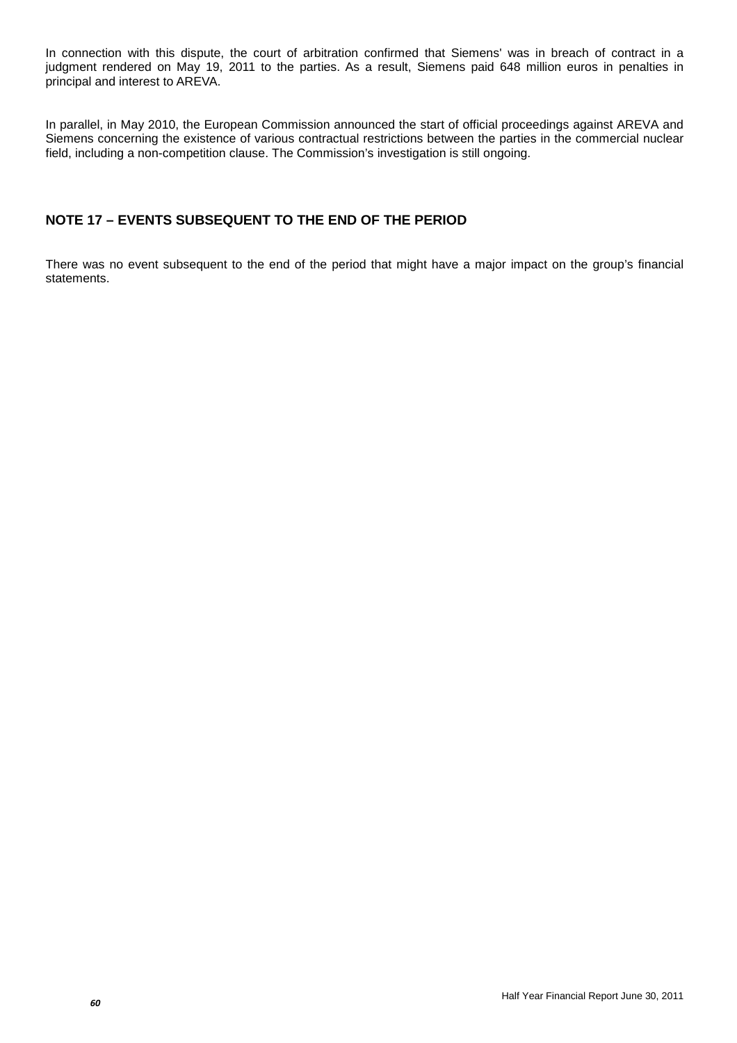In connection with this dispute, the court of arbitration confirmed that Siemens' was in breach of contract in a judgment rendered on May 19, 2011 to the parties. As a result, Siemens paid 648 million euros in penalties in principal and interest to AREVA.

In parallel, in May 2010, the European Commission announced the start of official proceedings against AREVA and Siemens concerning the existence of various contractual restrictions between the parties in the commercial nuclear field, including a non-competition clause. The Commission's investigation is still ongoing.

## NOTE 17 – EVENTS SUBSEQUENT TO THE END OF THE PERIOD

There was no event subsequent to the end of the period that might have a major impact on the group's financial statements.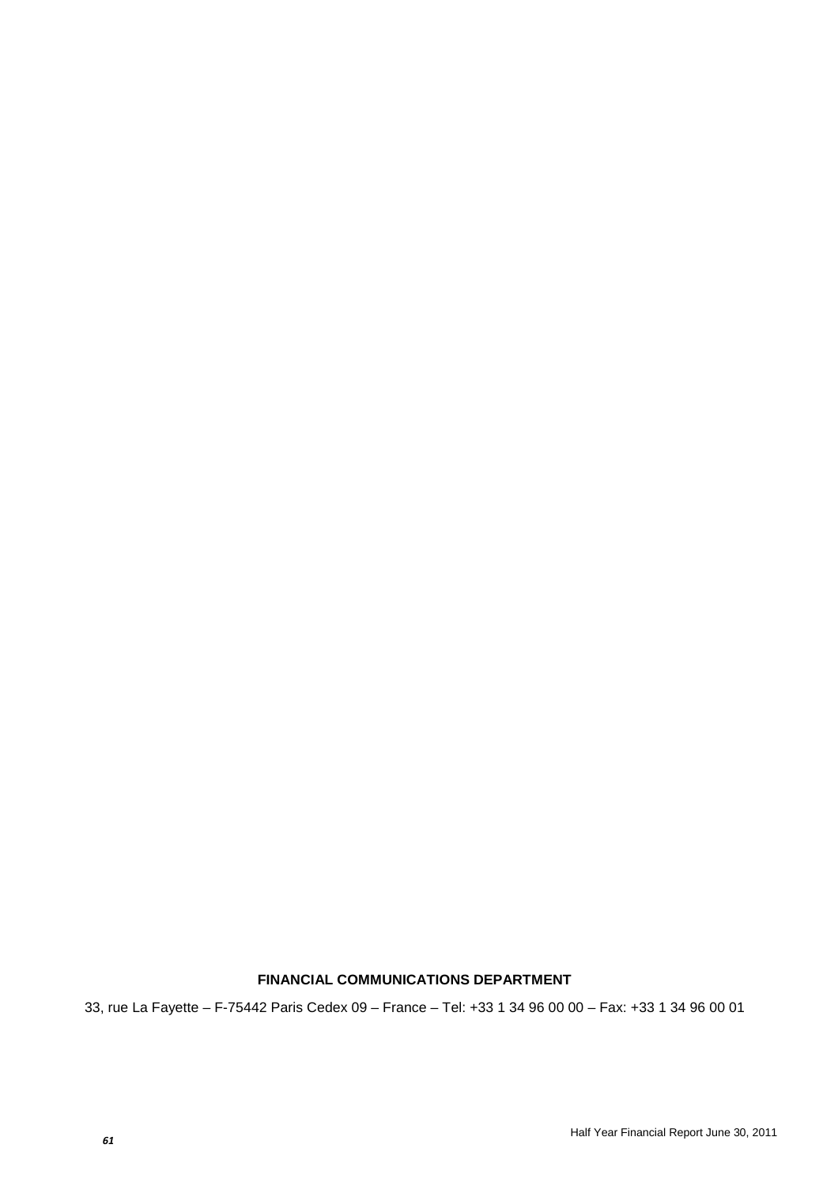**FINANCIAL COMMUNICATIONS DEPARTMENT**

33, rue La Fayette – F-75442 Paris Cedex 09 – France – Tel: +33 1 34 96 00 00 – Fax: +33 1 34 96 00 01